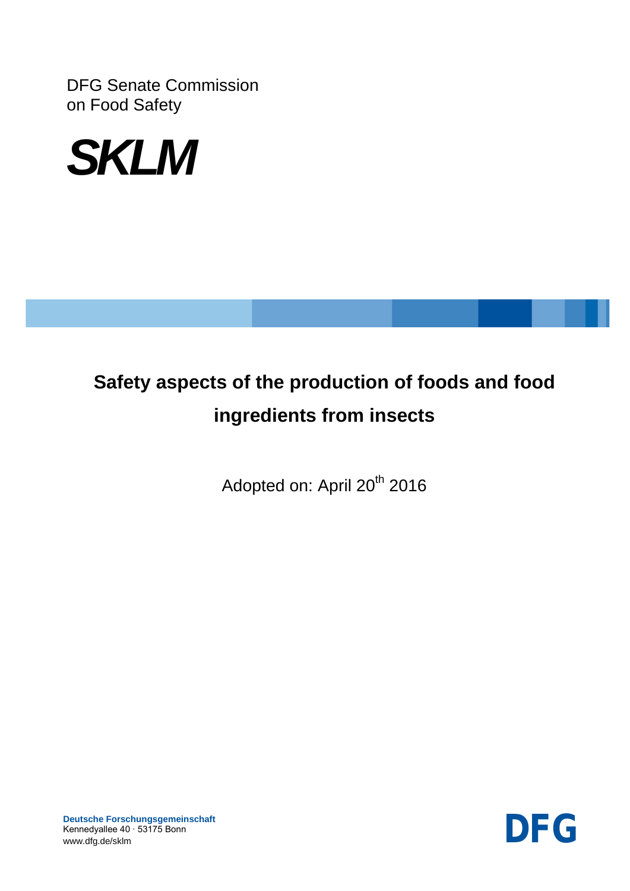DFG Senate Commission
on Food Safety

**SKLM**

# Safety aspects of the production of foods and food ingredients from insects

Adopted on: April 20th 2016

**Deutsche Forschungsgemeinschaft**
Kennedyallee 40 · 53175 Bonn
www.dfg.de/sklm

DFG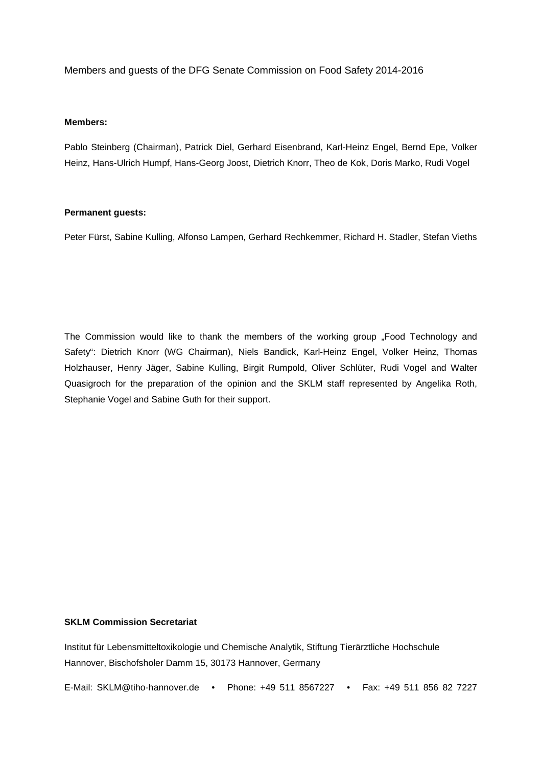Members and guests of the DFG Senate Commission on Food Safety 2014-2016

**Members:**

Pablo Steinberg (Chairman), Patrick Diel, Gerhard Eisenbrand, Karl-Heinz Engel, Bernd Epe, Volker Heinz, Hans-Ulrich Humpf, Hans-Georg Joost, Dietrich Knorr, Theo de Kok, Doris Marko, Rudi Vogel

**Permanent guests:**

Peter Fürst, Sabine Kulling, Alfonso Lampen, Gerhard Rechkemmer, Richard H. Stadler, Stefan Vieths

The Commission would like to thank the members of the working group „Food Technology and Safety": Dietrich Knorr (WG Chairman), Niels Bandick, Karl-Heinz Engel, Volker Heinz, Thomas Holzhauser, Henry Jäger, Sabine Kulling, Birgit Rumpold, Oliver Schlüter, Rudi Vogel and Walter Quasigroch for the preparation of the opinion and the SKLM staff represented by Angelika Roth, Stephanie Vogel and Sabine Guth for their support.

**SKLM Commission Secretariat**

Institut für Lebensmitteltoxikologie und Chemische Analytik, Stiftung Tierärztliche Hochschule Hannover, Bischofsholer Damm 15, 30173 Hannover, Germany

E-Mail: SKLM@tiho-hannover.de • Phone: +49 511 8567227 • Fax: +49 511 856 82 7227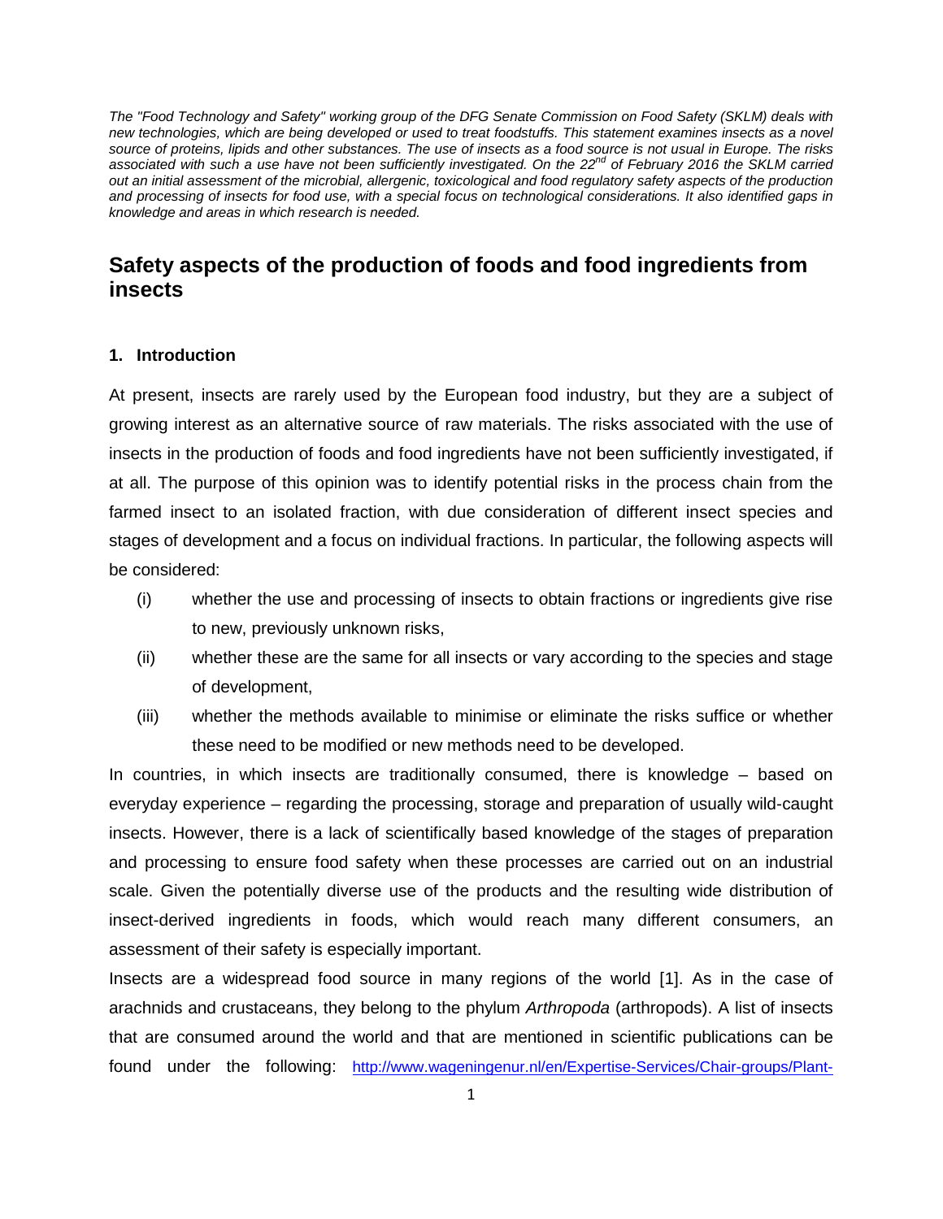*The "Food Technology and Safety" working group of the DFG Senate Commission on Food Safety (SKLM) deals with new technologies, which are being developed or used to treat foodstuffs. This statement examines insects as a novel source of proteins, lipids and other substances. The use of insects as a food source is not usual in Europe. The risks associated with such a use have not been sufficiently investigated. On the 22nd of February 2016 the SKLM carried out an initial assessment of the microbial, allergenic, toxicological and food regulatory safety aspects of the production and processing of insects for food use, with a special focus on technological considerations. It also identified gaps in knowledge and areas in which research is needed.*

# Safety aspects of the production of foods and food ingredients from insects

## 1. Introduction

At present, insects are rarely used by the European food industry, but they are a subject of growing interest as an alternative source of raw materials. The risks associated with the use of insects in the production of foods and food ingredients have not been sufficiently investigated, if at all. The purpose of this opinion was to identify potential risks in the process chain from the farmed insect to an isolated fraction, with due consideration of different insect species and stages of development and a focus on individual fractions. In particular, the following aspects will be considered:

(i) whether the use and processing of insects to obtain fractions or ingredients give rise to new, previously unknown risks,

(ii) whether these are the same for all insects or vary according to the species and stage of development,

(iii) whether the methods available to minimise or eliminate the risks suffice or whether these need to be modified or new methods need to be developed.

In countries, in which insects are traditionally consumed, there is knowledge – based on everyday experience – regarding the processing, storage and preparation of usually wild-caught insects. However, there is a lack of scientifically based knowledge of the stages of preparation and processing to ensure food safety when these processes are carried out on an industrial scale. Given the potentially diverse use of the products and the resulting wide distribution of insect-derived ingredients in foods, which would reach many different consumers, an assessment of their safety is especially important.

Insects are a widespread food source in many regions of the world [1]. As in the case of arachnids and crustaceans, they belong to the phylum *Arthropoda* (arthropods). A list of insects that are consumed around the world and that are mentioned in scientific publications can be found under the following: http://www.wageningenur.nl/en/Expertise-Services/Chair-groups/Plant-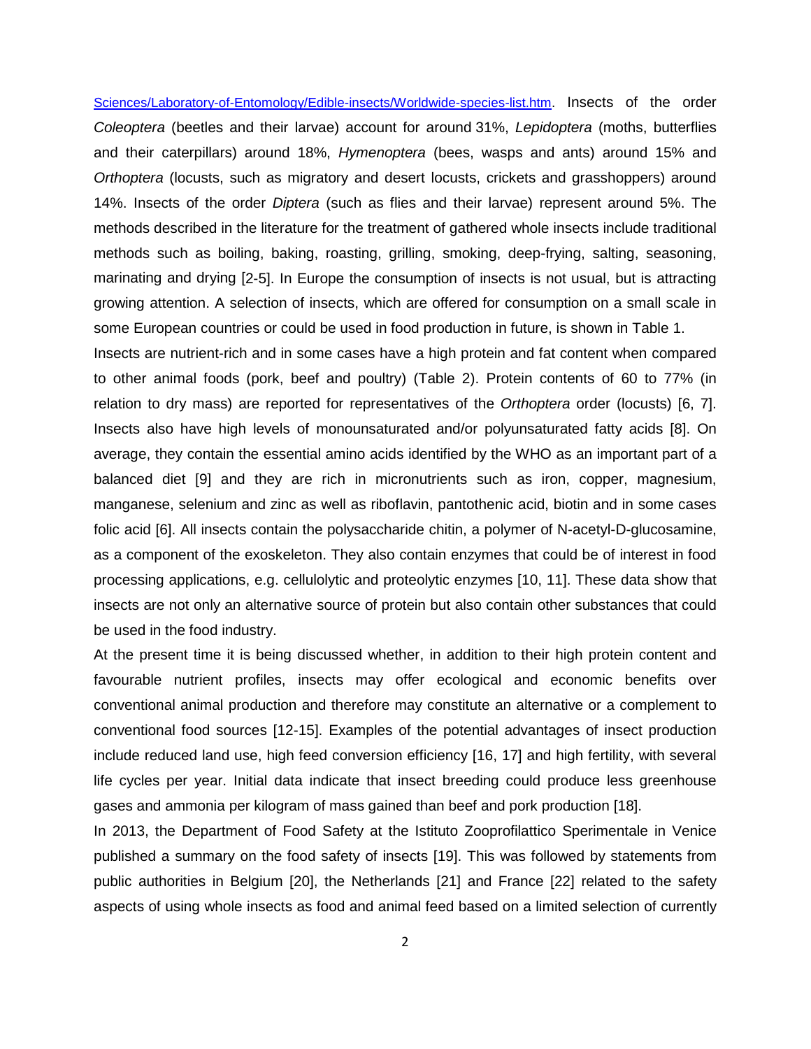Sciences/Laboratory-of-Entomology/Edible-insects/Worldwide-species-list.htm. Insects of the order *Coleoptera* (beetles and their larvae) account for around 31%, *Lepidoptera* (moths, butterflies and their caterpillars) around 18%, *Hymenoptera* (bees, wasps and ants) around 15% and *Orthoptera* (locusts, such as migratory and desert locusts, crickets and grasshoppers) around 14%. Insects of the order *Diptera* (such as flies and their larvae) represent around 5%. The methods described in the literature for the treatment of gathered whole insects include traditional methods such as boiling, baking, roasting, grilling, smoking, deep-frying, salting, seasoning, marinating and drying [2-5]. In Europe the consumption of insects is not usual, but is attracting growing attention. A selection of insects, which are offered for consumption on a small scale in some European countries or could be used in food production in future, is shown in Table 1.

Insects are nutrient-rich and in some cases have a high protein and fat content when compared to other animal foods (pork, beef and poultry) (Table 2). Protein contents of 60 to 77% (in relation to dry mass) are reported for representatives of the *Orthoptera* order (locusts) [6, 7]. Insects also have high levels of monounsaturated and/or polyunsaturated fatty acids [8]. On average, they contain the essential amino acids identified by the WHO as an important part of a balanced diet [9] and they are rich in micronutrients such as iron, copper, magnesium, manganese, selenium and zinc as well as riboflavin, pantothenic acid, biotin and in some cases folic acid [6]. All insects contain the polysaccharide chitin, a polymer of N-acetyl-D-glucosamine, as a component of the exoskeleton. They also contain enzymes that could be of interest in food processing applications, e.g. cellulolytic and proteolytic enzymes [10, 11]. These data show that insects are not only an alternative source of protein but also contain other substances that could be used in the food industry.

At the present time it is being discussed whether, in addition to their high protein content and favourable nutrient profiles, insects may offer ecological and economic benefits over conventional animal production and therefore may constitute an alternative or a complement to conventional food sources [12-15]. Examples of the potential advantages of insect production include reduced land use, high feed conversion efficiency [16, 17] and high fertility, with several life cycles per year. Initial data indicate that insect breeding could produce less greenhouse gases and ammonia per kilogram of mass gained than beef and pork production [18].

In 2013, the Department of Food Safety at the Istituto Zooprofilattico Sperimentale in Venice published a summary on the food safety of insects [19]. This was followed by statements from public authorities in Belgium [20], the Netherlands [21] and France [22] related to the safety aspects of using whole insects as food and animal feed based on a limited selection of currently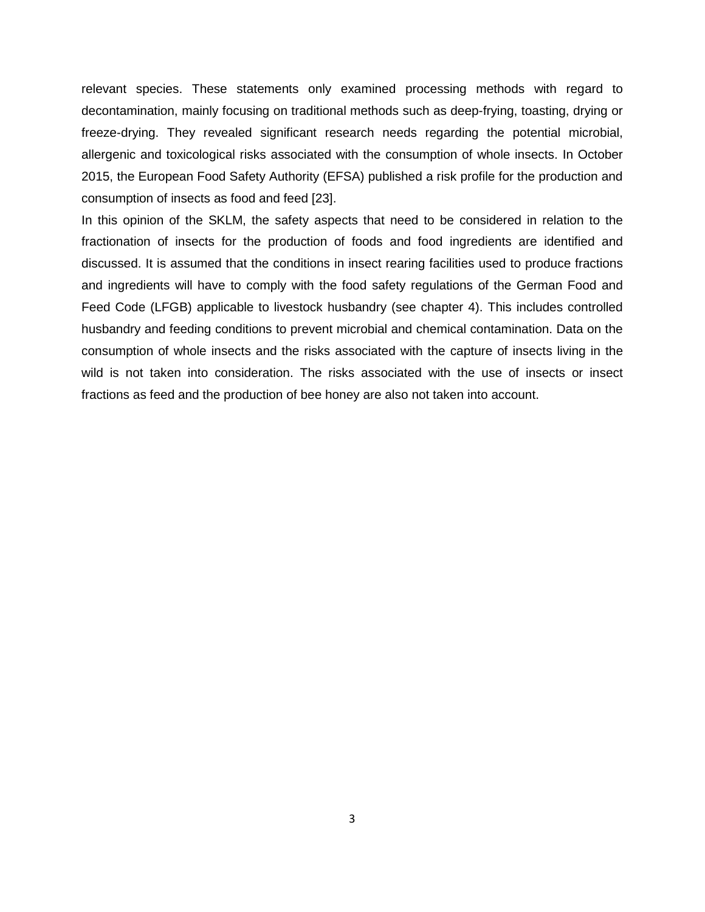relevant species. These statements only examined processing methods with regard to decontamination, mainly focusing on traditional methods such as deep-frying, toasting, drying or freeze-drying. They revealed significant research needs regarding the potential microbial, allergenic and toxicological risks associated with the consumption of whole insects. In October 2015, the European Food Safety Authority (EFSA) published a risk profile for the production and consumption of insects as food and feed [23].

In this opinion of the SKLM, the safety aspects that need to be considered in relation to the fractionation of insects for the production of foods and food ingredients are identified and discussed. It is assumed that the conditions in insect rearing facilities used to produce fractions and ingredients will have to comply with the food safety regulations of the German Food and Feed Code (LFGB) applicable to livestock husbandry (see chapter 4). This includes controlled husbandry and feeding conditions to prevent microbial and chemical contamination. Data on the consumption of whole insects and the risks associated with the capture of insects living in the wild is not taken into consideration. The risks associated with the use of insects or insect fractions as feed and the production of bee honey are also not taken into account.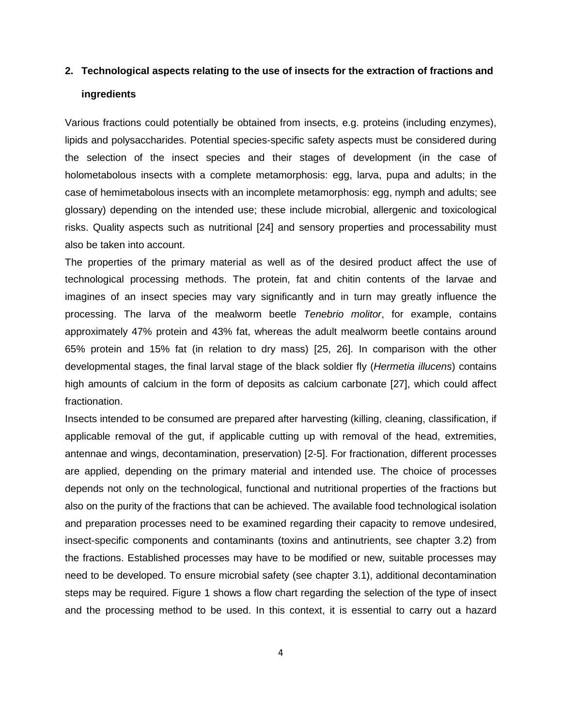## 2. Technological aspects relating to the use of insects for the extraction of fractions and ingredients

Various fractions could potentially be obtained from insects, e.g. proteins (including enzymes), lipids and polysaccharides. Potential species-specific safety aspects must be considered during the selection of the insect species and their stages of development (in the case of holometabolous insects with a complete metamorphosis: egg, larva, pupa and adults; in the case of hemimetabolous insects with an incomplete metamorphosis: egg, nymph and adults; see glossary) depending on the intended use; these include microbial, allergenic and toxicological risks. Quality aspects such as nutritional [24] and sensory properties and processability must also be taken into account.

The properties of the primary material as well as of the desired product affect the use of technological processing methods. The protein, fat and chitin contents of the larvae and imagines of an insect species may vary significantly and in turn may greatly influence the processing. The larva of the mealworm beetle *Tenebrio molitor*, for example, contains approximately 47% protein and 43% fat, whereas the adult mealworm beetle contains around 65% protein and 15% fat (in relation to dry mass) [25, 26]. In comparison with the other developmental stages, the final larval stage of the black soldier fly (*Hermetia illucens*) contains high amounts of calcium in the form of deposits as calcium carbonate [27], which could affect fractionation.

Insects intended to be consumed are prepared after harvesting (killing, cleaning, classification, if applicable removal of the gut, if applicable cutting up with removal of the head, extremities, antennae and wings, decontamination, preservation) [2-5]. For fractionation, different processes are applied, depending on the primary material and intended use. The choice of processes depends not only on the technological, functional and nutritional properties of the fractions but also on the purity of the fractions that can be achieved. The available food technological isolation and preparation processes need to be examined regarding their capacity to remove undesired, insect-specific components and contaminants (toxins and antinutrients, see chapter 3.2) from the fractions. Established processes may have to be modified or new, suitable processes may need to be developed. To ensure microbial safety (see chapter 3.1), additional decontamination steps may be required. Figure 1 shows a flow chart regarding the selection of the type of insect and the processing method to be used. In this context, it is essential to carry out a hazard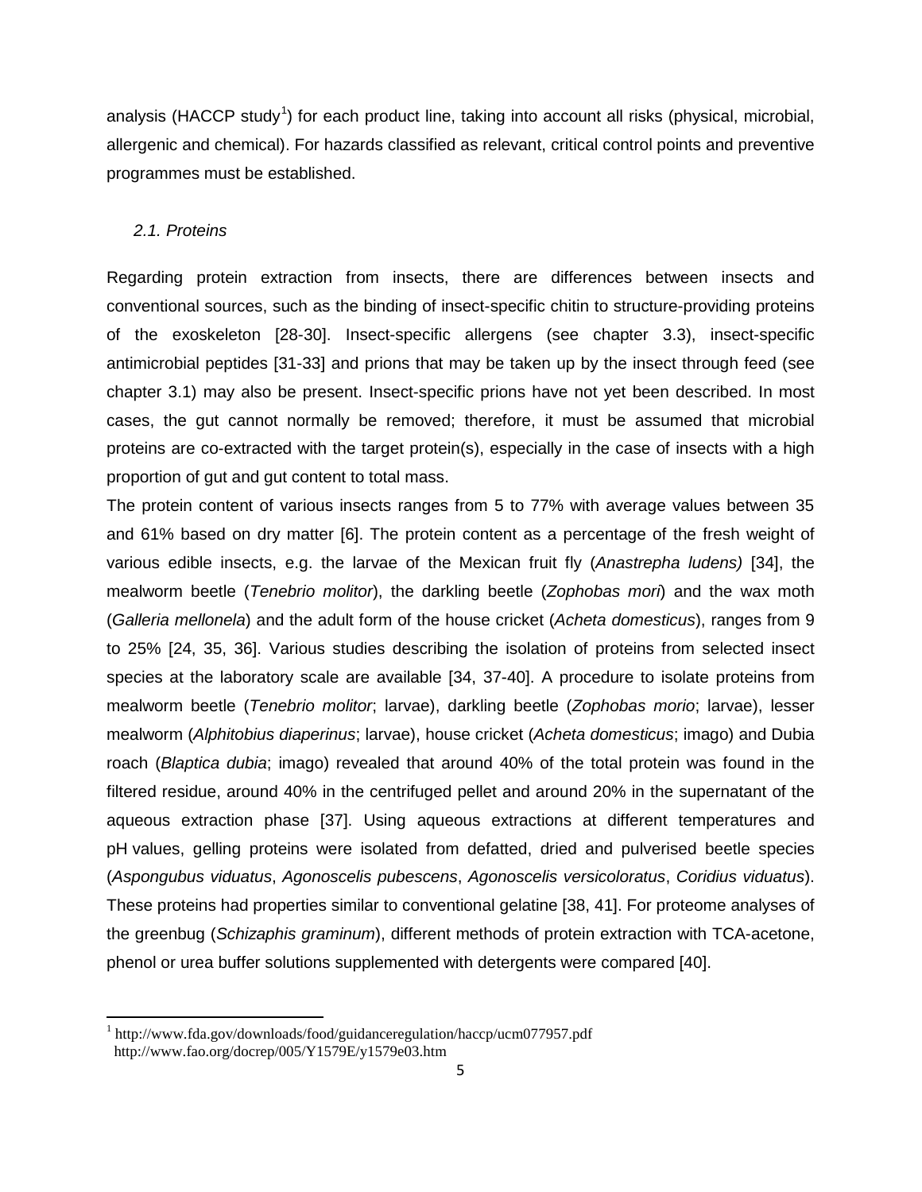analysis (HACCP study[1]) for each product line, taking into account all risks (physical, microbial, allergenic and chemical). For hazards classified as relevant, critical control points and preventive programmes must be established.

### *2.1. Proteins*

Regarding protein extraction from insects, there are differences between insects and conventional sources, such as the binding of insect-specific chitin to structure-providing proteins of the exoskeleton [28-30]. Insect-specific allergens (see chapter 3.3), insect-specific antimicrobial peptides [31-33] and prions that may be taken up by the insect through feed (see chapter 3.1) may also be present. Insect-specific prions have not yet been described. In most cases, the gut cannot normally be removed; therefore, it must be assumed that microbial proteins are co-extracted with the target protein(s), especially in the case of insects with a high proportion of gut and gut content to total mass.

The protein content of various insects ranges from 5 to 77% with average values between 35 and 61% based on dry matter [6]. The protein content as a percentage of the fresh weight of various edible insects, e.g. the larvae of the Mexican fruit fly (*Anastrepha ludens)* [34], the mealworm beetle (*Tenebrio molitor*), the darkling beetle (*Zophobas mori*) and the wax moth (*Galleria mellonela*) and the adult form of the house cricket (*Acheta domesticus*), ranges from 9 to 25% [24, 35, 36]. Various studies describing the isolation of proteins from selected insect species at the laboratory scale are available [34, 37-40]. A procedure to isolate proteins from mealworm beetle (*Tenebrio molitor*; larvae), darkling beetle (*Zophobas morio*; larvae), lesser mealworm (*Alphitobius diaperinus*; larvae), house cricket (*Acheta domesticus*; imago) and Dubia roach (*Blaptica dubia*; imago) revealed that around 40% of the total protein was found in the filtered residue, around 40% in the centrifuged pellet and around 20% in the supernatant of the aqueous extraction phase [37]. Using aqueous extractions at different temperatures and pH values, gelling proteins were isolated from defatted, dried and pulverised beetle species (*Aspongubus viduatus*, *Agonoscelis pubescens*, *Agonoscelis versicoloratus*, *Coridius viduatus*). These proteins had properties similar to conventional gelatine [38, 41]. For proteome analyses of the greenbug (*Schizaphis graminum*), different methods of protein extraction with TCA-acetone, phenol or urea buffer solutions supplemented with detergents were compared [40].

[1] http://www.fda.gov/downloads/food/guidanceregulation/haccp/ucm077957.pdf
http://www.fao.org/docrep/005/Y1579E/y1579e03.htm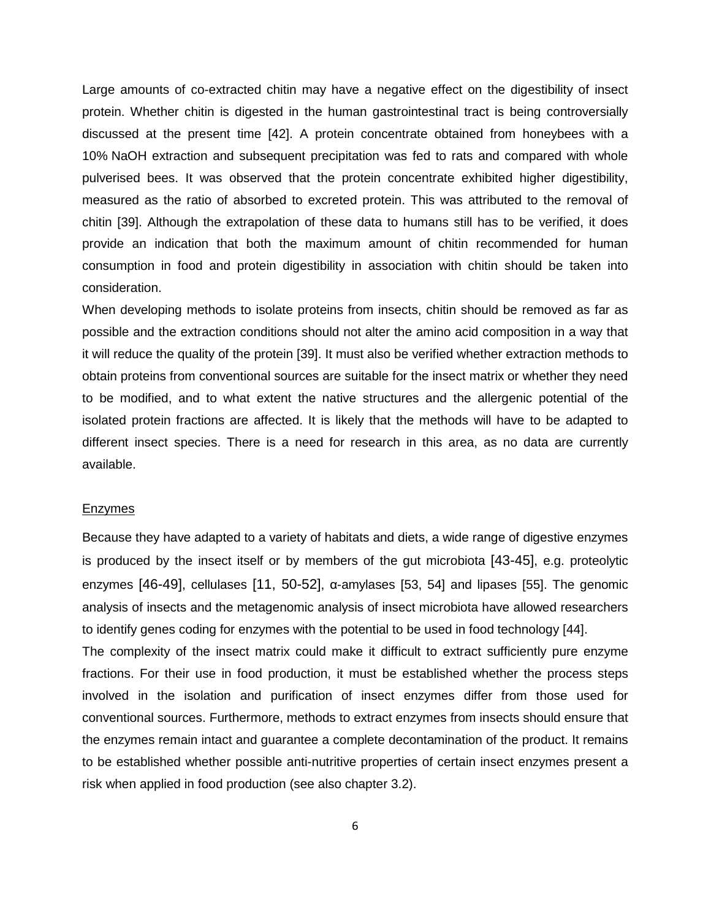Large amounts of co-extracted chitin may have a negative effect on the digestibility of insect protein. Whether chitin is digested in the human gastrointestinal tract is being controversially discussed at the present time [42]. A protein concentrate obtained from honeybees with a 10% NaOH extraction and subsequent precipitation was fed to rats and compared with whole pulverised bees. It was observed that the protein concentrate exhibited higher digestibility, measured as the ratio of absorbed to excreted protein. This was attributed to the removal of chitin [39]. Although the extrapolation of these data to humans still has to be verified, it does provide an indication that both the maximum amount of chitin recommended for human consumption in food and protein digestibility in association with chitin should be taken into consideration.

When developing methods to isolate proteins from insects, chitin should be removed as far as possible and the extraction conditions should not alter the amino acid composition in a way that it will reduce the quality of the protein [39]. It must also be verified whether extraction methods to obtain proteins from conventional sources are suitable for the insect matrix or whether they need to be modified, and to what extent the native structures and the allergenic potential of the isolated protein fractions are affected. It is likely that the methods will have to be adapted to different insect species. There is a need for research in this area, as no data are currently available.

Enzymes

Because they have adapted to a variety of habitats and diets, a wide range of digestive enzymes is produced by the insect itself or by members of the gut microbiota [43-45], e.g. proteolytic enzymes [46-49], cellulases [11, 50-52], α-amylases [53, 54] and lipases [55]. The genomic analysis of insects and the metagenomic analysis of insect microbiota have allowed researchers to identify genes coding for enzymes with the potential to be used in food technology [44].

The complexity of the insect matrix could make it difficult to extract sufficiently pure enzyme fractions. For their use in food production, it must be established whether the process steps involved in the isolation and purification of insect enzymes differ from those used for conventional sources. Furthermore, methods to extract enzymes from insects should ensure that the enzymes remain intact and guarantee a complete decontamination of the product. It remains to be established whether possible anti-nutritive properties of certain insect enzymes present a risk when applied in food production (see also chapter 3.2).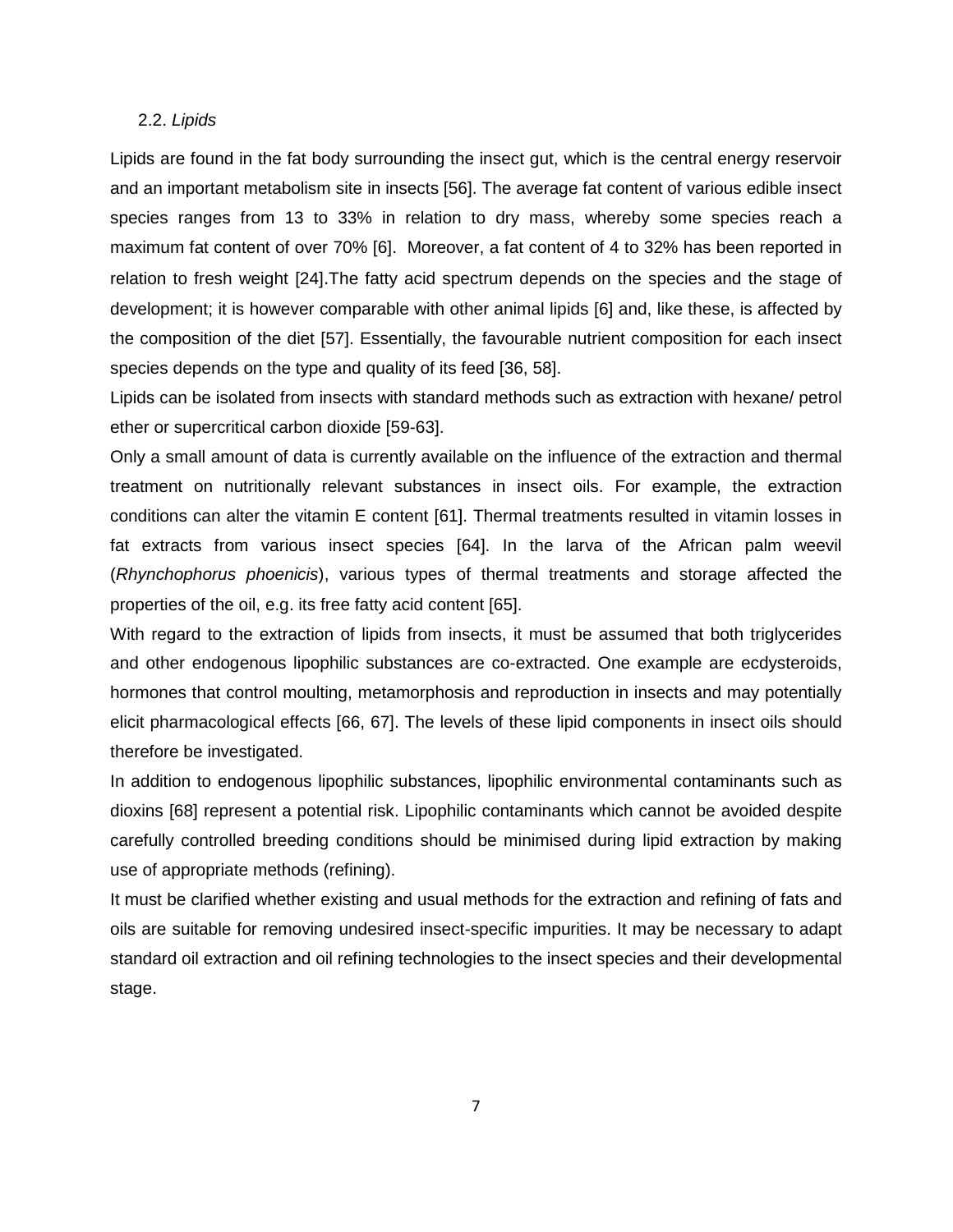### 2.2. *Lipids*

Lipids are found in the fat body surrounding the insect gut, which is the central energy reservoir and an important metabolism site in insects [56]. The average fat content of various edible insect species ranges from 13 to 33% in relation to dry mass, whereby some species reach a maximum fat content of over 70% [6]. Moreover, a fat content of 4 to 32% has been reported in relation to fresh weight [24].The fatty acid spectrum depends on the species and the stage of development; it is however comparable with other animal lipids [6] and, like these, is affected by the composition of the diet [57]. Essentially, the favourable nutrient composition for each insect species depends on the type and quality of its feed [36, 58].

Lipids can be isolated from insects with standard methods such as extraction with hexane/ petrol ether or supercritical carbon dioxide [59-63].

Only a small amount of data is currently available on the influence of the extraction and thermal treatment on nutritionally relevant substances in insect oils. For example, the extraction conditions can alter the vitamin E content [61]. Thermal treatments resulted in vitamin losses in fat extracts from various insect species [64]. In the larva of the African palm weevil (*Rhynchophorus phoenicis*), various types of thermal treatments and storage affected the properties of the oil, e.g. its free fatty acid content [65].

With regard to the extraction of lipids from insects, it must be assumed that both triglycerides and other endogenous lipophilic substances are co-extracted. One example are ecdysteroids, hormones that control moulting, metamorphosis and reproduction in insects and may potentially elicit pharmacological effects [66, 67]. The levels of these lipid components in insect oils should therefore be investigated.

In addition to endogenous lipophilic substances, lipophilic environmental contaminants such as dioxins [68] represent a potential risk. Lipophilic contaminants which cannot be avoided despite carefully controlled breeding conditions should be minimised during lipid extraction by making use of appropriate methods (refining).

It must be clarified whether existing and usual methods for the extraction and refining of fats and oils are suitable for removing undesired insect-specific impurities. It may be necessary to adapt standard oil extraction and oil refining technologies to the insect species and their developmental stage.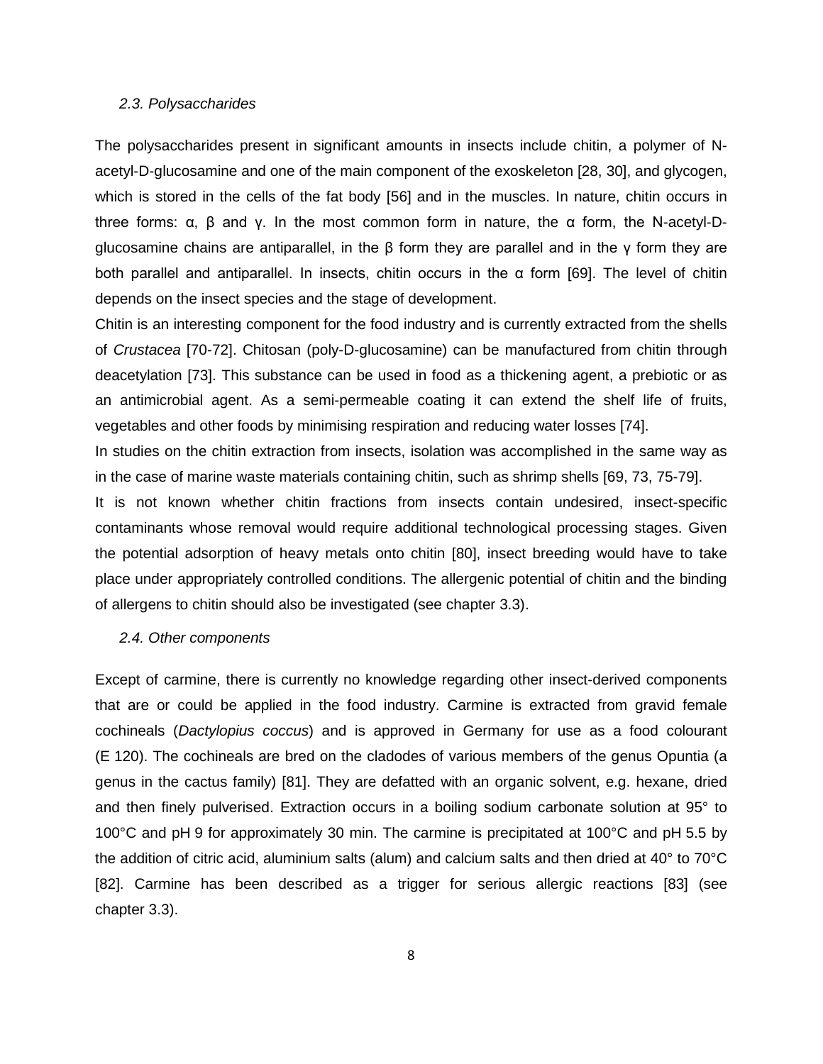### *2.3. Polysaccharides*

The polysaccharides present in significant amounts in insects include chitin, a polymer of N-acetyl-D-glucosamine and one of the main component of the exoskeleton [28, 30], and glycogen, which is stored in the cells of the fat body [56] and in the muscles. In nature, chitin occurs in three forms: α, β and γ. In the most common form in nature, the α form, the N-acetyl-D-glucosamine chains are antiparallel, in the β form they are parallel and in the γ form they are both parallel and antiparallel. In insects, chitin occurs in the α form [69]. The level of chitin depends on the insect species and the stage of development.

Chitin is an interesting component for the food industry and is currently extracted from the shells of *Crustacea* [70-72]. Chitosan (poly-D-glucosamine) can be manufactured from chitin through deacetylation [73]. This substance can be used in food as a thickening agent, a prebiotic or as an antimicrobial agent. As a semi-permeable coating it can extend the shelf life of fruits, vegetables and other foods by minimising respiration and reducing water losses [74].

In studies on the chitin extraction from insects, isolation was accomplished in the same way as in the case of marine waste materials containing chitin, such as shrimp shells [69, 73, 75-79].

It is not known whether chitin fractions from insects contain undesired, insect-specific contaminants whose removal would require additional technological processing stages. Given the potential adsorption of heavy metals onto chitin [80], insect breeding would have to take place under appropriately controlled conditions. The allergenic potential of chitin and the binding of allergens to chitin should also be investigated (see chapter 3.3).

### *2.4. Other components*

Except of carmine, there is currently no knowledge regarding other insect-derived components that are or could be applied in the food industry. Carmine is extracted from gravid female cochineals (*Dactylopius coccus*) and is approved in Germany for use as a food colourant (E 120). The cochineals are bred on the cladodes of various members of the genus Opuntia (a genus in the cactus family) [81]. They are defatted with an organic solvent, e.g. hexane, dried and then finely pulverised. Extraction occurs in a boiling sodium carbonate solution at 95° to 100°C and pH 9 for approximately 30 min. The carmine is precipitated at 100°C and pH 5.5 by the addition of citric acid, aluminium salts (alum) and calcium salts and then dried at 40° to 70°C [82]. Carmine has been described as a trigger for serious allergic reactions [83] (see chapter 3.3).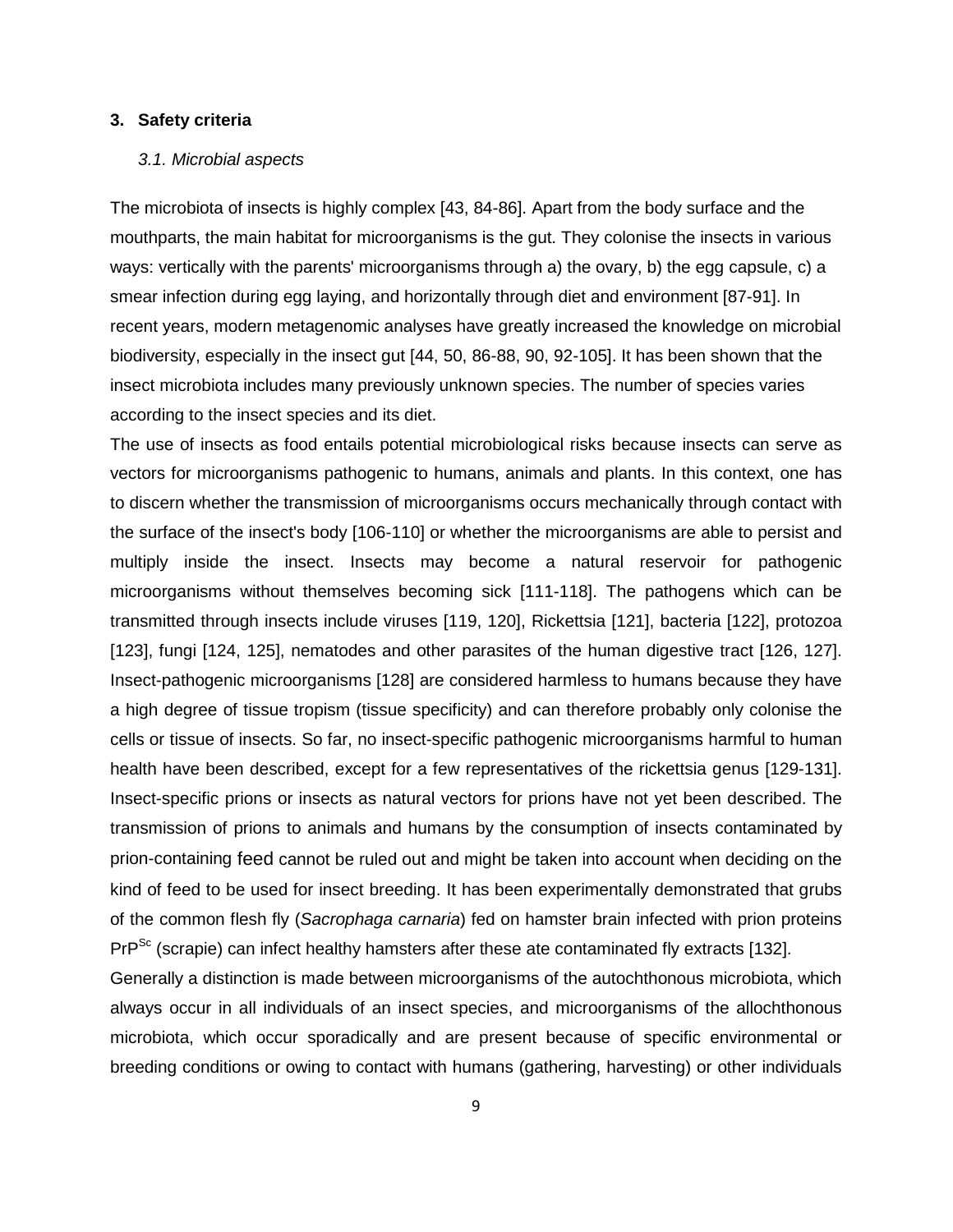## 3. Safety criteria

### *3.1. Microbial aspects*

The microbiota of insects is highly complex [43, 84-86]. Apart from the body surface and the mouthparts, the main habitat for microorganisms is the gut. They colonise the insects in various ways: vertically with the parents' microorganisms through a) the ovary, b) the egg capsule, c) a smear infection during egg laying, and horizontally through diet and environment [87-91]. In recent years, modern metagenomic analyses have greatly increased the knowledge on microbial biodiversity, especially in the insect gut [44, 50, 86-88, 90, 92-105]. It has been shown that the insect microbiota includes many previously unknown species. The number of species varies according to the insect species and its diet.

The use of insects as food entails potential microbiological risks because insects can serve as vectors for microorganisms pathogenic to humans, animals and plants. In this context, one has to discern whether the transmission of microorganisms occurs mechanically through contact with the surface of the insect's body [106-110] or whether the microorganisms are able to persist and multiply inside the insect. Insects may become a natural reservoir for pathogenic microorganisms without themselves becoming sick [111-118]. The pathogens which can be transmitted through insects include viruses [119, 120], Rickettsia [121], bacteria [122], protozoa [123], fungi [124, 125], nematodes and other parasites of the human digestive tract [126, 127]. Insect-pathogenic microorganisms [128] are considered harmless to humans because they have a high degree of tissue tropism (tissue specificity) and can therefore probably only colonise the cells or tissue of insects. So far, no insect-specific pathogenic microorganisms harmful to human health have been described, except for a few representatives of the rickettsia genus [129-131]. Insect-specific prions or insects as natural vectors for prions have not yet been described. The transmission of prions to animals and humans by the consumption of insects contaminated by prion-containing feed cannot be ruled out and might be taken into account when deciding on the kind of feed to be used for insect breeding. It has been experimentally demonstrated that grubs of the common flesh fly (*Sacrophaga carnaria*) fed on hamster brain infected with prion proteins $PrP^{Sc}$ (scrapie) can infect healthy hamsters after these ate contaminated fly extracts [132].

Generally a distinction is made between microorganisms of the autochthonous microbiota, which always occur in all individuals of an insect species, and microorganisms of the allochthonous microbiota, which occur sporadically and are present because of specific environmental or breeding conditions or owing to contact with humans (gathering, harvesting) or other individuals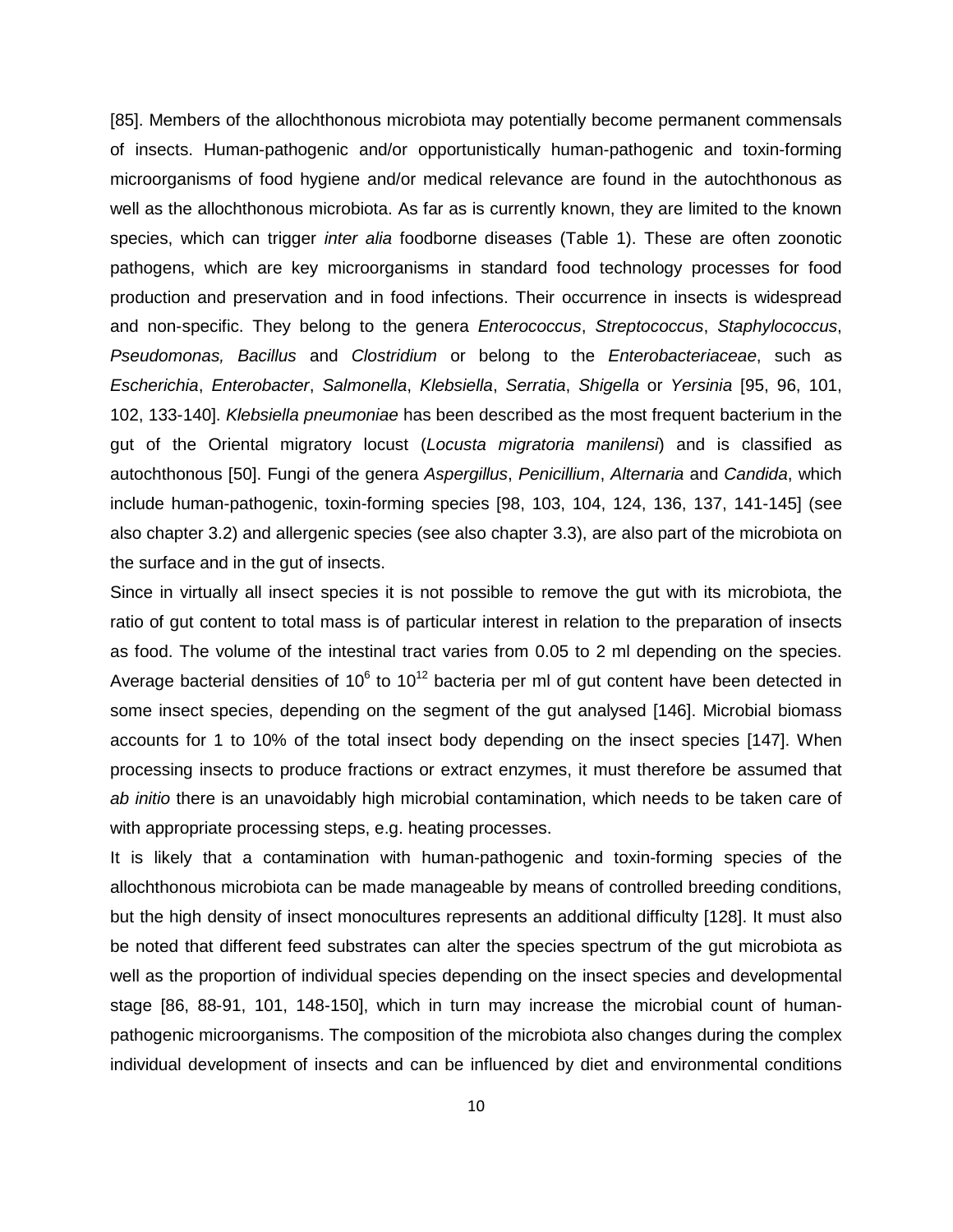[85]. Members of the allochthonous microbiota may potentially become permanent commensals of insects. Human-pathogenic and/or opportunistically human-pathogenic and toxin-forming microorganisms of food hygiene and/or medical relevance are found in the autochthonous as well as the allochthonous microbiota. As far as is currently known, they are limited to the known species, which can trigger *inter alia* foodborne diseases (Table 1). These are often zoonotic pathogens, which are key microorganisms in standard food technology processes for food production and preservation and in food infections. Their occurrence in insects is widespread and non-specific. They belong to the genera *Enterococcus*, *Streptococcus*, *Staphylococcus*, *Pseudomonas, Bacillus* and *Clostridium* or belong to the *Enterobacteriaceae*, such as *Escherichia*, *Enterobacter*, *Salmonella*, *Klebsiella*, *Serratia*, *Shigella* or *Yersinia* [95, 96, 101, 102, 133-140]. *Klebsiella pneumoniae* has been described as the most frequent bacterium in the gut of the Oriental migratory locust (*Locusta migratoria manilensi*) and is classified as autochthonous [50]. Fungi of the genera *Aspergillus*, *Penicillium*, *Alternaria* and *Candida*, which include human-pathogenic, toxin-forming species [98, 103, 104, 124, 136, 137, 141-145] (see also chapter 3.2) and allergenic species (see also chapter 3.3), are also part of the microbiota on the surface and in the gut of insects.

Since in virtually all insect species it is not possible to remove the gut with its microbiota, the ratio of gut content to total mass is of particular interest in relation to the preparation of insects as food. The volume of the intestinal tract varies from 0.05 to 2 ml depending on the species. Average bacterial densities of $10^6$ to $10^{12}$ bacteria per ml of gut content have been detected in some insect species, depending on the segment of the gut analysed [146]. Microbial biomass accounts for 1 to 10% of the total insect body depending on the insect species [147]. When processing insects to produce fractions or extract enzymes, it must therefore be assumed that *ab initio* there is an unavoidably high microbial contamination, which needs to be taken care of with appropriate processing steps, e.g. heating processes.

It is likely that a contamination with human-pathogenic and toxin-forming species of the allochthonous microbiota can be made manageable by means of controlled breeding conditions, but the high density of insect monocultures represents an additional difficulty [128]. It must also be noted that different feed substrates can alter the species spectrum of the gut microbiota as well as the proportion of individual species depending on the insect species and developmental stage [86, 88-91, 101, 148-150], which in turn may increase the microbial count of human-pathogenic microorganisms. The composition of the microbiota also changes during the complex individual development of insects and can be influenced by diet and environmental conditions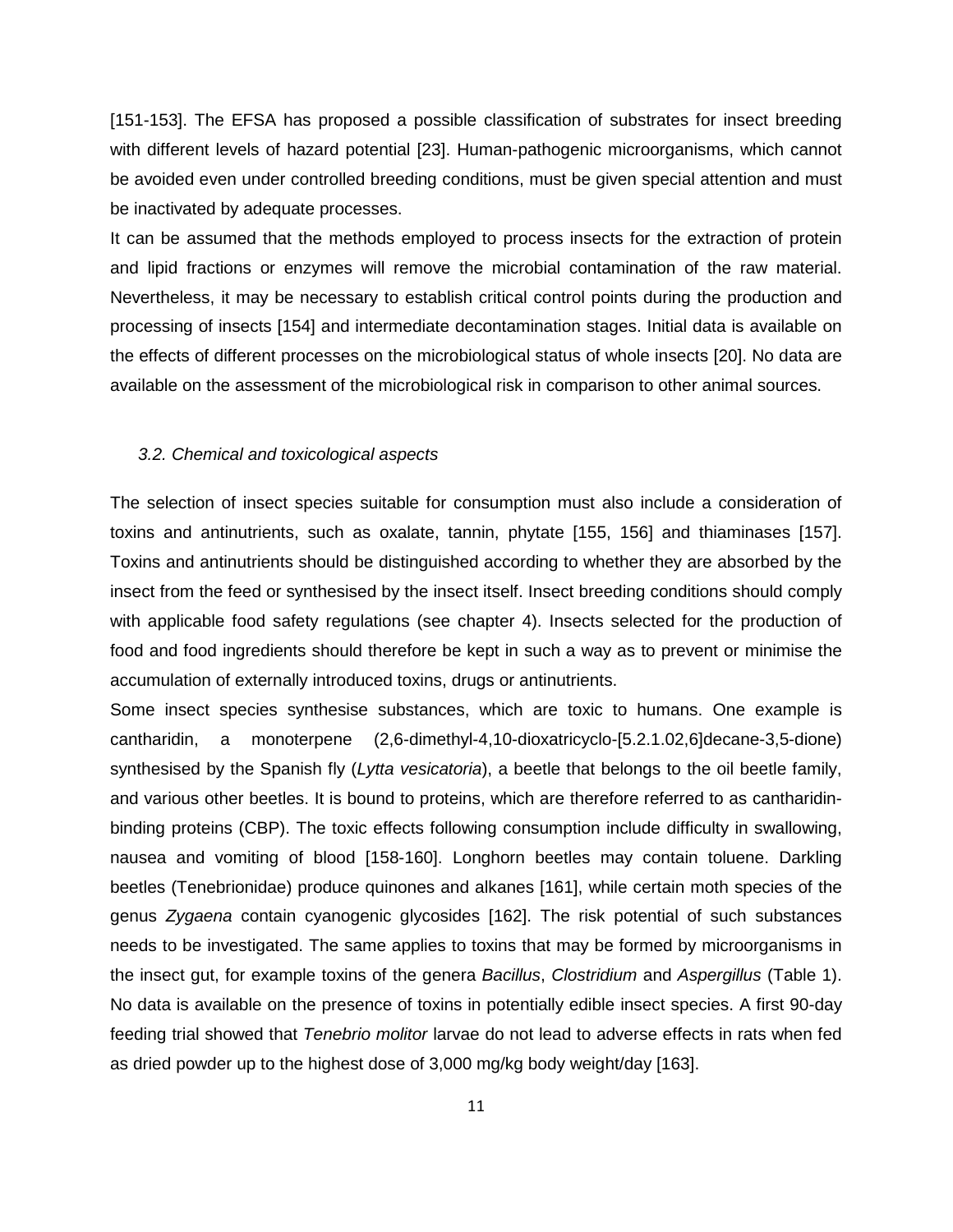[151-153]. The EFSA has proposed a possible classification of substrates for insect breeding with different levels of hazard potential [23]. Human-pathogenic microorganisms, which cannot be avoided even under controlled breeding conditions, must be given special attention and must be inactivated by adequate processes.

It can be assumed that the methods employed to process insects for the extraction of protein and lipid fractions or enzymes will remove the microbial contamination of the raw material. Nevertheless, it may be necessary to establish critical control points during the production and processing of insects [154] and intermediate decontamination stages. Initial data is available on the effects of different processes on the microbiological status of whole insects [20]. No data are available on the assessment of the microbiological risk in comparison to other animal sources.

### *3.2. Chemical and toxicological aspects*

The selection of insect species suitable for consumption must also include a consideration of toxins and antinutrients, such as oxalate, tannin, phytate [155, 156] and thiaminases [157]. Toxins and antinutrients should be distinguished according to whether they are absorbed by the insect from the feed or synthesised by the insect itself. Insect breeding conditions should comply with applicable food safety regulations (see chapter 4). Insects selected for the production of food and food ingredients should therefore be kept in such a way as to prevent or minimise the accumulation of externally introduced toxins, drugs or antinutrients.

Some insect species synthesise substances, which are toxic to humans. One example is cantharidin, a monoterpene (2,6-dimethyl-4,10-dioxatricyclo-[5.2.1.02,6]decane-3,5-dione) synthesised by the Spanish fly (*Lytta vesicatoria*), a beetle that belongs to the oil beetle family, and various other beetles. It is bound to proteins, which are therefore referred to as cantharidin-binding proteins (CBP). The toxic effects following consumption include difficulty in swallowing, nausea and vomiting of blood [158-160]. Longhorn beetles may contain toluene. Darkling beetles (Tenebrionidae) produce quinones and alkanes [161], while certain moth species of the genus *Zygaena* contain cyanogenic glycosides [162]. The risk potential of such substances needs to be investigated. The same applies to toxins that may be formed by microorganisms in the insect gut, for example toxins of the genera *Bacillus*, *Clostridium* and *Aspergillus* (Table 1). No data is available on the presence of toxins in potentially edible insect species. A first 90-day feeding trial showed that *Tenebrio molitor* larvae do not lead to adverse effects in rats when fed as dried powder up to the highest dose of 3,000 mg/kg body weight/day [163].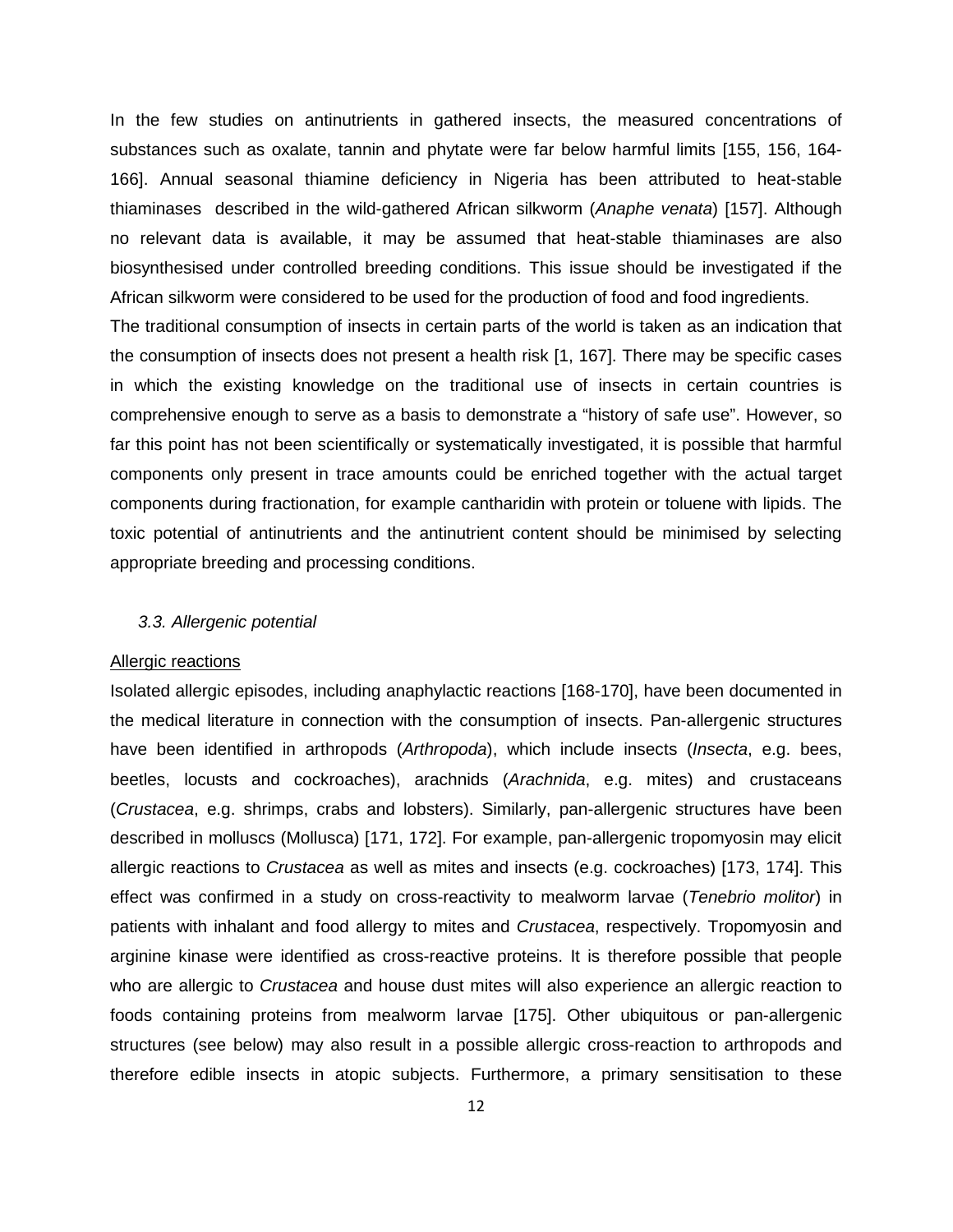In the few studies on antinutrients in gathered insects, the measured concentrations of substances such as oxalate, tannin and phytate were far below harmful limits [155, 156, 164-166]. Annual seasonal thiamine deficiency in Nigeria has been attributed to heat-stable thiaminases described in the wild-gathered African silkworm (*Anaphe venata*) [157]. Although no relevant data is available, it may be assumed that heat-stable thiaminases are also biosynthesised under controlled breeding conditions. This issue should be investigated if the African silkworm were considered to be used for the production of food and food ingredients.

The traditional consumption of insects in certain parts of the world is taken as an indication that the consumption of insects does not present a health risk [1, 167]. There may be specific cases in which the existing knowledge on the traditional use of insects in certain countries is comprehensive enough to serve as a basis to demonstrate a "history of safe use". However, so far this point has not been scientifically or systematically investigated, it is possible that harmful components only present in trace amounts could be enriched together with the actual target components during fractionation, for example cantharidin with protein or toluene with lipids. The toxic potential of antinutrients and the antinutrient content should be minimised by selecting appropriate breeding and processing conditions.

### *3.3. Allergenic potential*

<u>Allergic reactions</u>

Isolated allergic episodes, including anaphylactic reactions [168-170], have been documented in the medical literature in connection with the consumption of insects. Pan-allergenic structures have been identified in arthropods (*Arthropoda*), which include insects (*Insecta*, e.g. bees, beetles, locusts and cockroaches), arachnids (*Arachnida*, e.g. mites) and crustaceans (*Crustacea*, e.g. shrimps, crabs and lobsters). Similarly, pan-allergenic structures have been described in molluscs (Mollusca) [171, 172]. For example, pan-allergenic tropomyosin may elicit allergic reactions to *Crustacea* as well as mites and insects (e.g. cockroaches) [173, 174]. This effect was confirmed in a study on cross-reactivity to mealworm larvae (*Tenebrio molitor*) in patients with inhalant and food allergy to mites and *Crustacea*, respectively. Tropomyosin and arginine kinase were identified as cross-reactive proteins. It is therefore possible that people who are allergic to *Crustacea* and house dust mites will also experience an allergic reaction to foods containing proteins from mealworm larvae [175]. Other ubiquitous or pan-allergenic structures (see below) may also result in a possible allergic cross-reaction to arthropods and therefore edible insects in atopic subjects. Furthermore, a primary sensitisation to these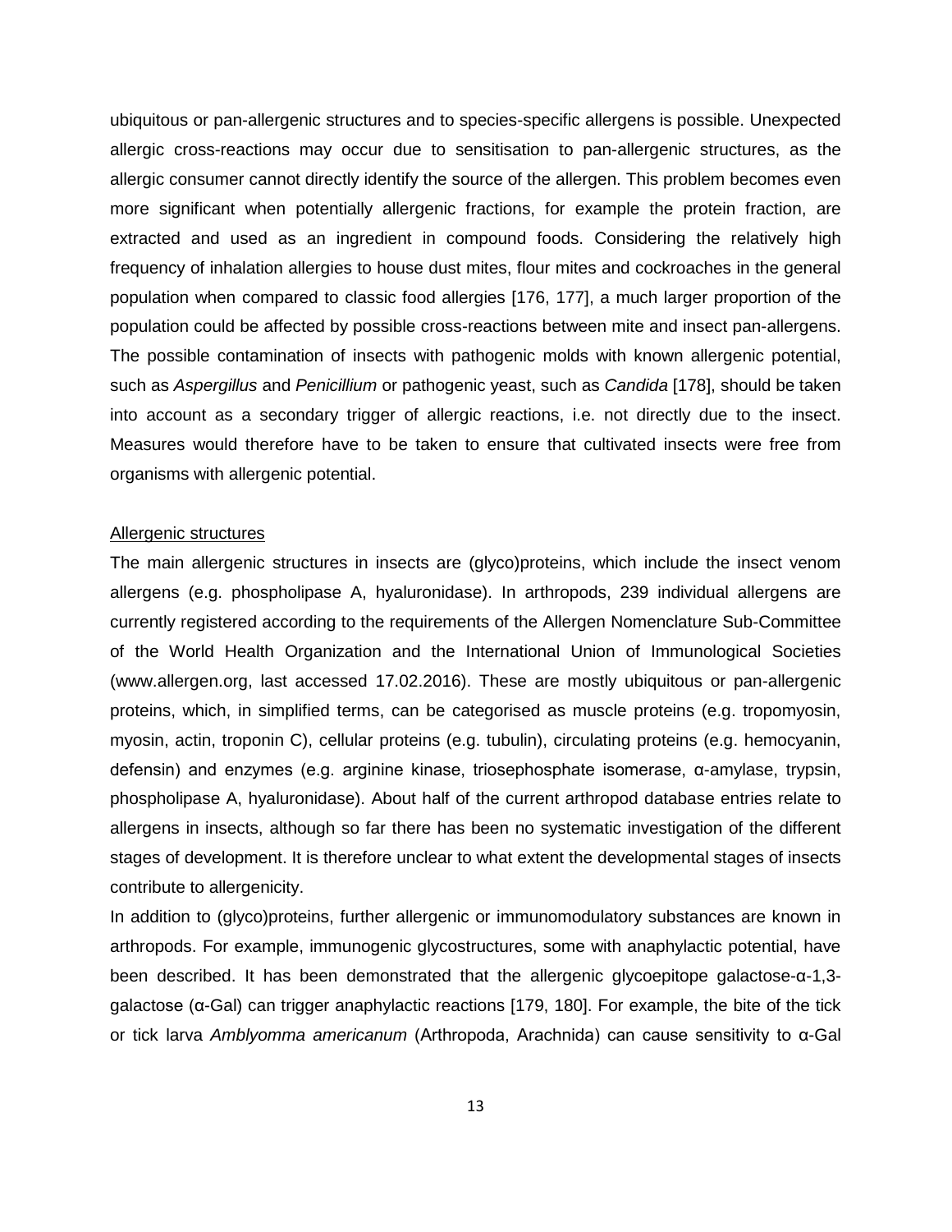ubiquitous or pan-allergenic structures and to species-specific allergens is possible. Unexpected allergic cross-reactions may occur due to sensitisation to pan-allergenic structures, as the allergic consumer cannot directly identify the source of the allergen. This problem becomes even more significant when potentially allergenic fractions, for example the protein fraction, are extracted and used as an ingredient in compound foods. Considering the relatively high frequency of inhalation allergies to house dust mites, flour mites and cockroaches in the general population when compared to classic food allergies [176, 177], a much larger proportion of the population could be affected by possible cross-reactions between mite and insect pan-allergens. The possible contamination of insects with pathogenic molds with known allergenic potential, such as *Aspergillus* and *Penicillium* or pathogenic yeast, such as *Candida* [178], should be taken into account as a secondary trigger of allergic reactions, i.e. not directly due to the insect. Measures would therefore have to be taken to ensure that cultivated insects were free from organisms with allergenic potential.

<u>Allergenic structures</u>

The main allergenic structures in insects are (glyco)proteins, which include the insect venom allergens (e.g. phospholipase A, hyaluronidase). In arthropods, 239 individual allergens are currently registered according to the requirements of the Allergen Nomenclature Sub-Committee of the World Health Organization and the International Union of Immunological Societies (www.allergen.org, last accessed 17.02.2016). These are mostly ubiquitous or pan-allergenic proteins, which, in simplified terms, can be categorised as muscle proteins (e.g. tropomyosin, myosin, actin, troponin C), cellular proteins (e.g. tubulin), circulating proteins (e.g. hemocyanin, defensin) and enzymes (e.g. arginine kinase, triosephosphate isomerase, α-amylase, trypsin, phospholipase A, hyaluronidase). About half of the current arthropod database entries relate to allergens in insects, although so far there has been no systematic investigation of the different stages of development. It is therefore unclear to what extent the developmental stages of insects contribute to allergenicity.

In addition to (glyco)proteins, further allergenic or immunomodulatory substances are known in arthropods. For example, immunogenic glycostructures, some with anaphylactic potential, have been described. It has been demonstrated that the allergenic glycoepitope galactose-α-1,3-galactose (α-Gal) can trigger anaphylactic reactions [179, 180]. For example, the bite of the tick or tick larva *Amblyomma americanum* (Arthropoda, Arachnida) can cause sensitivity to α-Gal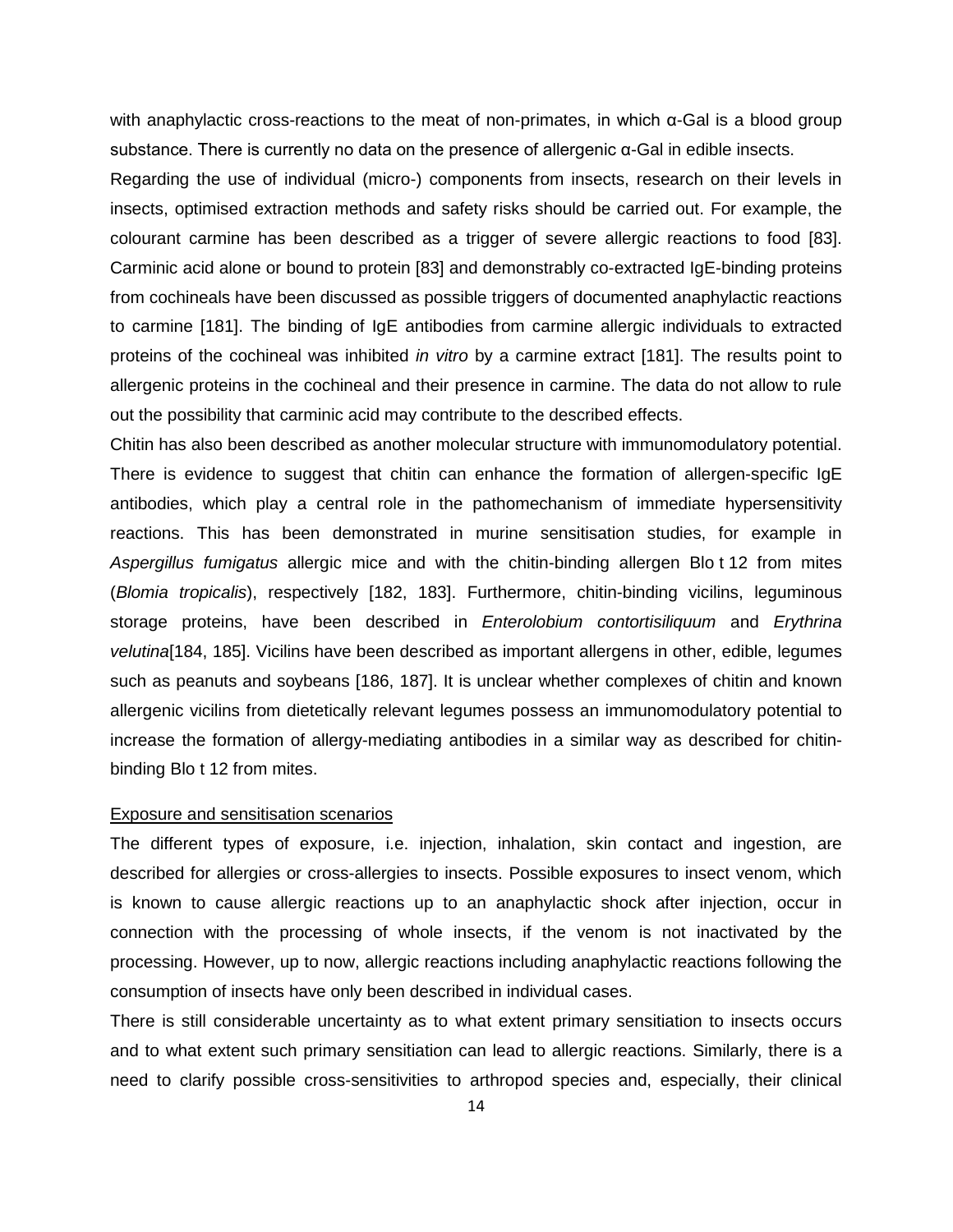with anaphylactic cross-reactions to the meat of non-primates, in which α-Gal is a blood group substance. There is currently no data on the presence of allergenic α-Gal in edible insects.

Regarding the use of individual (micro-) components from insects, research on their levels in insects, optimised extraction methods and safety risks should be carried out. For example, the colourant carmine has been described as a trigger of severe allergic reactions to food [83]. Carminic acid alone or bound to protein [83] and demonstrably co-extracted IgE-binding proteins from cochineals have been discussed as possible triggers of documented anaphylactic reactions to carmine [181]. The binding of IgE antibodies from carmine allergic individuals to extracted proteins of the cochineal was inhibited *in vitro* by a carmine extract [181]. The results point to allergenic proteins in the cochineal and their presence in carmine. The data do not allow to rule out the possibility that carminic acid may contribute to the described effects.

Chitin has also been described as another molecular structure with immunomodulatory potential. There is evidence to suggest that chitin can enhance the formation of allergen-specific IgE antibodies, which play a central role in the pathomechanism of immediate hypersensitivity reactions. This has been demonstrated in murine sensitisation studies, for example in *Aspergillus fumigatus* allergic mice and with the chitin-binding allergen Blo t 12 from mites (*Blomia tropicalis*), respectively [182, 183]. Furthermore, chitin-binding vicilins, leguminous storage proteins, have been described in *Enterolobium contortisiliquum* and *Erythrina velutina*[184, 185]. Vicilins have been described as important allergens in other, edible, legumes such as peanuts and soybeans [186, 187]. It is unclear whether complexes of chitin and known allergenic vicilins from dietetically relevant legumes possess an immunomodulatory potential to increase the formation of allergy-mediating antibodies in a similar way as described for chitin-binding Blo t 12 from mites.

<u>Exposure and sensitisation scenarios</u>

The different types of exposure, i.e. injection, inhalation, skin contact and ingestion, are described for allergies or cross-allergies to insects. Possible exposures to insect venom, which is known to cause allergic reactions up to an anaphylactic shock after injection, occur in connection with the processing of whole insects, if the venom is not inactivated by the processing. However, up to now, allergic reactions including anaphylactic reactions following the consumption of insects have only been described in individual cases.

There is still considerable uncertainty as to what extent primary sensitiation to insects occurs and to what extent such primary sensitiation can lead to allergic reactions. Similarly, there is a need to clarify possible cross-sensitivities to arthropod species and, especially, their clinical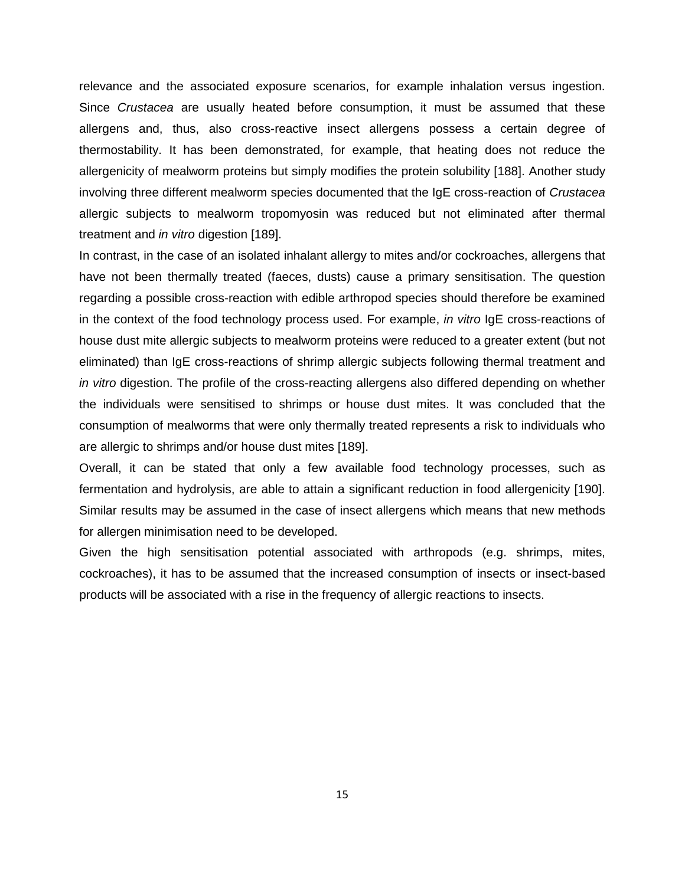relevance and the associated exposure scenarios, for example inhalation versus ingestion. Since *Crustacea* are usually heated before consumption, it must be assumed that these allergens and, thus, also cross-reactive insect allergens possess a certain degree of thermostability. It has been demonstrated, for example, that heating does not reduce the allergenicity of mealworm proteins but simply modifies the protein solubility [188]. Another study involving three different mealworm species documented that the IgE cross-reaction of *Crustacea* allergic subjects to mealworm tropomyosin was reduced but not eliminated after thermal treatment and *in vitro* digestion [189].

In contrast, in the case of an isolated inhalant allergy to mites and/or cockroaches, allergens that have not been thermally treated (faeces, dusts) cause a primary sensitisation. The question regarding a possible cross-reaction with edible arthropod species should therefore be examined in the context of the food technology process used. For example, *in vitro* IgE cross-reactions of house dust mite allergic subjects to mealworm proteins were reduced to a greater extent (but not eliminated) than IgE cross-reactions of shrimp allergic subjects following thermal treatment and *in vitro* digestion. The profile of the cross-reacting allergens also differed depending on whether the individuals were sensitised to shrimps or house dust mites. It was concluded that the consumption of mealworms that were only thermally treated represents a risk to individuals who are allergic to shrimps and/or house dust mites [189].

Overall, it can be stated that only a few available food technology processes, such as fermentation and hydrolysis, are able to attain a significant reduction in food allergenicity [190]. Similar results may be assumed in the case of insect allergens which means that new methods for allergen minimisation need to be developed.

Given the high sensitisation potential associated with arthropods (e.g. shrimps, mites, cockroaches), it has to be assumed that the increased consumption of insects or insect-based products will be associated with a rise in the frequency of allergic reactions to insects.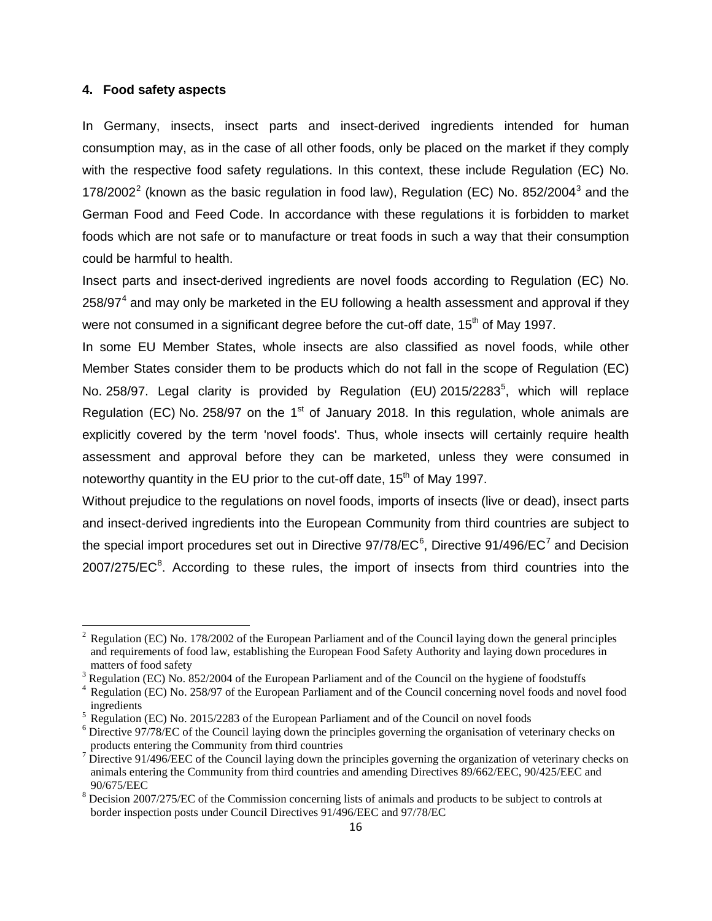## 4. Food safety aspects

In Germany, insects, insect parts and insect-derived ingredients intended for human consumption may, as in the case of all other foods, only be placed on the market if they comply with the respective food safety regulations. In this context, these include Regulation (EC) No. 178/2002[2] (known as the basic regulation in food law), Regulation (EC) No. 852/2004[3] and the German Food and Feed Code. In accordance with these regulations it is forbidden to market foods which are not safe or to manufacture or treat foods in such a way that their consumption could be harmful to health.

Insect parts and insect-derived ingredients are novel foods according to Regulation (EC) No. 258/97[4] and may only be marketed in the EU following a health assessment and approval if they were not consumed in a significant degree before the cut-off date, 15th of May 1997.

In some EU Member States, whole insects are also classified as novel foods, while other Member States consider them to be products which do not fall in the scope of Regulation (EC) No. 258/97. Legal clarity is provided by Regulation (EU) 2015/2283[5], which will replace Regulation (EC) No. 258/97 on the 1st of January 2018. In this regulation, whole animals are explicitly covered by the term 'novel foods'. Thus, whole insects will certainly require health assessment and approval before they can be marketed, unless they were consumed in noteworthy quantity in the EU prior to the cut-off date, 15th of May 1997.

Without prejudice to the regulations on novel foods, imports of insects (live or dead), insect parts and insect-derived ingredients into the European Community from third countries are subject to the special import procedures set out in Directive 97/78/EC[6], Directive 91/496/EC[7] and Decision 2007/275/EC[8]. According to these rules, the import of insects from third countries into the

---

[2] Regulation (EC) No. 178/2002 of the European Parliament and of the Council laying down the general principles and requirements of food law, establishing the European Food Safety Authority and laying down procedures in matters of food safety

[3] Regulation (EC) No. 852/2004 of the European Parliament and of the Council on the hygiene of foodstuffs

[4] Regulation (EC) No. 258/97 of the European Parliament and of the Council concerning novel foods and novel food ingredients

[5] Regulation (EC) No. 2015/2283 of the European Parliament and of the Council on novel foods

[6] Directive 97/78/EC of the Council laying down the principles governing the organisation of veterinary checks on products entering the Community from third countries

[7] Directive 91/496/EEC of the Council laying down the principles governing the organization of veterinary checks on animals entering the Community from third countries and amending Directives 89/662/EEC, 90/425/EEC and 90/675/EEC

[8] Decision 2007/275/EC of the Commission concerning lists of animals and products to be subject to controls at border inspection posts under Council Directives 91/496/EEC and 97/78/EC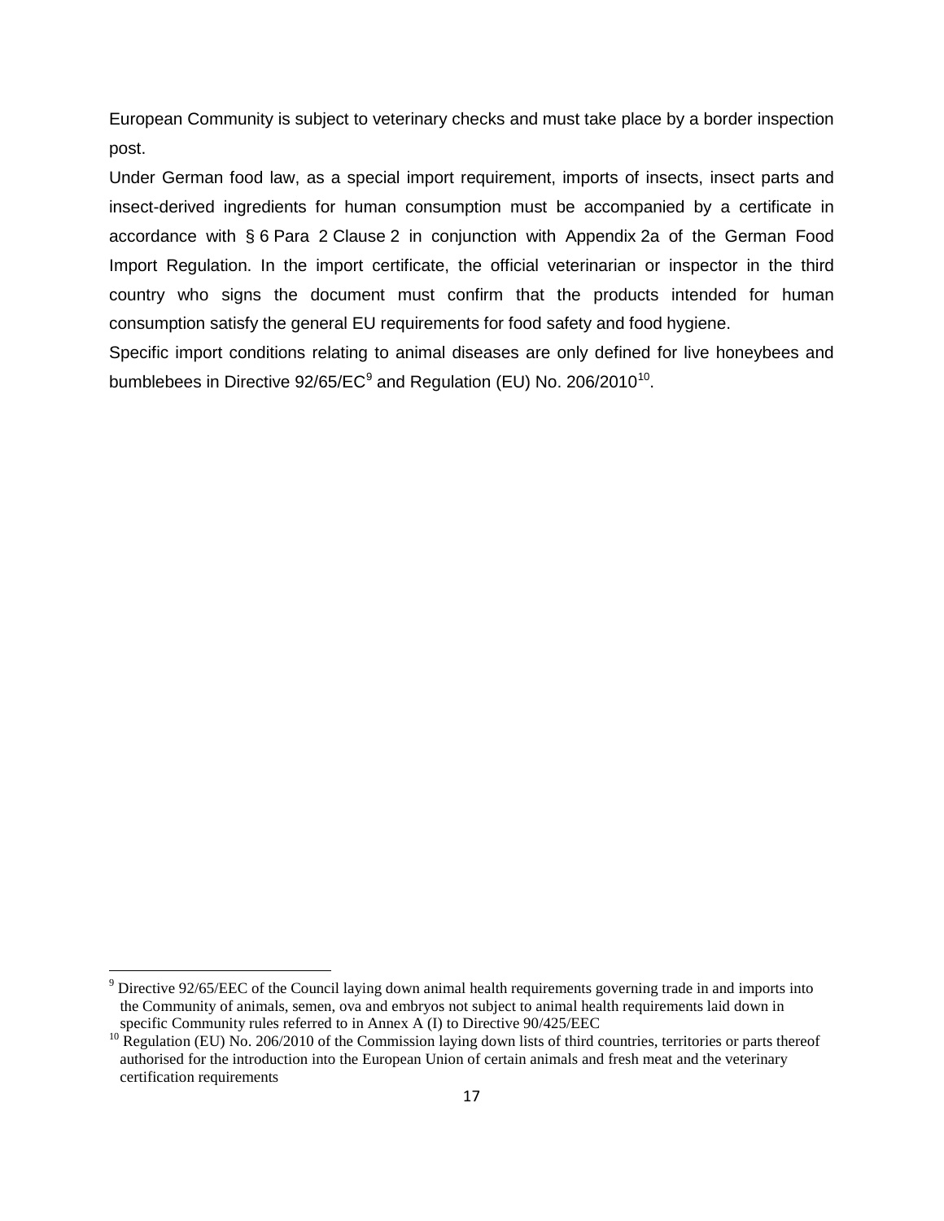European Community is subject to veterinary checks and must take place by a border inspection post.

Under German food law, as a special import requirement, imports of insects, insect parts and insect-derived ingredients for human consumption must be accompanied by a certificate in accordance with § 6 Para 2 Clause 2 in conjunction with Appendix 2a of the German Food Import Regulation. In the import certificate, the official veterinarian or inspector in the third country who signs the document must confirm that the products intended for human consumption satisfy the general EU requirements for food safety and food hygiene.

Specific import conditions relating to animal diseases are only defined for live honeybees and bumblebees in Directive 92/65/EC[9] and Regulation (EU) No. 206/2010[10].

---

[9] Directive 92/65/EEC of the Council laying down animal health requirements governing trade in and imports into the Community of animals, semen, ova and embryos not subject to animal health requirements laid down in specific Community rules referred to in Annex A (I) to Directive 90/425/EEC

[10] Regulation (EU) No. 206/2010 of the Commission laying down lists of third countries, territories or parts thereof authorised for the introduction into the European Union of certain animals and fresh meat and the veterinary certification requirements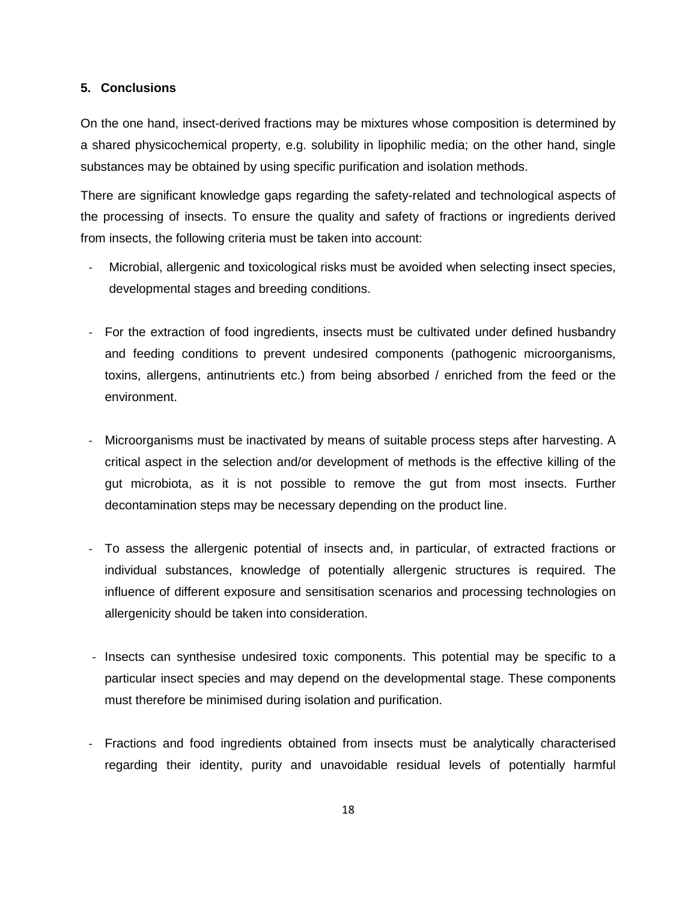## 5. Conclusions

On the one hand, insect-derived fractions may be mixtures whose composition is determined by a shared physicochemical property, e.g. solubility in lipophilic media; on the other hand, single substances may be obtained by using specific purification and isolation methods.

There are significant knowledge gaps regarding the safety-related and technological aspects of the processing of insects. To ensure the quality and safety of fractions or ingredients derived from insects, the following criteria must be taken into account:

- Microbial, allergenic and toxicological risks must be avoided when selecting insect species, developmental stages and breeding conditions.

- For the extraction of food ingredients, insects must be cultivated under defined husbandry and feeding conditions to prevent undesired components (pathogenic microorganisms, toxins, allergens, antinutrients etc.) from being absorbed / enriched from the feed or the environment.

- Microorganisms must be inactivated by means of suitable process steps after harvesting. A critical aspect in the selection and/or development of methods is the effective killing of the gut microbiota, as it is not possible to remove the gut from most insects. Further decontamination steps may be necessary depending on the product line.

- To assess the allergenic potential of insects and, in particular, of extracted fractions or individual substances, knowledge of potentially allergenic structures is required. The influence of different exposure and sensitisation scenarios and processing technologies on allergenicity should be taken into consideration.

- Insects can synthesise undesired toxic components. This potential may be specific to a particular insect species and may depend on the developmental stage. These components must therefore be minimised during isolation and purification.

- Fractions and food ingredients obtained from insects must be analytically characterised regarding their identity, purity and unavoidable residual levels of potentially harmful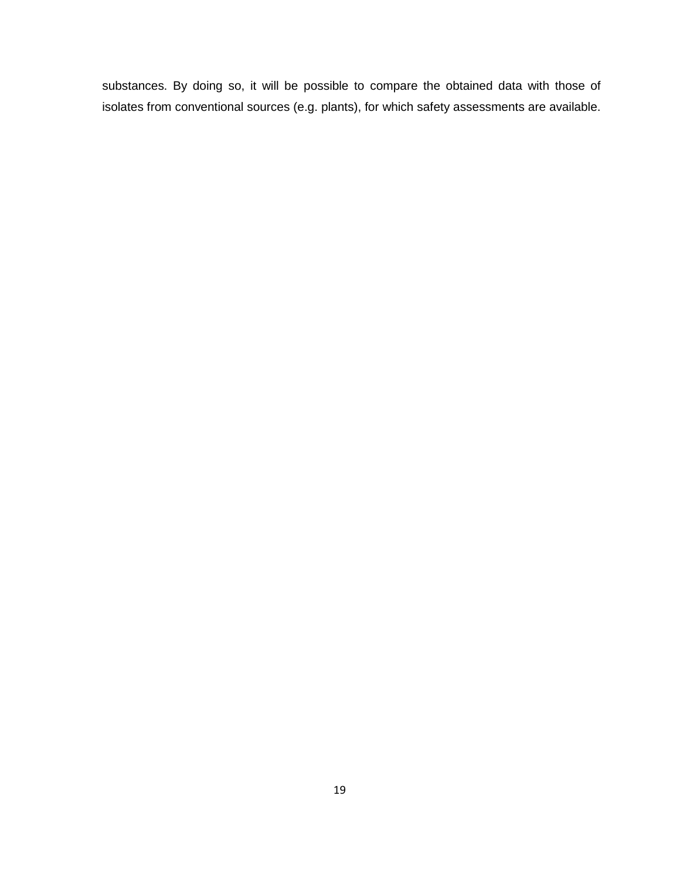substances. By doing so, it will be possible to compare the obtained data with those of isolates from conventional sources (e.g. plants), for which safety assessments are available.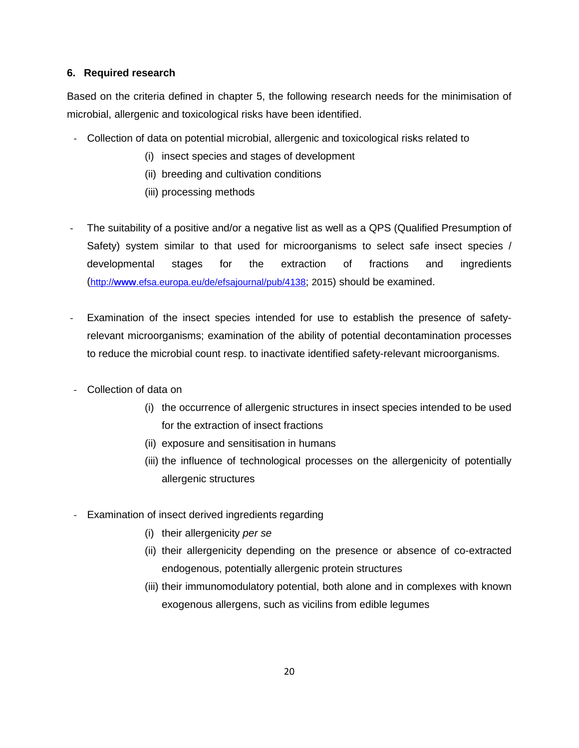## 6. Required research

Based on the criteria defined in chapter 5, the following research needs for the minimisation of microbial, allergenic and toxicological risks have been identified.

- Collection of data on potential microbial, allergenic and toxicological risks related to
  - (i) insect species and stages of development
  - (ii) breeding and cultivation conditions
  - (iii) processing methods

- The suitability of a positive and/or a negative list as well as a QPS (Qualified Presumption of Safety) system similar to that used for microorganisms to select safe insect species / developmental stages for the extraction of fractions and ingredients (http://www.efsa.europa.eu/de/efsajournal/pub/4138; 2015) should be examined.

- Examination of the insect species intended for use to establish the presence of safety-relevant microorganisms; examination of the ability of potential decontamination processes to reduce the microbial count resp. to inactivate identified safety-relevant microorganisms.

- Collection of data on
  - (i) the occurrence of allergenic structures in insect species intended to be used for the extraction of insect fractions
  - (ii) exposure and sensitisation in humans
  - (iii) the influence of technological processes on the allergenicity of potentially allergenic structures

- Examination of insect derived ingredients regarding
  - (i) their allergenicity *per se*
  - (ii) their allergenicity depending on the presence or absence of co-extracted endogenous, potentially allergenic protein structures
  - (iii) their immunomodulatory potential, both alone and in complexes with known exogenous allergens, such as vicilins from edible legumes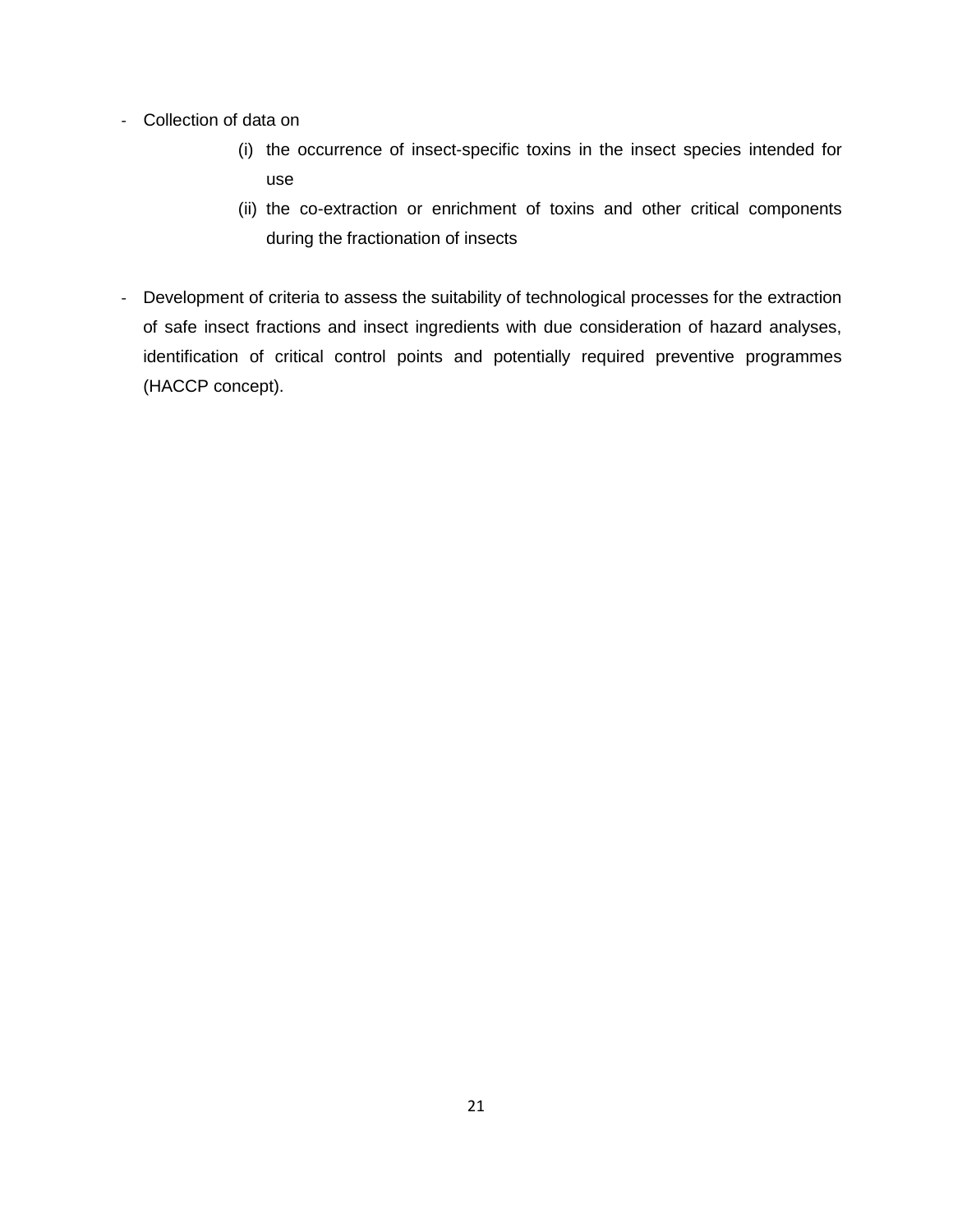- Collection of data on
    - (i) the occurrence of insect-specific toxins in the insect species intended for use
    - (ii) the co-extraction or enrichment of toxins and other critical components during the fractionation of insects

- Development of criteria to assess the suitability of technological processes for the extraction of safe insect fractions and insect ingredients with due consideration of hazard analyses, identification of critical control points and potentially required preventive programmes (HACCP concept).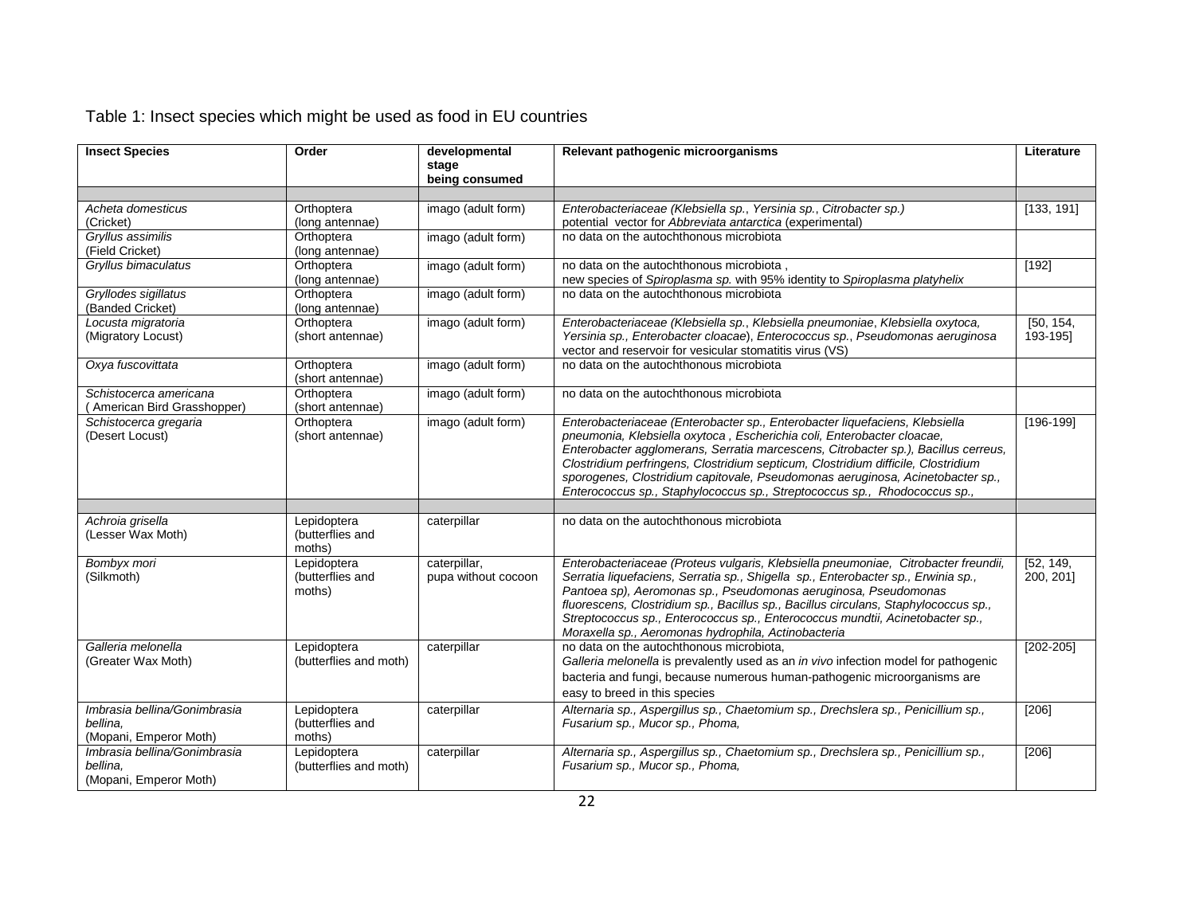Table 1: Insect species which might be used as food in EU countries

| **Insect Species** | **Order** | **developmental stage being consumed** | **Relevant pathogenic microorganisms** | **Literature** |
|---|---|---|---|---|
| | | | | |
| *Acheta domesticus* (Cricket) | Orthoptera (long antennae) | imago (adult form) | *Enterobacteriaceae (Klebsiella sp., Yersinia sp., Citrobacter sp.)* potential vector for *Abbreviata antarctica* (experimental) | [133, 191] |
| *Gryllus assimilis* (Field Cricket) | Orthoptera (long antennae) | imago (adult form) | no data on the autochthonous microbiota | |
| *Gryllus bimaculatus* | Orthoptera (long antennae) | imago (adult form) | no data on the autochthonous microbiota , new species of *Spiroplasma sp.* with 95% identity to *Spiroplasma platyhelix* | [192] |
| *Gryllodes sigillatus* (Banded Cricket) | Orthoptera (long antennae) | imago (adult form) | no data on the autochthonous microbiota | |
| *Locusta migratoria* (Migratory Locust) | Orthoptera (short antennae) | imago (adult form) | *Enterobacteriaceae (Klebsiella sp., Klebsiella pneumoniae, Klebsiella oxytoca, Yersinia sp., Enterobacter cloacae), Enterococcus sp., Pseudomonas aeruginosa* vector and reservoir for vesicular stomatitis virus (VS) | [50, 154, 193-195] |
| *Oxya fuscovittata* | Orthoptera (short antennae) | imago (adult form) | no data on the autochthonous microbiota | |
| *Schistocerca americana* ( American Bird Grasshopper) | Orthoptera (short antennae) | imago (adult form) | no data on the autochthonous microbiota | |
| *Schistocerca gregaria* (Desert Locust) | Orthoptera (short antennae) | imago (adult form) | *Enterobacteriaceae (Enterobacter sp., Enterobacter liquefaciens, Klebsiella pneumonia, Klebsiella oxytoca , Escherichia coli, Enterobacter cloacae, Enterobacter agglomerans, Serratia marcescens, Citrobacter sp.), Bacillus cerreus, Clostridium perfringens, Clostridium septicum, Clostridium difficile, Clostridium sporogenes, Clostridium capitovale, Pseudomonas aeruginosa, Acinetobacter sp., Enterococcus sp., Staphylococcus sp., Streptococcus sp., Rhodococcus sp.,* | [196-199] |
| | | | | |
| *Achroia grisella* (Lesser Wax Moth) | Lepidoptera (butterflies and moths) | caterpillar | no data on the autochthonous microbiota | |
| *Bombyx mori* (Silkmoth) | Lepidoptera (butterflies and moths) | caterpillar, pupa without cocoon | *Enterobacteriaceae (Proteus vulgaris, Klebsiella pneumoniae, Citrobacter freundii, Serratia liquefaciens, Serratia sp., Shigella sp., Enterobacter sp., Erwinia sp., Pantoea sp), Aeromonas sp., Pseudomonas aeruginosa, Pseudomonas fluorescens, Clostridium sp., Bacillus sp., Bacillus circulans, Staphylococcus sp., Streptococcus sp., Enterococcus sp., Enterococcus mundtii, Acinetobacter sp., Moraxella sp., Aeromonas hydrophila, Actinobacteria* | [52, 149, 200, 201] |
| *Galleria melonella* (Greater Wax Moth) | Lepidoptera (butterflies and moth) | caterpillar | no data on the autochthonous microbiota, *Galleria melonella* is prevalently used as an *in vivo* infection model for pathogenic bacteria and fungi, because numerous human-pathogenic microorganisms are easy to breed in this species | [202-205] |
| *Imbrasia bellina/Gonimbrasia bellina,* (Mopani, Emperor Moth) | Lepidoptera (butterflies and moths) | caterpillar | *Alternaria sp., Aspergillus sp., Chaetomium sp., Drechslera sp., Penicillium sp., Fusarium sp., Mucor sp., Phoma,* | [206] |
| *Imbrasia bellina/Gonimbrasia bellina,* (Mopani, Emperor Moth) | Lepidoptera (butterflies and moth) | caterpillar | *Alternaria sp., Aspergillus sp., Chaetomium sp., Drechslera sp., Penicillium sp., Fusarium sp., Mucor sp., Phoma,* | [206] |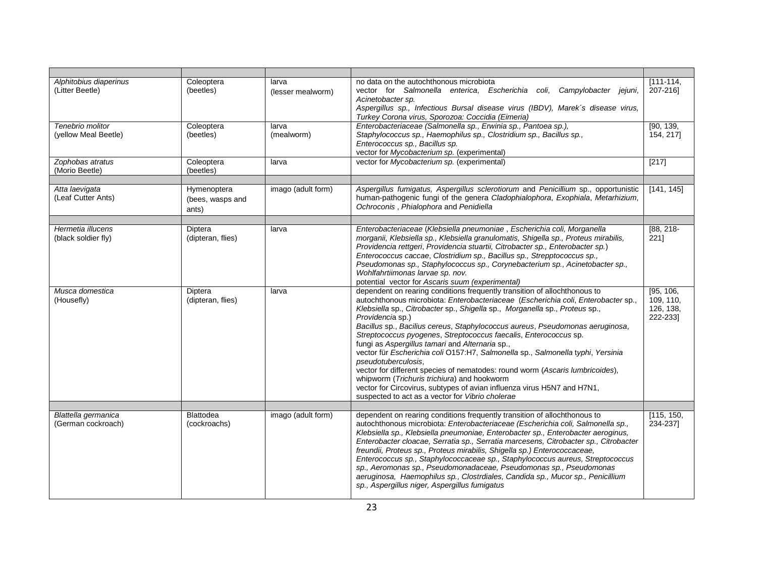| | | | | |
|---|---|---|---|---|
| *Alphitobius diaperinus* (Litter Beetle) | Coleoptera (beetles) | larva (lesser mealworm) | no data on the autochthonous microbiota<br>vector for *Salmonella enterica*, *Escherichia coli*, *Campylobacter jejuni*, *Acinetobacter sp.*<br>*Aspergillus sp., Infectious Bursal disease virus (IBDV), Marek´s disease virus, Turkey Corona virus, Sporozoa: Coccidia (Eimeria)* | [111-114, 207-216] |
| *Tenebrio molitor* (yellow Meal Beetle) | Coleoptera (beetles) | larva (mealworm) | *Enterobacteriaceae (Salmonella sp., Erwinia sp., Pantoea sp.), Staphylococcus sp., Haemophilus sp., Clostridium sp., Bacillus sp., Enterococcus sp., Bacillus sp.*<br>vector for *Mycobacterium sp.* (experimental) | [90, 139, 154, 217] |
| *Zophobas atratus* (Morio Beetle) | Coleoptera (beetles) | larva | vector for *Mycobacterium sp.* (experimental) | [217] |
| | | | | |
| *Atta laevigata* (Leaf Cutter Ants) | Hymenoptera (bees, wasps and ants) | imago (adult form) | *Aspergillus fumigatus, Aspergillus sclerotiorum* and *Penicillium* sp., opportunistic human-pathogenic fungi of the genera *Cladophialophora*, *Exophiala*, *Metarhizium*, *Ochroconis* , *Phialophora* and *Penidiella* | [141, 145] |
| | | | | |
| *Hermetia illucens* (black soldier fly) | Diptera (dipteran, flies) | larva | *Enterobacteriaceae* (*Klebsiella pneumoniae* , *Escherichia coli, Morganella morganii, Klebsiella sp., Klebsiella granulomatis, Shigella sp., Proteus mirabilis, Providencia rettgeri*, *Providencia stuartii, Citrobacter sp., Enterobacter sp.*)<br>*Enterococcus caccae*, *Clostridium sp., Bacillus sp., Strepptococcus sp., Pseudomonas sp., Staphylococcus sp., Corynebacterium sp., Acinetobacter sp., Wohlfahrtiimonas larvae sp. nov.*<br>potential vector for *Ascaris suum (experimental)* | [88, 218-221] |
| *Musca domestica* (Housefly) | Diptera (dipteran, flies) | larva | dependent on rearing conditions frequently transition of allochthonous to autochthonous microbiota: *Enterobacteriaceae* (*Escherichia coli*, *Enterobacter* sp., *Klebsiella* sp., *Citrobacter* sp., *Shigella* sp., *Morganella* sp., *Proteus* sp., *Providencia* sp.)<br>*Bacillus* sp., *Bacilius cereus*, *Staphylococcus aureus*, *Pseudomonas aeruginosa*, *Streptococcus pyogenes*, *Streptococcus faecalis*, *Enterococcus* sp.<br>fungi as *Aspergillus tamari* and *Alternaria* sp.,<br>vector für *Escherichia coli* O157:H7, *Salmonella* sp., *Salmonella typhi*, *Yersinia pseudotuberculosis*,<br>vector for different species of nematodes: round worm (*Ascaris lumbricoides*), whipworm (*Trichuris trichiura*) and hookworm<br>vector for Circovirus, subtypes of avian influenza virus H5N7 and H7N1, suspected to act as a vector for *Vibrio cholerae* | [95, 106, 109, 110, 126, 138, 222-233] |
| | | | | |
| *Blattella germanica* (German cockroach) | Blattodea (cockroachs) | imago (adult form) | dependent on rearing conditions frequently transition of allochthonous to autochthonous microbiota: *Enterobacteriaceae (Escherichia coli, Salmonella sp., Klebsiella sp., Klebsiella pneumoniae, Enterobacter sp., Enterobacter aeroginus, Enterobacter cloacae, Serratia sp., Serratia marcesens, Citrobacter sp., Citrobacter freundii, Proteus sp., Proteus mirabilis, Shigella sp.) Enterococcaceae, Enterococcus sp., Staphylococcaceae sp., Staphylococcus aureus, Streptococcus sp., Aeromonas sp., Pseudomonadaceae, Pseudomonas sp., Pseudomonas aeruginosa, Haemophilus sp., Clostrdiales, Candida sp., Mucor sp., Penicillium sp., Aspergillus niger, Aspergillus fumigatus* | [115, 150, 234-237] |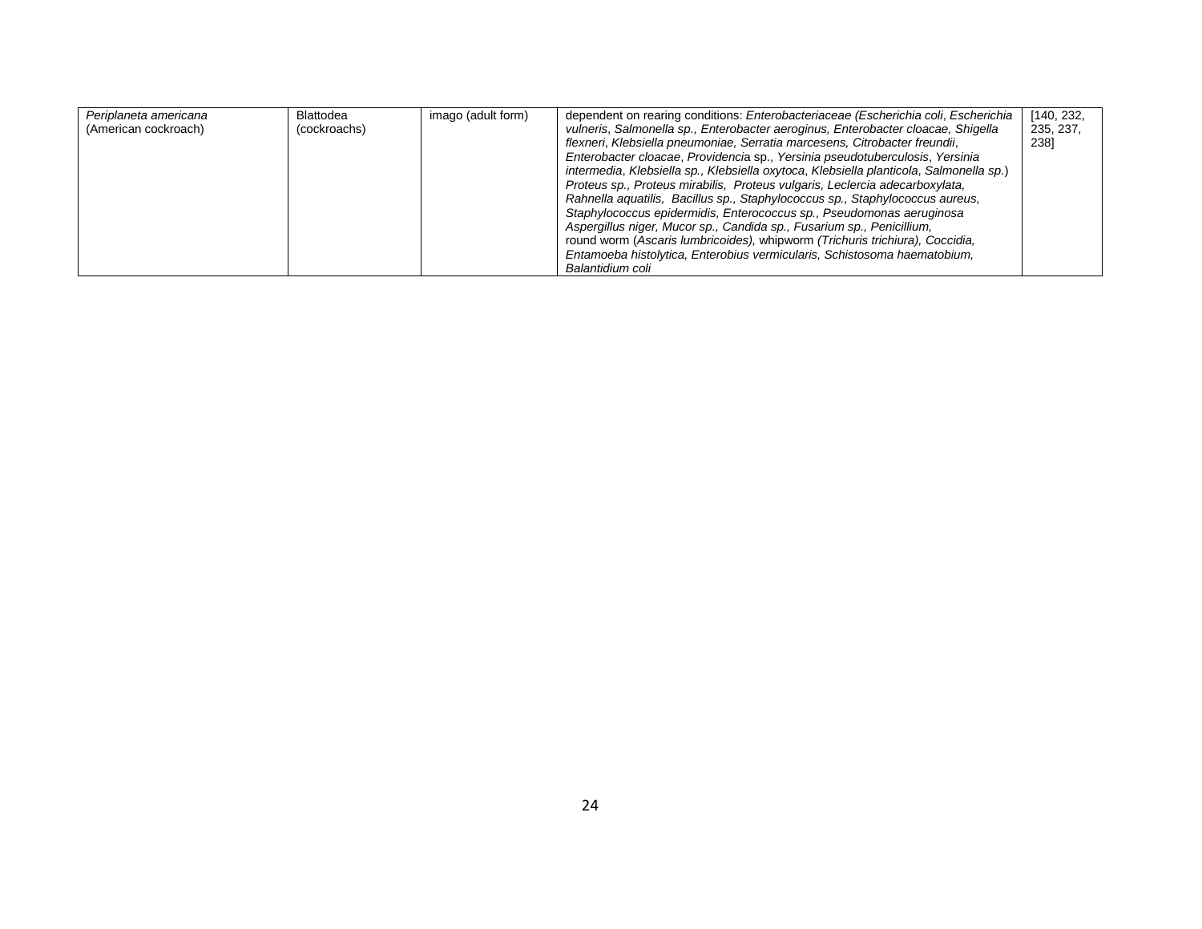| | | | | |
|---|---|---|---|---|
| *Periplaneta americana* (American cockroach) | Blattodea (cockroachs) | imago (adult form) | dependent on rearing conditions: *Enterobacteriaceae (Escherichia coli*, *Escherichia vulneris*, *Salmonella sp., Enterobacter aeroginus, Enterobacter cloacae, Shigella flexneri*, *Klebsiella pneumoniae, Serratia marcesens, Citrobacter freundii*, *Enterobacter cloacae*, *Providenci*a sp., *Yersinia pseudotuberculosis*, *Yersinia intermedia*, *Klebsiella sp., Klebsiella oxytoca*, *Klebsiella planticola*, *Salmonella sp.*) *Proteus sp., Proteus mirabilis, Proteus vulgaris, Leclercia adecarboxylata, Rahnella aquatilis, Bacillus sp., Staphylococcus sp., Staphylococcus aureus, Staphylococcus epidermidis, Enterococcus sp., Pseudomonas aeruginosa Aspergillus niger, Mucor sp., Candida sp., Fusarium sp., Penicillium,* round worm (*Ascaris lumbricoides),* whipworm *(Trichuris trichiura), Coccidia, Entamoeba histolytica, Enterobius vermicularis, Schistosoma haematobium, Balantidium coli* | [140, 232, 235, 237, 238] |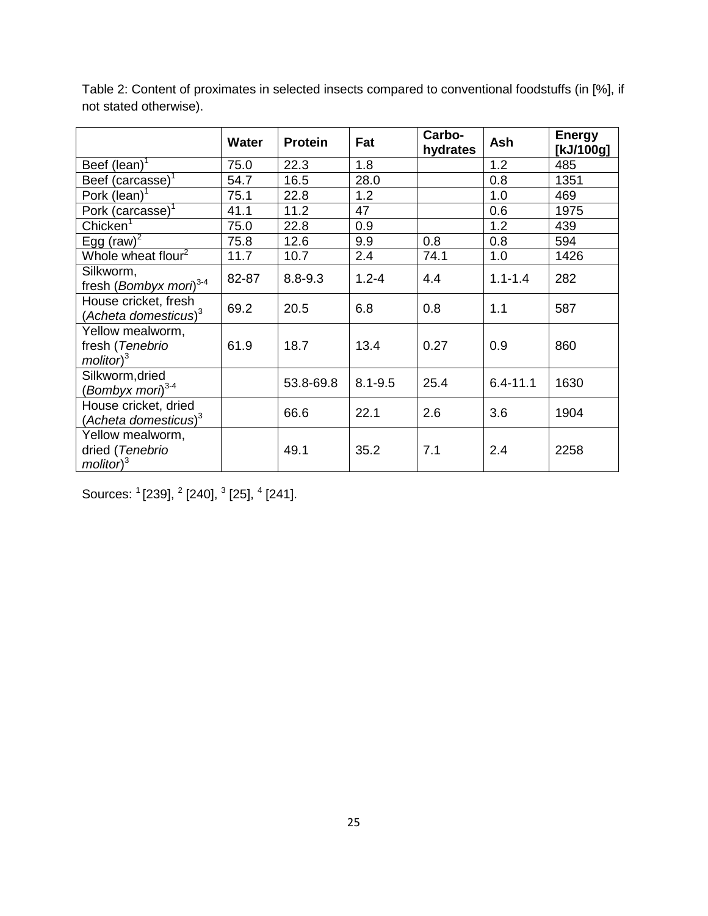Table 2: Content of proximates in selected insects compared to conventional foodstuffs (in [%], if not stated otherwise).

| | Water | Protein | Fat | Carbo-hydrates | Ash | Energy [kJ/100g] |
|---|---|---|---|---|---|---|
| Beef (lean)[1] | 75.0 | 22.3 | 1.8 | | 1.2 | 485 |
| Beef (carcasse)[1] | 54.7 | 16.5 | 28.0 | | 0.8 | 1351 |
| Pork (lean)[1] | 75.1 | 22.8 | 1.2 | | 1.0 | 469 |
| Pork (carcasse)[1] | 41.1 | 11.2 | 47 | | 0.6 | 1975 |
| Chicken[1] | 75.0 | 22.8 | 0.9 | | 1.2 | 439 |
| Egg (raw)[2] | 75.8 | 12.6 | 9.9 | 0.8 | 0.8 | 594 |
| Whole wheat flour[2] | 11.7 | 10.7 | 2.4 | 74.1 | 1.0 | 1426 |
| Silkworm, fresh (*Bombyx mori*)[3-4] | 82-87 | 8.8-9.3 | 1.2-4 | 4.4 | 1.1-1.4 | 282 |
| House cricket, fresh (*Acheta domesticus*)[3] | 69.2 | 20.5 | 6.8 | 0.8 | 1.1 | 587 |
| Yellow mealworm, fresh (*Tenebrio molitor*)[3] | 61.9 | 18.7 | 13.4 | 0.27 | 0.9 | 860 |
| Silkworm,dried (*Bombyx mori*)[3-4] | | 53.8-69.8 | 8.1-9.5 | 25.4 | 6.4-11.1 | 1630 |
| House cricket, dried (*Acheta domesticus*)[3] | | 66.6 | 22.1 | 2.6 | 3.6 | 1904 |
| Yellow mealworm, dried (*Tenebrio molitor*)[3] | | 49.1 | 35.2 | 7.1 | 2.4 | 2258 |

Sources: [1] [239], [2] [240], [3] [25], [4] [241].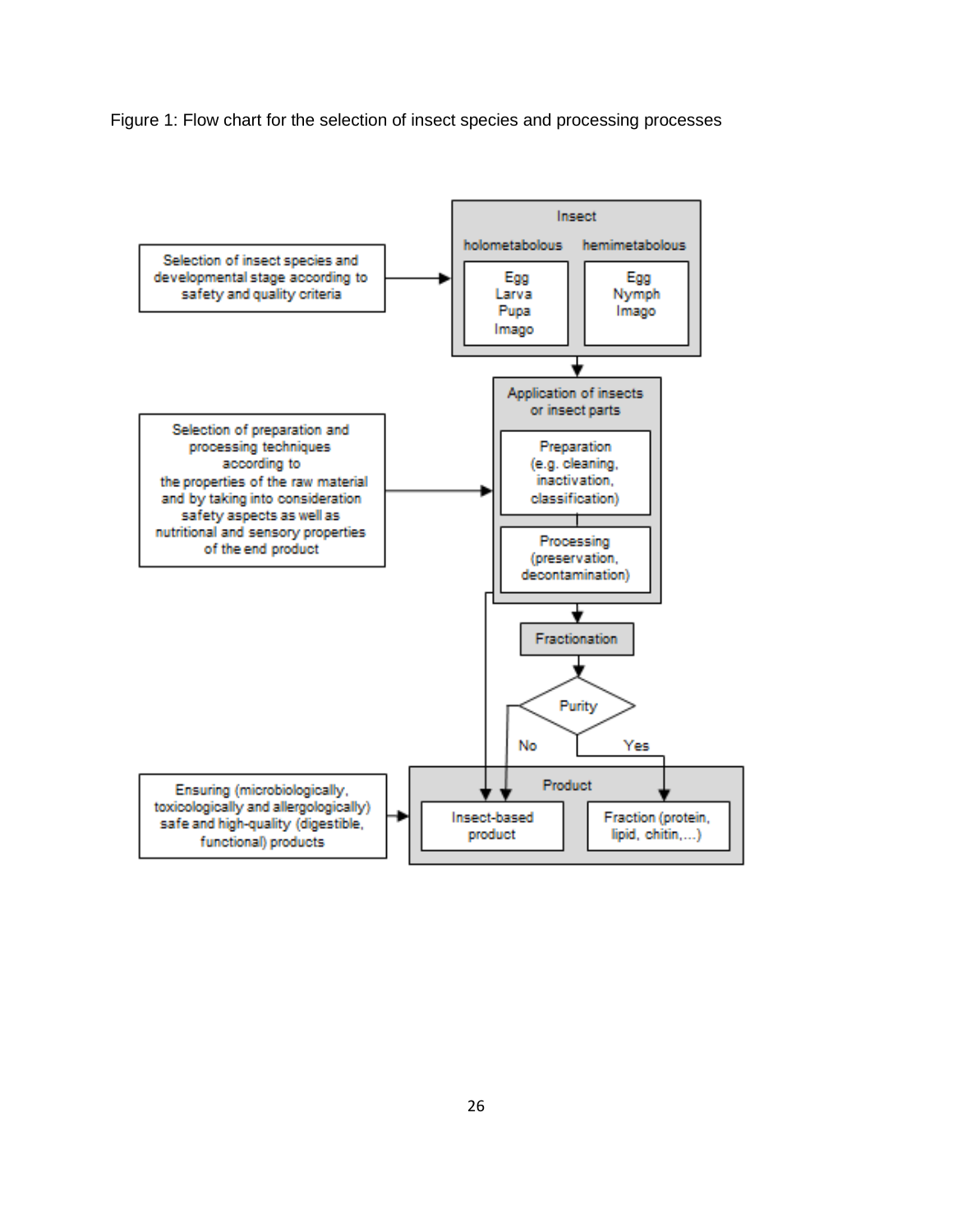Figure 1: Flow chart for the selection of insect species and processing processes

Selection of insect species and developmental stage according to safety and quality criteria

**Insect**

| holometabolous | hemimetabolous |
|---|---|
| Egg<br>Larva<br>Pupa<br>Imago | Egg<br>Nymph<br>Imago |

Selection of preparation and processing techniques according to the properties of the raw material and by taking into consideration safety aspects as well as nutritional and sensory properties of the end product

**Application of insects or insect parts**

- Preparation (e.g. cleaning, inactivation, classification)
- Processing (preservation, decontamination)

**Fractionation**

**Purity**

- No → Insect-based product
- Yes → Fraction (protein, lipid, chitin,…)

Ensuring (microbiologically, toxicologically and allergologically) safe and high-quality (digestible, functional) products

**Product**

- Insect-based product
- Fraction (protein, lipid, chitin,…)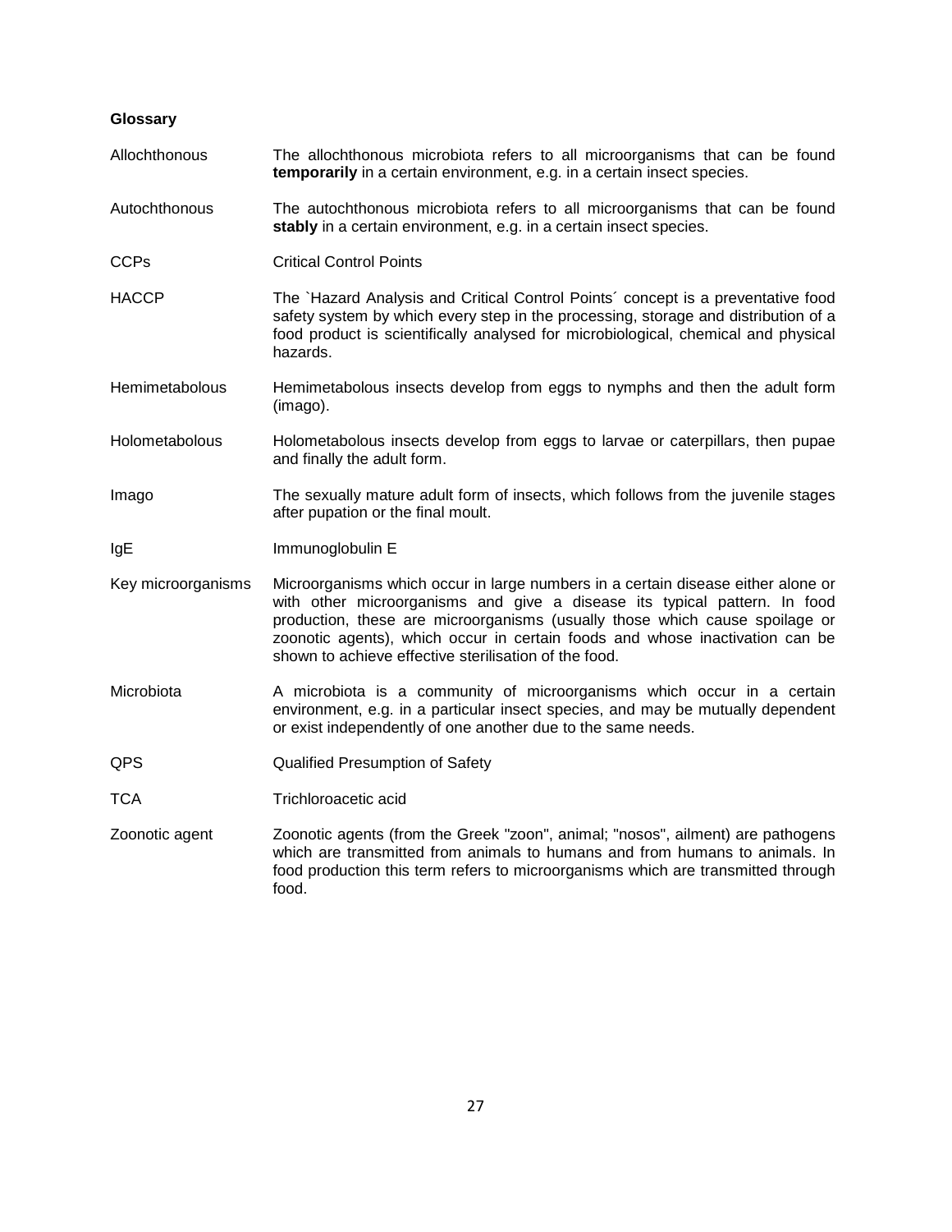**Glossary**

| | |
|---|---|
| Allochthonous | The allochthonous microbiota refers to all microorganisms that can be found **temporarily** in a certain environment, e.g. in a certain insect species. |
| Autochthonous | The autochthonous microbiota refers to all microorganisms that can be found **stably** in a certain environment, e.g. in a certain insect species. |
| CCPs | Critical Control Points |
| HACCP | The \`Hazard Analysis and Critical Control Points´ concept is a preventative food safety system by which every step in the processing, storage and distribution of a food product is scientifically analysed for microbiological, chemical and physical hazards. |
| Hemimetabolous | Hemimetabolous insects develop from eggs to nymphs and then the adult form (imago). |
| Holometabolous | Holometabolous insects develop from eggs to larvae or caterpillars, then pupae and finally the adult form. |
| Imago | The sexually mature adult form of insects, which follows from the juvenile stages after pupation or the final moult. |
| IgE | Immunoglobulin E |
| Key microorganisms | Microorganisms which occur in large numbers in a certain disease either alone or with other microorganisms and give a disease its typical pattern. In food production, these are microorganisms (usually those which cause spoilage or zoonotic agents), which occur in certain foods and whose inactivation can be shown to achieve effective sterilisation of the food. |
| Microbiota | A microbiota is a community of microorganisms which occur in a certain environment, e.g. in a particular insect species, and may be mutually dependent or exist independently of one another due to the same needs. |
| QPS | Qualified Presumption of Safety |
| TCA | Trichloroacetic acid |
| Zoonotic agent | Zoonotic agents (from the Greek "zoon", animal; "nosos", ailment) are pathogens which are transmitted from animals to humans and from humans to animals. In food production this term refers to microorganisms which are transmitted through food. |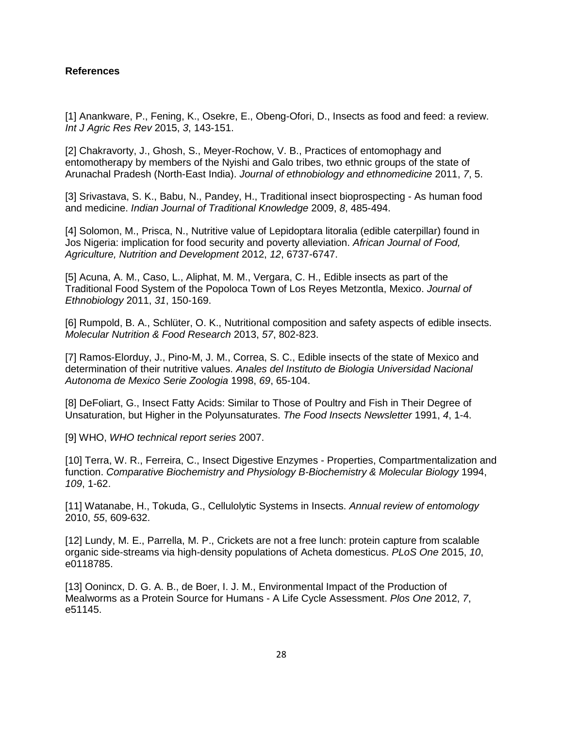**References**

[1] Anankware, P., Fening, K., Osekre, E., Obeng-Ofori, D., Insects as food and feed: a review. *Int J Agric Res Rev* 2015, *3*, 143-151.

[2] Chakravorty, J., Ghosh, S., Meyer-Rochow, V. B., Practices of entomophagy and entomotherapy by members of the Nyishi and Galo tribes, two ethnic groups of the state of Arunachal Pradesh (North-East India). *Journal of ethnobiology and ethnomedicine* 2011, *7*, 5.

[3] Srivastava, S. K., Babu, N., Pandey, H., Traditional insect bioprospecting - As human food and medicine. *Indian Journal of Traditional Knowledge* 2009, *8*, 485-494.

[4] Solomon, M., Prisca, N., Nutritive value of Lepidoptara litoralia (edible caterpillar) found in Jos Nigeria: implication for food security and poverty alleviation. *African Journal of Food, Agriculture, Nutrition and Development* 2012, *12*, 6737-6747.

[5] Acuna, A. M., Caso, L., Aliphat, M. M., Vergara, C. H., Edible insects as part of the Traditional Food System of the Popoloca Town of Los Reyes Metzontla, Mexico. *Journal of Ethnobiology* 2011, *31*, 150-169.

[6] Rumpold, B. A., Schlüter, O. K., Nutritional composition and safety aspects of edible insects. *Molecular Nutrition & Food Research* 2013, *57*, 802-823.

[7] Ramos-Elorduy, J., Pino-M, J. M., Correa, S. C., Edible insects of the state of Mexico and determination of their nutritive values. *Anales del Instituto de Biologia Universidad Nacional Autonoma de Mexico Serie Zoologia* 1998, *69*, 65-104.

[8] DeFoliart, G., Insect Fatty Acids: Similar to Those of Poultry and Fish in Their Degree of Unsaturation, but Higher in the Polyunsaturates. *The Food Insects Newsletter* 1991, *4*, 1-4.

[9] WHO, *WHO technical report series* 2007.

[10] Terra, W. R., Ferreira, C., Insect Digestive Enzymes - Properties, Compartmentalization and function. *Comparative Biochemistry and Physiology B-Biochemistry & Molecular Biology* 1994, *109*, 1-62.

[11] Watanabe, H., Tokuda, G., Cellulolytic Systems in Insects. *Annual review of entomology* 2010, *55*, 609-632.

[12] Lundy, M. E., Parrella, M. P., Crickets are not a free lunch: protein capture from scalable organic side-streams via high-density populations of Acheta domesticus. *PLoS One* 2015, *10*, e0118785.

[13] Oonincx, D. G. A. B., de Boer, I. J. M., Environmental Impact of the Production of Mealworms as a Protein Source for Humans - A Life Cycle Assessment. *Plos One* 2012, *7*, e51145.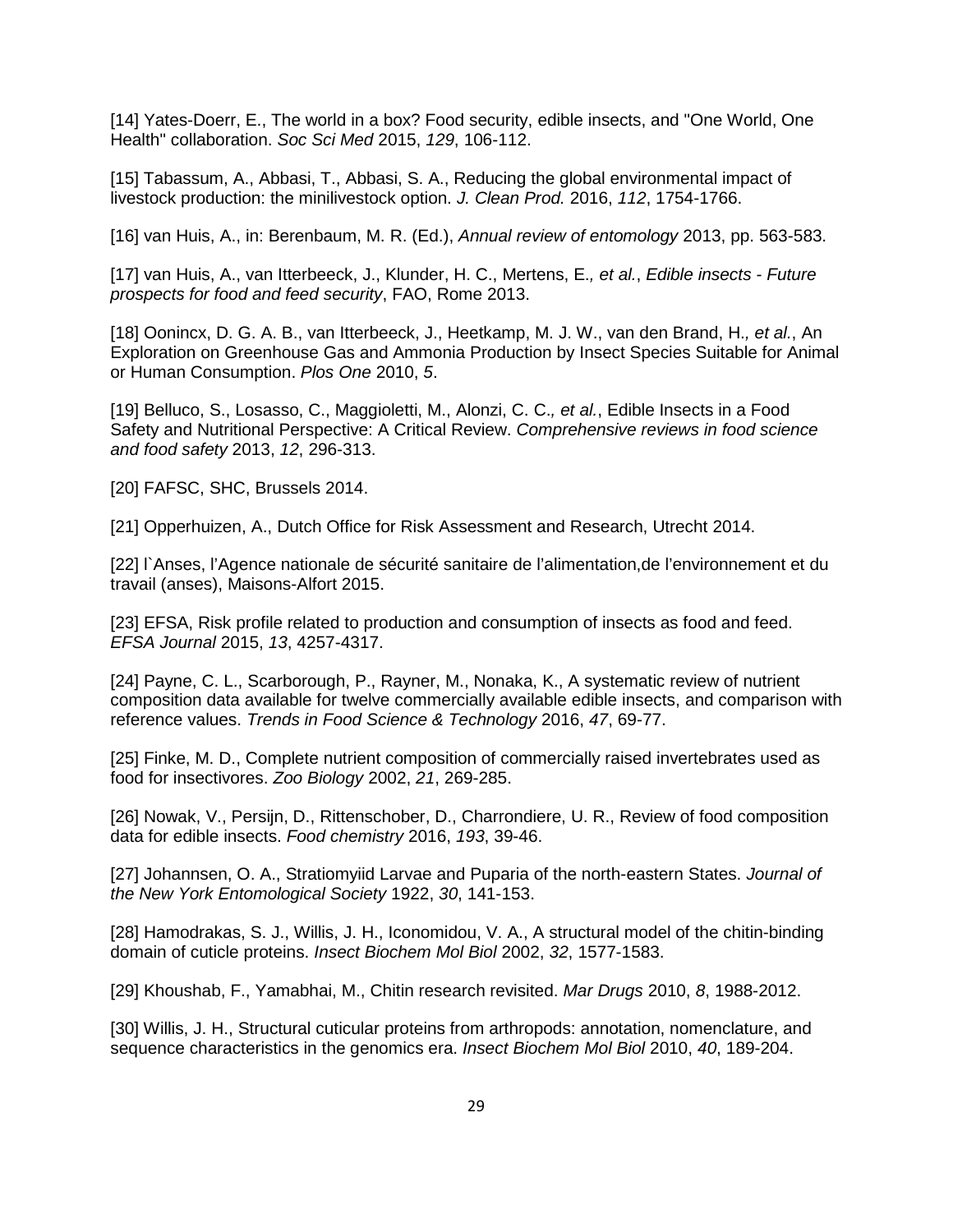[14] Yates-Doerr, E., The world in a box? Food security, edible insects, and "One World, One Health" collaboration. *Soc Sci Med* 2015, *129*, 106-112.

[15] Tabassum, A., Abbasi, T., Abbasi, S. A., Reducing the global environmental impact of livestock production: the minilivestock option. *J. Clean Prod.* 2016, *112*, 1754-1766.

[16] van Huis, A., in: Berenbaum, M. R. (Ed.), *Annual review of entomology* 2013, pp. 563-583.

[17] van Huis, A., van Itterbeeck, J., Klunder, H. C., Mertens, E.*, et al.*, *Edible insects - Future prospects for food and feed security*, FAO, Rome 2013.

[18] Oonincx, D. G. A. B., van Itterbeeck, J., Heetkamp, M. J. W., van den Brand, H.*, et al.*, An Exploration on Greenhouse Gas and Ammonia Production by Insect Species Suitable for Animal or Human Consumption. *Plos One* 2010, *5*.

[19] Belluco, S., Losasso, C., Maggioletti, M., Alonzi, C. C.*, et al.*, Edible Insects in a Food Safety and Nutritional Perspective: A Critical Review. *Comprehensive reviews in food science and food safety* 2013, *12*, 296-313.

[20] FAFSC, SHC, Brussels 2014.

[21] Opperhuizen, A., Dutch Office for Risk Assessment and Research, Utrecht 2014.

[22] l`Anses, l'Agence nationale de sécurité sanitaire de l'alimentation,de l'environnement et du travail (anses), Maisons-Alfort 2015.

[23] EFSA, Risk profile related to production and consumption of insects as food and feed. *EFSA Journal* 2015, *13*, 4257-4317.

[24] Payne, C. L., Scarborough, P., Rayner, M., Nonaka, K., A systematic review of nutrient composition data available for twelve commercially available edible insects, and comparison with reference values. *Trends in Food Science & Technology* 2016, *47*, 69-77.

[25] Finke, M. D., Complete nutrient composition of commercially raised invertebrates used as food for insectivores. *Zoo Biology* 2002, *21*, 269-285.

[26] Nowak, V., Persijn, D., Rittenschober, D., Charrondiere, U. R., Review of food composition data for edible insects. *Food chemistry* 2016, *193*, 39-46.

[27] Johannsen, O. A., Stratiomyiid Larvae and Puparia of the north-eastern States. *Journal of the New York Entomological Society* 1922, *30*, 141-153.

[28] Hamodrakas, S. J., Willis, J. H., Iconomidou, V. A., A structural model of the chitin-binding domain of cuticle proteins. *Insect Biochem Mol Biol* 2002, *32*, 1577-1583.

[29] Khoushab, F., Yamabhai, M., Chitin research revisited. *Mar Drugs* 2010, *8*, 1988-2012.

[30] Willis, J. H., Structural cuticular proteins from arthropods: annotation, nomenclature, and sequence characteristics in the genomics era. *Insect Biochem Mol Biol* 2010, *40*, 189-204.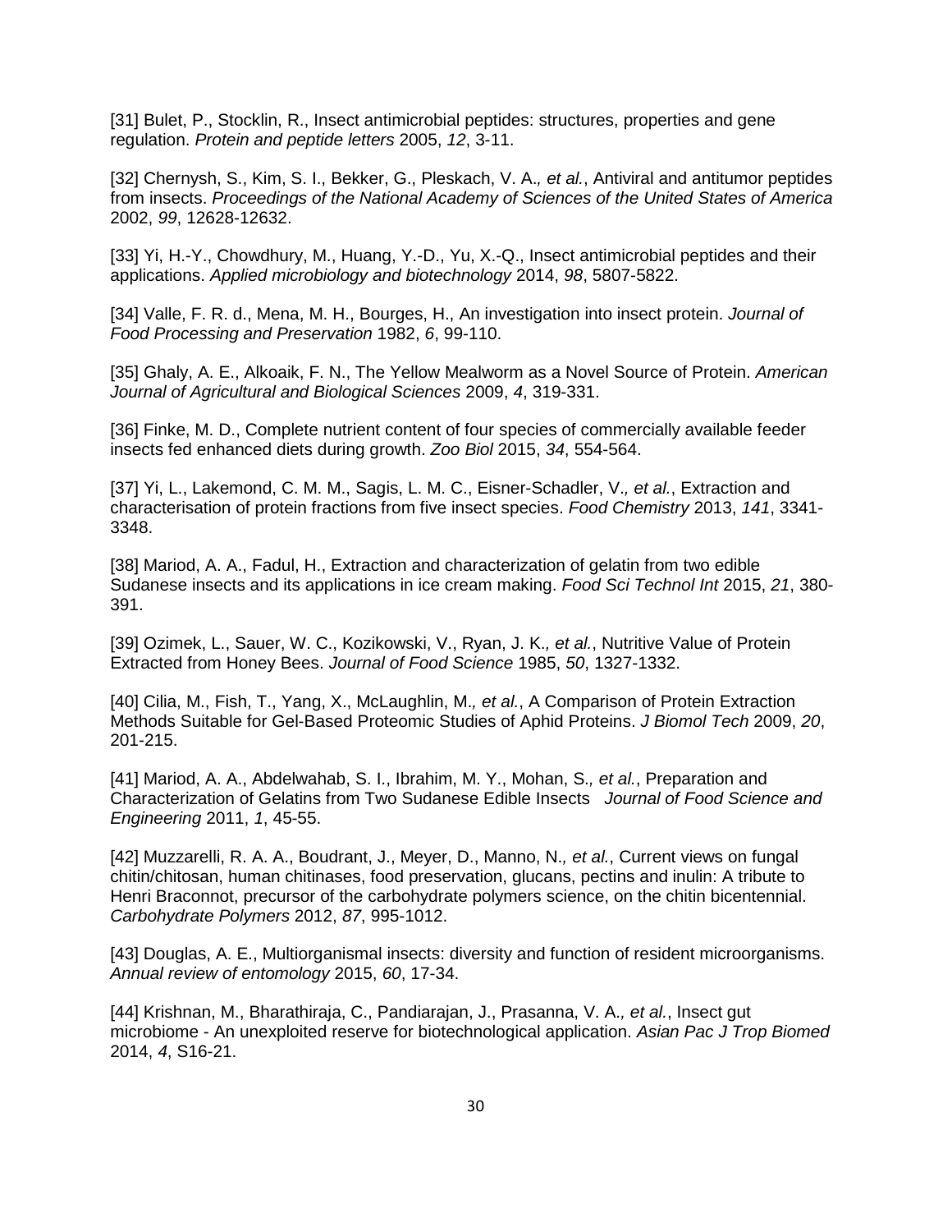[31] Bulet, P., Stocklin, R., Insect antimicrobial peptides: structures, properties and gene regulation. *Protein and peptide letters* 2005, *12*, 3-11.

[32] Chernysh, S., Kim, S. I., Bekker, G., Pleskach, V. A.*, et al.*, Antiviral and antitumor peptides from insects. *Proceedings of the National Academy of Sciences of the United States of America* 2002, *99*, 12628-12632.

[33] Yi, H.-Y., Chowdhury, M., Huang, Y.-D., Yu, X.-Q., Insect antimicrobial peptides and their applications. *Applied microbiology and biotechnology* 2014, *98*, 5807-5822.

[34] Valle, F. R. d., Mena, M. H., Bourges, H., An investigation into insect protein. *Journal of Food Processing and Preservation* 1982, *6*, 99-110.

[35] Ghaly, A. E., Alkoaik, F. N., The Yellow Mealworm as a Novel Source of Protein. *American Journal of Agricultural and Biological Sciences* 2009, *4*, 319-331.

[36] Finke, M. D., Complete nutrient content of four species of commercially available feeder insects fed enhanced diets during growth. *Zoo Biol* 2015, *34*, 554-564.

[37] Yi, L., Lakemond, C. M. M., Sagis, L. M. C., Eisner-Schadler, V.*, et al.*, Extraction and characterisation of protein fractions from five insect species. *Food Chemistry* 2013, *141*, 3341-3348.

[38] Mariod, A. A., Fadul, H., Extraction and characterization of gelatin from two edible Sudanese insects and its applications in ice cream making. *Food Sci Technol Int* 2015, *21*, 380-391.

[39] Ozimek, L., Sauer, W. C., Kozikowski, V., Ryan, J. K.*, et al.*, Nutritive Value of Protein Extracted from Honey Bees. *Journal of Food Science* 1985, *50*, 1327-1332.

[40] Cilia, M., Fish, T., Yang, X., McLaughlin, M.*, et al.*, A Comparison of Protein Extraction Methods Suitable for Gel-Based Proteomic Studies of Aphid Proteins. *J Biomol Tech* 2009, *20*, 201-215.

[41] Mariod, A. A., Abdelwahab, S. I., Ibrahim, M. Y., Mohan, S.*, et al.*, Preparation and Characterization of Gelatins from Two Sudanese Edible Insects *Journal of Food Science and Engineering* 2011, *1*, 45-55.

[42] Muzzarelli, R. A. A., Boudrant, J., Meyer, D., Manno, N.*, et al.*, Current views on fungal chitin/chitosan, human chitinases, food preservation, glucans, pectins and inulin: A tribute to Henri Braconnot, precursor of the carbohydrate polymers science, on the chitin bicentennial. *Carbohydrate Polymers* 2012, *87*, 995-1012.

[43] Douglas, A. E., Multiorganismal insects: diversity and function of resident microorganisms. *Annual review of entomology* 2015, *60*, 17-34.

[44] Krishnan, M., Bharathiraja, C., Pandiarajan, J., Prasanna, V. A.*, et al.*, Insect gut microbiome - An unexploited reserve for biotechnological application. *Asian Pac J Trop Biomed* 2014, *4*, S16-21.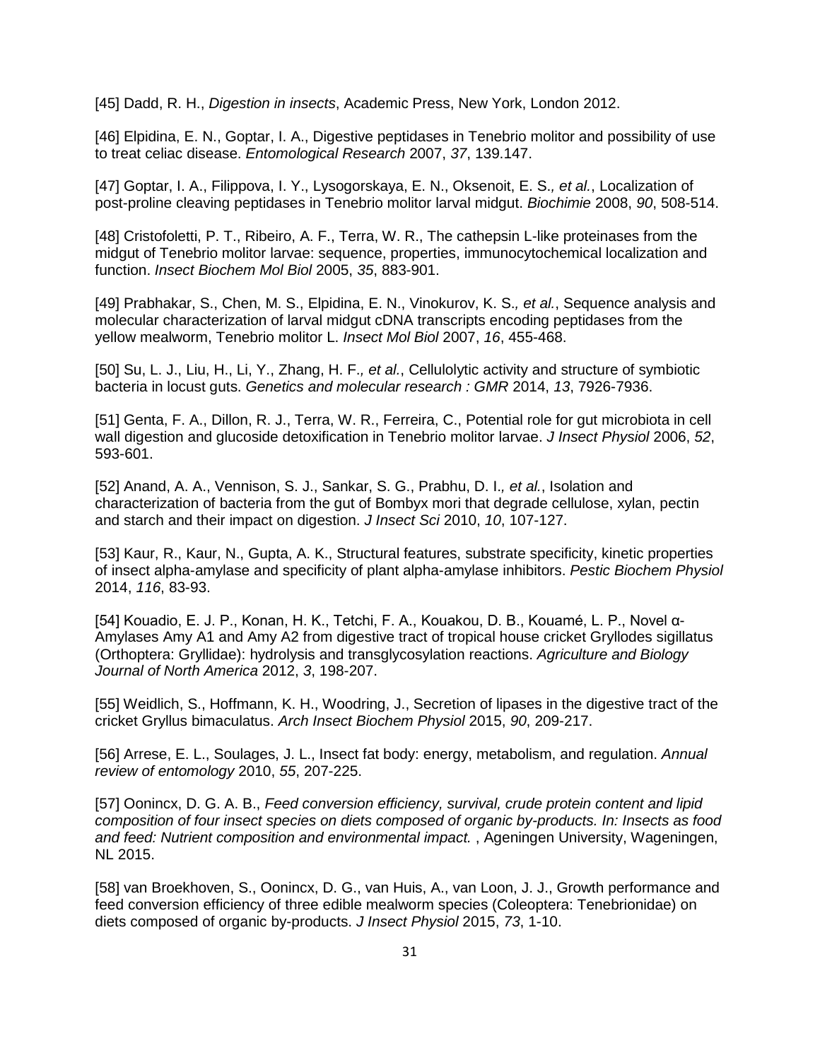[45] Dadd, R. H., *Digestion in insects*, Academic Press, New York, London 2012.

[46] Elpidina, E. N., Goptar, I. A., Digestive peptidases in Tenebrio molitor and possibility of use to treat celiac disease. *Entomological Research* 2007, *37*, 139.147.

[47] Goptar, I. A., Filippova, I. Y., Lysogorskaya, E. N., Oksenoit, E. S.*, et al.*, Localization of post-proline cleaving peptidases in Tenebrio molitor larval midgut. *Biochimie* 2008, *90*, 508-514.

[48] Cristofoletti, P. T., Ribeiro, A. F., Terra, W. R., The cathepsin L-like proteinases from the midgut of Tenebrio molitor larvae: sequence, properties, immunocytochemical localization and function. *Insect Biochem Mol Biol* 2005, *35*, 883-901.

[49] Prabhakar, S., Chen, M. S., Elpidina, E. N., Vinokurov, K. S.*, et al.*, Sequence analysis and molecular characterization of larval midgut cDNA transcripts encoding peptidases from the yellow mealworm, Tenebrio molitor L. *Insect Mol Biol* 2007, *16*, 455-468.

[50] Su, L. J., Liu, H., Li, Y., Zhang, H. F.*, et al.*, Cellulolytic activity and structure of symbiotic bacteria in locust guts. *Genetics and molecular research : GMR* 2014, *13*, 7926-7936.

[51] Genta, F. A., Dillon, R. J., Terra, W. R., Ferreira, C., Potential role for gut microbiota in cell wall digestion and glucoside detoxification in Tenebrio molitor larvae. *J Insect Physiol* 2006, *52*, 593-601.

[52] Anand, A. A., Vennison, S. J., Sankar, S. G., Prabhu, D. I.*, et al.*, Isolation and characterization of bacteria from the gut of Bombyx mori that degrade cellulose, xylan, pectin and starch and their impact on digestion. *J Insect Sci* 2010, *10*, 107-127.

[53] Kaur, R., Kaur, N., Gupta, A. K., Structural features, substrate specificity, kinetic properties of insect alpha-amylase and specificity of plant alpha-amylase inhibitors. *Pestic Biochem Physiol* 2014, *116*, 83-93.

[54] Kouadio, E. J. P., Konan, H. K., Tetchi, F. A., Kouakou, D. B., Kouamé, L. P., Novel α-Amylases Amy A1 and Amy A2 from digestive tract of tropical house cricket Gryllodes sigillatus (Orthoptera: Gryllidae): hydrolysis and transglycosylation reactions. *Agriculture and Biology Journal of North America* 2012, *3*, 198-207.

[55] Weidlich, S., Hoffmann, K. H., Woodring, J., Secretion of lipases in the digestive tract of the cricket Gryllus bimaculatus. *Arch Insect Biochem Physiol* 2015, *90*, 209-217.

[56] Arrese, E. L., Soulages, J. L., Insect fat body: energy, metabolism, and regulation. *Annual review of entomology* 2010, *55*, 207-225.

[57] Oonincx, D. G. A. B., *Feed conversion efficiency, survival, crude protein content and lipid composition of four insect species on diets composed of organic by-products. In: Insects as food and feed: Nutrient composition and environmental impact.* , Ageningen University, Wageningen, NL 2015.

[58] van Broekhoven, S., Oonincx, D. G., van Huis, A., van Loon, J. J., Growth performance and feed conversion efficiency of three edible mealworm species (Coleoptera: Tenebrionidae) on diets composed of organic by-products. *J Insect Physiol* 2015, *73*, 1-10.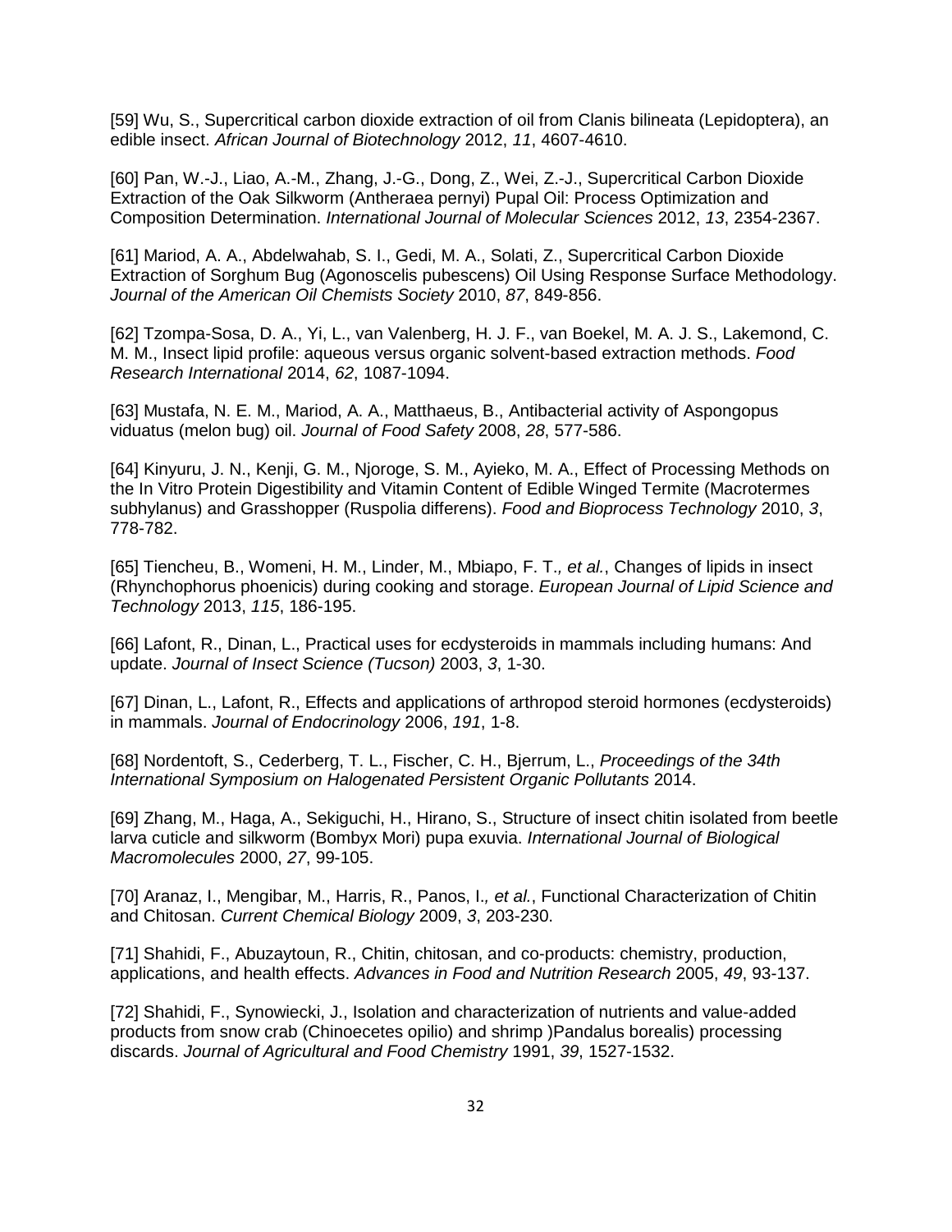[59] Wu, S., Supercritical carbon dioxide extraction of oil from Clanis bilineata (Lepidoptera), an edible insect. *African Journal of Biotechnology* 2012, *11*, 4607-4610.

[60] Pan, W.-J., Liao, A.-M., Zhang, J.-G., Dong, Z., Wei, Z.-J., Supercritical Carbon Dioxide Extraction of the Oak Silkworm (Antheraea pernyi) Pupal Oil: Process Optimization and Composition Determination. *International Journal of Molecular Sciences* 2012, *13*, 2354-2367.

[61] Mariod, A. A., Abdelwahab, S. I., Gedi, M. A., Solati, Z., Supercritical Carbon Dioxide Extraction of Sorghum Bug (Agonoscelis pubescens) Oil Using Response Surface Methodology. *Journal of the American Oil Chemists Society* 2010, *87*, 849-856.

[62] Tzompa-Sosa, D. A., Yi, L., van Valenberg, H. J. F., van Boekel, M. A. J. S., Lakemond, C. M. M., Insect lipid profile: aqueous versus organic solvent-based extraction methods. *Food Research International* 2014, *62*, 1087-1094.

[63] Mustafa, N. E. M., Mariod, A. A., Matthaeus, B., Antibacterial activity of Aspongopus viduatus (melon bug) oil. *Journal of Food Safety* 2008, *28*, 577-586.

[64] Kinyuru, J. N., Kenji, G. M., Njoroge, S. M., Ayieko, M. A., Effect of Processing Methods on the In Vitro Protein Digestibility and Vitamin Content of Edible Winged Termite (Macrotermes subhylanus) and Grasshopper (Ruspolia differens). *Food and Bioprocess Technology* 2010, *3*, 778-782.

[65] Tiencheu, B., Womeni, H. M., Linder, M., Mbiapo, F. T.*, et al.*, Changes of lipids in insect (Rhynchophorus phoenicis) during cooking and storage. *European Journal of Lipid Science and Technology* 2013, *115*, 186-195.

[66] Lafont, R., Dinan, L., Practical uses for ecdysteroids in mammals including humans: And update. *Journal of Insect Science (Tucson)* 2003, *3*, 1-30.

[67] Dinan, L., Lafont, R., Effects and applications of arthropod steroid hormones (ecdysteroids) in mammals. *Journal of Endocrinology* 2006, *191*, 1-8.

[68] Nordentoft, S., Cederberg, T. L., Fischer, C. H., Bjerrum, L., *Proceedings of the 34th International Symposium on Halogenated Persistent Organic Pollutants* 2014.

[69] Zhang, M., Haga, A., Sekiguchi, H., Hirano, S., Structure of insect chitin isolated from beetle larva cuticle and silkworm (Bombyx Mori) pupa exuvia. *International Journal of Biological Macromolecules* 2000, *27*, 99-105.

[70] Aranaz, I., Mengibar, M., Harris, R., Panos, I.*, et al.*, Functional Characterization of Chitin and Chitosan. *Current Chemical Biology* 2009, *3*, 203-230.

[71] Shahidi, F., Abuzaytoun, R., Chitin, chitosan, and co-products: chemistry, production, applications, and health effects. *Advances in Food and Nutrition Research* 2005, *49*, 93-137.

[72] Shahidi, F., Synowiecki, J., Isolation and characterization of nutrients and value-added products from snow crab (Chinoecetes opilio) and shrimp )Pandalus borealis) processing discards. *Journal of Agricultural and Food Chemistry* 1991, *39*, 1527-1532.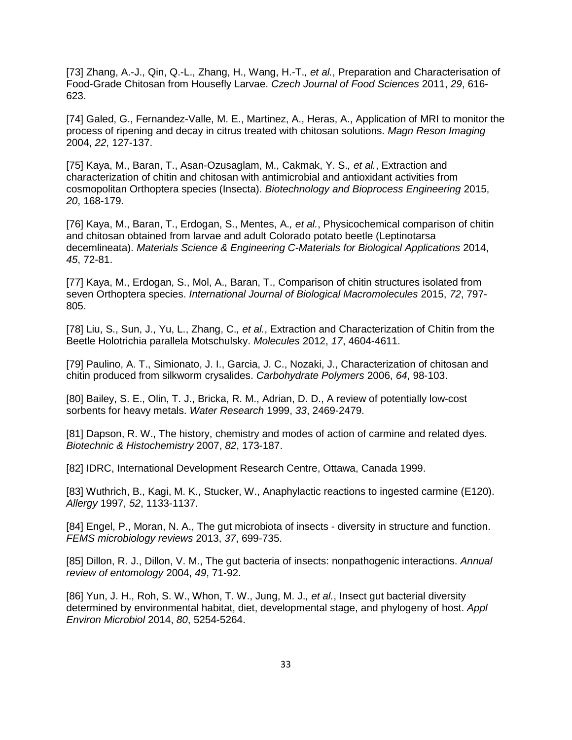[73] Zhang, A.-J., Qin, Q.-L., Zhang, H., Wang, H.-T.*, et al.*, Preparation and Characterisation of Food-Grade Chitosan from Housefly Larvae. *Czech Journal of Food Sciences* 2011, *29*, 616-623.

[74] Galed, G., Fernandez-Valle, M. E., Martinez, A., Heras, A., Application of MRI to monitor the process of ripening and decay in citrus treated with chitosan solutions. *Magn Reson Imaging* 2004, *22*, 127-137.

[75] Kaya, M., Baran, T., Asan-Ozusaglam, M., Cakmak, Y. S.*, et al.*, Extraction and characterization of chitin and chitosan with antimicrobial and antioxidant activities from cosmopolitan Orthoptera species (Insecta). *Biotechnology and Bioprocess Engineering* 2015, *20*, 168-179.

[76] Kaya, M., Baran, T., Erdogan, S., Mentes, A.*, et al.*, Physicochemical comparison of chitin and chitosan obtained from larvae and adult Colorado potato beetle (Leptinotarsa decemlineata). *Materials Science & Engineering C-Materials for Biological Applications* 2014, *45*, 72-81.

[77] Kaya, M., Erdogan, S., Mol, A., Baran, T., Comparison of chitin structures isolated from seven Orthoptera species. *International Journal of Biological Macromolecules* 2015, *72*, 797-805.

[78] Liu, S., Sun, J., Yu, L., Zhang, C.*, et al.*, Extraction and Characterization of Chitin from the Beetle Holotrichia parallela Motschulsky. *Molecules* 2012, *17*, 4604-4611.

[79] Paulino, A. T., Simionato, J. I., Garcia, J. C., Nozaki, J., Characterization of chitosan and chitin produced from silkworm crysalides. *Carbohydrate Polymers* 2006, *64*, 98-103.

[80] Bailey, S. E., Olin, T. J., Bricka, R. M., Adrian, D. D., A review of potentially low-cost sorbents for heavy metals. *Water Research* 1999, *33*, 2469-2479.

[81] Dapson, R. W., The history, chemistry and modes of action of carmine and related dyes. *Biotechnic & Histochemistry* 2007, *82*, 173-187.

[82] IDRC, International Development Research Centre, Ottawa, Canada 1999.

[83] Wuthrich, B., Kagi, M. K., Stucker, W., Anaphylactic reactions to ingested carmine (E120). *Allergy* 1997, *52*, 1133-1137.

[84] Engel, P., Moran, N. A., The gut microbiota of insects - diversity in structure and function. *FEMS microbiology reviews* 2013, *37*, 699-735.

[85] Dillon, R. J., Dillon, V. M., The gut bacteria of insects: nonpathogenic interactions. *Annual review of entomology* 2004, *49*, 71-92.

[86] Yun, J. H., Roh, S. W., Whon, T. W., Jung, M. J.*, et al.*, Insect gut bacterial diversity determined by environmental habitat, diet, developmental stage, and phylogeny of host. *Appl Environ Microbiol* 2014, *80*, 5254-5264.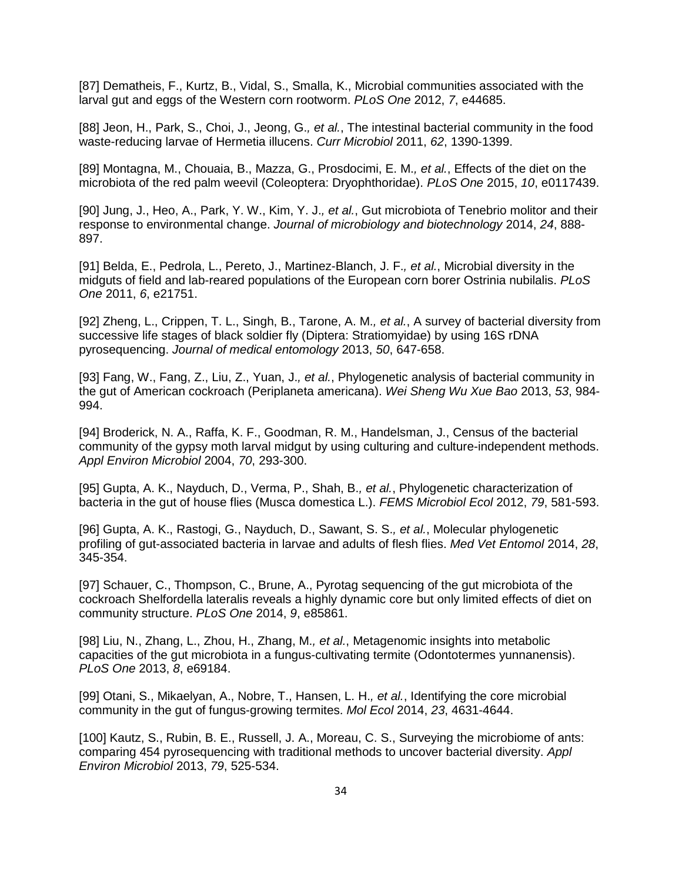[87] Dematheis, F., Kurtz, B., Vidal, S., Smalla, K., Microbial communities associated with the larval gut and eggs of the Western corn rootworm. *PLoS One* 2012, *7*, e44685.

[88] Jeon, H., Park, S., Choi, J., Jeong, G.*, et al.*, The intestinal bacterial community in the food waste-reducing larvae of Hermetia illucens. *Curr Microbiol* 2011, *62*, 1390-1399.

[89] Montagna, M., Chouaia, B., Mazza, G., Prosdocimi, E. M.*, et al.*, Effects of the diet on the microbiota of the red palm weevil (Coleoptera: Dryophthoridae). *PLoS One* 2015, *10*, e0117439.

[90] Jung, J., Heo, A., Park, Y. W., Kim, Y. J.*, et al.*, Gut microbiota of Tenebrio molitor and their response to environmental change. *Journal of microbiology and biotechnology* 2014, *24*, 888-897.

[91] Belda, E., Pedrola, L., Pereto, J., Martinez-Blanch, J. F.*, et al.*, Microbial diversity in the midguts of field and lab-reared populations of the European corn borer Ostrinia nubilalis. *PLoS One* 2011, *6*, e21751.

[92] Zheng, L., Crippen, T. L., Singh, B., Tarone, A. M.*, et al.*, A survey of bacterial diversity from successive life stages of black soldier fly (Diptera: Stratiomyidae) by using 16S rDNA pyrosequencing. *Journal of medical entomology* 2013, *50*, 647-658.

[93] Fang, W., Fang, Z., Liu, Z., Yuan, J.*, et al.*, Phylogenetic analysis of bacterial community in the gut of American cockroach (Periplaneta americana). *Wei Sheng Wu Xue Bao* 2013, *53*, 984-994.

[94] Broderick, N. A., Raffa, K. F., Goodman, R. M., Handelsman, J., Census of the bacterial community of the gypsy moth larval midgut by using culturing and culture-independent methods. *Appl Environ Microbiol* 2004, *70*, 293-300.

[95] Gupta, A. K., Nayduch, D., Verma, P., Shah, B.*, et al.*, Phylogenetic characterization of bacteria in the gut of house flies (Musca domestica L.). *FEMS Microbiol Ecol* 2012, *79*, 581-593.

[96] Gupta, A. K., Rastogi, G., Nayduch, D., Sawant, S. S.*, et al.*, Molecular phylogenetic profiling of gut-associated bacteria in larvae and adults of flesh flies. *Med Vet Entomol* 2014, *28*, 345-354.

[97] Schauer, C., Thompson, C., Brune, A., Pyrotag sequencing of the gut microbiota of the cockroach Shelfordella lateralis reveals a highly dynamic core but only limited effects of diet on community structure. *PLoS One* 2014, *9*, e85861.

[98] Liu, N., Zhang, L., Zhou, H., Zhang, M.*, et al.*, Metagenomic insights into metabolic capacities of the gut microbiota in a fungus-cultivating termite (Odontotermes yunnanensis). *PLoS One* 2013, *8*, e69184.

[99] Otani, S., Mikaelyan, A., Nobre, T., Hansen, L. H.*, et al.*, Identifying the core microbial community in the gut of fungus-growing termites. *Mol Ecol* 2014, *23*, 4631-4644.

[100] Kautz, S., Rubin, B. E., Russell, J. A., Moreau, C. S., Surveying the microbiome of ants: comparing 454 pyrosequencing with traditional methods to uncover bacterial diversity. *Appl Environ Microbiol* 2013, *79*, 525-534.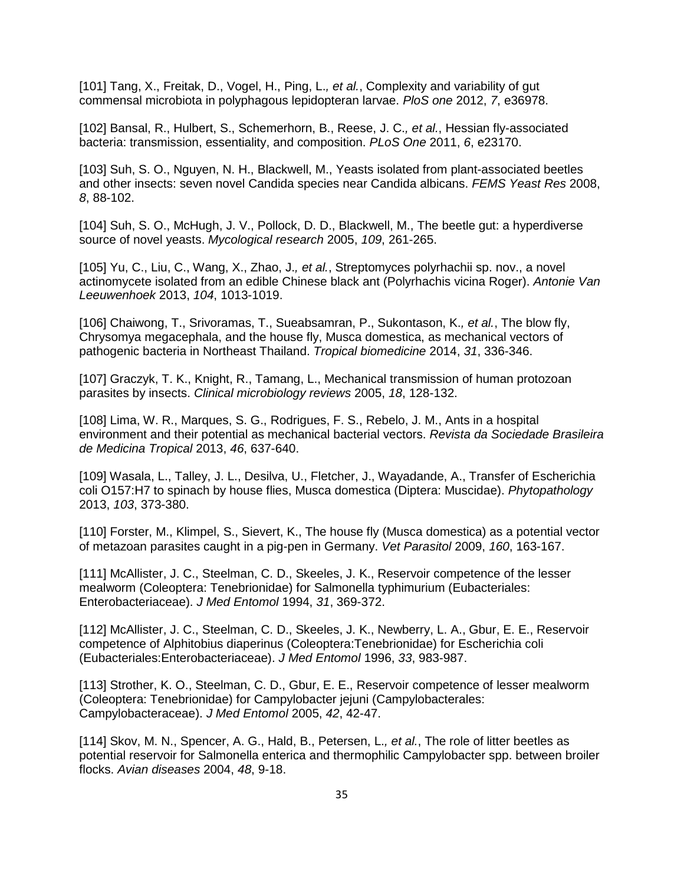[101] Tang, X., Freitak, D., Vogel, H., Ping, L.*, et al.*, Complexity and variability of gut commensal microbiota in polyphagous lepidopteran larvae. *PloS one* 2012, *7*, e36978.

[102] Bansal, R., Hulbert, S., Schemerhorn, B., Reese, J. C.*, et al.*, Hessian fly-associated bacteria: transmission, essentiality, and composition. *PLoS One* 2011, *6*, e23170.

[103] Suh, S. O., Nguyen, N. H., Blackwell, M., Yeasts isolated from plant-associated beetles and other insects: seven novel Candida species near Candida albicans. *FEMS Yeast Res* 2008, *8*, 88-102.

[104] Suh, S. O., McHugh, J. V., Pollock, D. D., Blackwell, M., The beetle gut: a hyperdiverse source of novel yeasts. *Mycological research* 2005, *109*, 261-265.

[105] Yu, C., Liu, C., Wang, X., Zhao, J.*, et al.*, Streptomyces polyrhachii sp. nov., a novel actinomycete isolated from an edible Chinese black ant (Polyrhachis vicina Roger). *Antonie Van Leeuwenhoek* 2013, *104*, 1013-1019.

[106] Chaiwong, T., Srivoramas, T., Sueabsamran, P., Sukontason, K.*, et al.*, The blow fly, Chrysomya megacephala, and the house fly, Musca domestica, as mechanical vectors of pathogenic bacteria in Northeast Thailand. *Tropical biomedicine* 2014, *31*, 336-346.

[107] Graczyk, T. K., Knight, R., Tamang, L., Mechanical transmission of human protozoan parasites by insects. *Clinical microbiology reviews* 2005, *18*, 128-132.

[108] Lima, W. R., Marques, S. G., Rodrigues, F. S., Rebelo, J. M., Ants in a hospital environment and their potential as mechanical bacterial vectors. *Revista da Sociedade Brasileira de Medicina Tropical* 2013, *46*, 637-640.

[109] Wasala, L., Talley, J. L., Desilva, U., Fletcher, J., Wayadande, A., Transfer of Escherichia coli O157:H7 to spinach by house flies, Musca domestica (Diptera: Muscidae). *Phytopathology* 2013, *103*, 373-380.

[110] Forster, M., Klimpel, S., Sievert, K., The house fly (Musca domestica) as a potential vector of metazoan parasites caught in a pig-pen in Germany. *Vet Parasitol* 2009, *160*, 163-167.

[111] McAllister, J. C., Steelman, C. D., Skeeles, J. K., Reservoir competence of the lesser mealworm (Coleoptera: Tenebrionidae) for Salmonella typhimurium (Eubacteriales: Enterobacteriaceae). *J Med Entomol* 1994, *31*, 369-372.

[112] McAllister, J. C., Steelman, C. D., Skeeles, J. K., Newberry, L. A., Gbur, E. E., Reservoir competence of Alphitobius diaperinus (Coleoptera:Tenebrionidae) for Escherichia coli (Eubacteriales:Enterobacteriaceae). *J Med Entomol* 1996, *33*, 983-987.

[113] Strother, K. O., Steelman, C. D., Gbur, E. E., Reservoir competence of lesser mealworm (Coleoptera: Tenebrionidae) for Campylobacter jejuni (Campylobacterales: Campylobacteraceae). *J Med Entomol* 2005, *42*, 42-47.

[114] Skov, M. N., Spencer, A. G., Hald, B., Petersen, L.*, et al.*, The role of litter beetles as potential reservoir for Salmonella enterica and thermophilic Campylobacter spp. between broiler flocks. *Avian diseases* 2004, *48*, 9-18.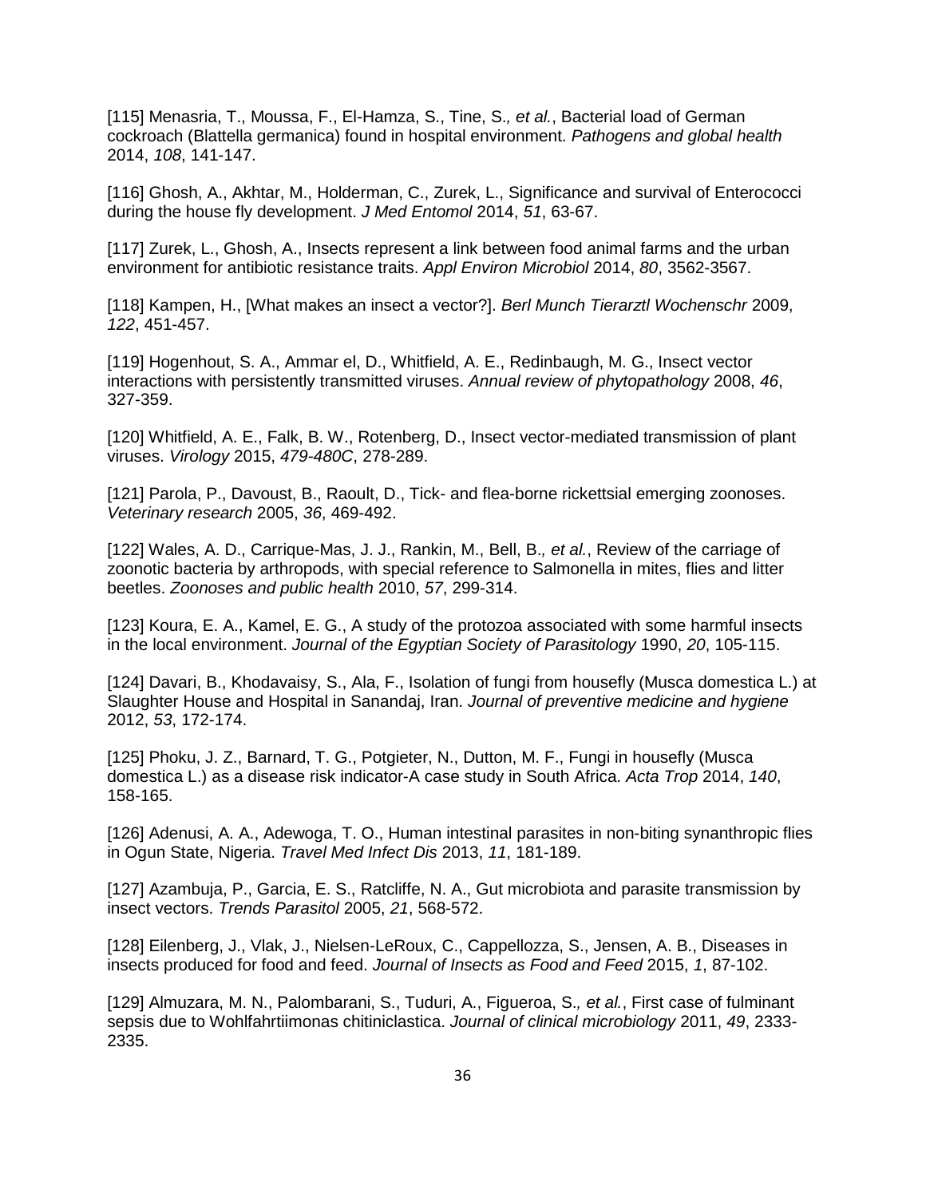[115] Menasria, T., Moussa, F., El-Hamza, S., Tine, S., *et al.*, Bacterial load of German cockroach (Blattella germanica) found in hospital environment. *Pathogens and global health* 2014, *108*, 141-147.

[116] Ghosh, A., Akhtar, M., Holderman, C., Zurek, L., Significance and survival of Enterococci during the house fly development. *J Med Entomol* 2014, *51*, 63-67.

[117] Zurek, L., Ghosh, A., Insects represent a link between food animal farms and the urban environment for antibiotic resistance traits. *Appl Environ Microbiol* 2014, *80*, 3562-3567.

[118] Kampen, H., [What makes an insect a vector?]. *Berl Munch Tierarztl Wochenschr* 2009, *122*, 451-457.

[119] Hogenhout, S. A., Ammar el, D., Whitfield, A. E., Redinbaugh, M. G., Insect vector interactions with persistently transmitted viruses. *Annual review of phytopathology* 2008, *46*, 327-359.

[120] Whitfield, A. E., Falk, B. W., Rotenberg, D., Insect vector-mediated transmission of plant viruses. *Virology* 2015, *479-480C*, 278-289.

[121] Parola, P., Davoust, B., Raoult, D., Tick- and flea-borne rickettsial emerging zoonoses. *Veterinary research* 2005, *36*, 469-492.

[122] Wales, A. D., Carrique-Mas, J. J., Rankin, M., Bell, B., *et al.*, Review of the carriage of zoonotic bacteria by arthropods, with special reference to Salmonella in mites, flies and litter beetles. *Zoonoses and public health* 2010, *57*, 299-314.

[123] Koura, E. A., Kamel, E. G., A study of the protozoa associated with some harmful insects in the local environment. *Journal of the Egyptian Society of Parasitology* 1990, *20*, 105-115.

[124] Davari, B., Khodavaisy, S., Ala, F., Isolation of fungi from housefly (Musca domestica L.) at Slaughter House and Hospital in Sanandaj, Iran. *Journal of preventive medicine and hygiene* 2012, *53*, 172-174.

[125] Phoku, J. Z., Barnard, T. G., Potgieter, N., Dutton, M. F., Fungi in housefly (Musca domestica L.) as a disease risk indicator-A case study in South Africa. *Acta Trop* 2014, *140*, 158-165.

[126] Adenusi, A. A., Adewoga, T. O., Human intestinal parasites in non-biting synanthropic flies in Ogun State, Nigeria. *Travel Med Infect Dis* 2013, *11*, 181-189.

[127] Azambuja, P., Garcia, E. S., Ratcliffe, N. A., Gut microbiota and parasite transmission by insect vectors. *Trends Parasitol* 2005, *21*, 568-572.

[128] Eilenberg, J., Vlak, J., Nielsen-LeRoux, C., Cappellozza, S., Jensen, A. B., Diseases in insects produced for food and feed. *Journal of Insects as Food and Feed* 2015, *1*, 87-102.

[129] Almuzara, M. N., Palombarani, S., Tuduri, A., Figueroa, S., *et al.*, First case of fulminant sepsis due to Wohlfahrtiimonas chitiniclastica. *Journal of clinical microbiology* 2011, *49*, 2333-2335.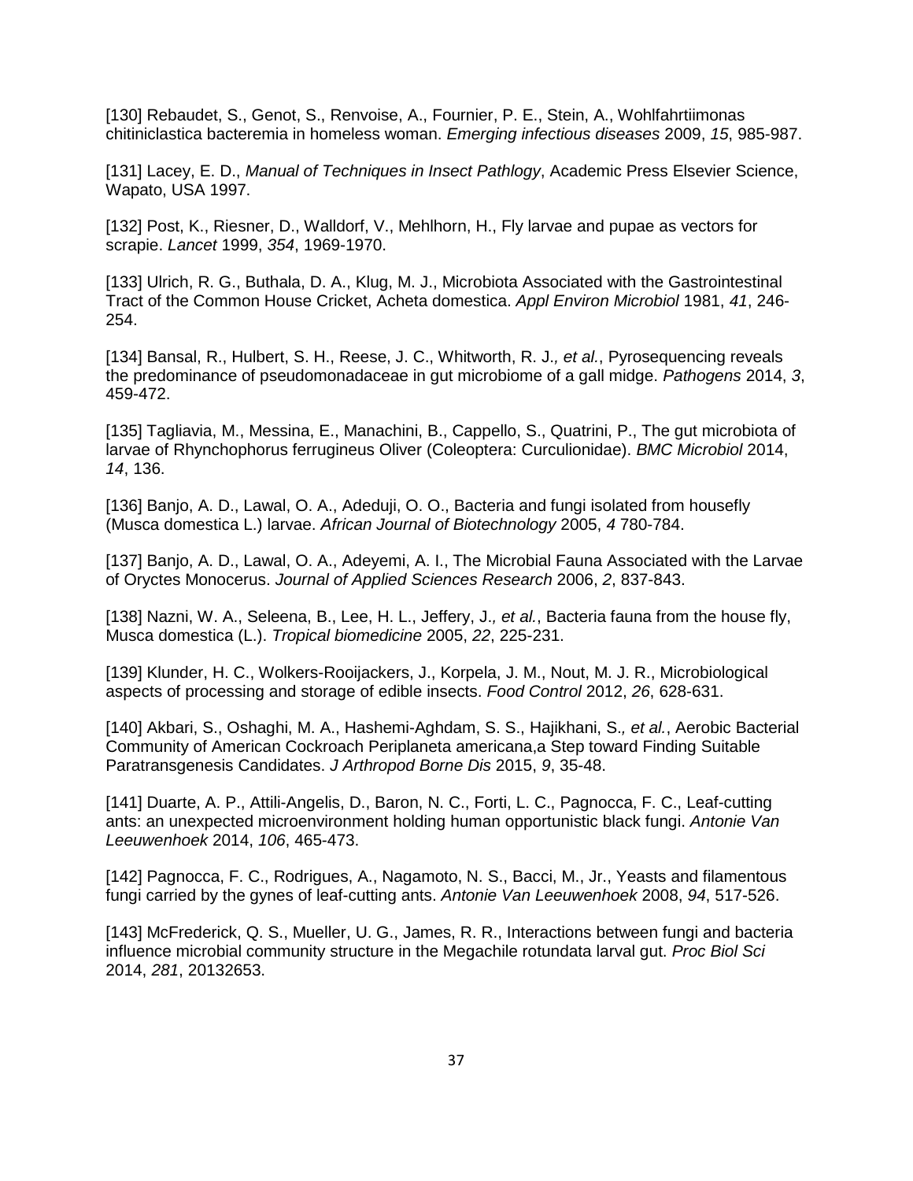[130] Rebaudet, S., Genot, S., Renvoise, A., Fournier, P. E., Stein, A., Wohlfahrtiimonas chitiniclastica bacteremia in homeless woman. *Emerging infectious diseases* 2009, *15*, 985-987.

[131] Lacey, E. D., *Manual of Techniques in Insect Pathlogy*, Academic Press Elsevier Science, Wapato, USA 1997.

[132] Post, K., Riesner, D., Walldorf, V., Mehlhorn, H., Fly larvae and pupae as vectors for scrapie. *Lancet* 1999, *354*, 1969-1970.

[133] Ulrich, R. G., Buthala, D. A., Klug, M. J., Microbiota Associated with the Gastrointestinal Tract of the Common House Cricket, Acheta domestica. *Appl Environ Microbiol* 1981, *41*, 246-254.

[134] Bansal, R., Hulbert, S. H., Reese, J. C., Whitworth, R. J*., et al.*, Pyrosequencing reveals the predominance of pseudomonadaceae in gut microbiome of a gall midge. *Pathogens* 2014, *3*, 459-472.

[135] Tagliavia, M., Messina, E., Manachini, B., Cappello, S., Quatrini, P., The gut microbiota of larvae of Rhynchophorus ferrugineus Oliver (Coleoptera: Curculionidae). *BMC Microbiol* 2014, *14*, 136.

[136] Banjo, A. D., Lawal, O. A., Adeduji, O. O., Bacteria and fungi isolated from housefly (Musca domestica L.) larvae. *African Journal of Biotechnology* 2005, *4* 780-784.

[137] Banjo, A. D., Lawal, O. A., Adeyemi, A. I., The Microbial Fauna Associated with the Larvae of Oryctes Monocerus. *Journal of Applied Sciences Research* 2006, *2*, 837-843.

[138] Nazni, W. A., Seleena, B., Lee, H. L., Jeffery, J*., et al.*, Bacteria fauna from the house fly, Musca domestica (L.). *Tropical biomedicine* 2005, *22*, 225-231.

[139] Klunder, H. C., Wolkers-Rooijackers, J., Korpela, J. M., Nout, M. J. R., Microbiological aspects of processing and storage of edible insects. *Food Control* 2012, *26*, 628-631.

[140] Akbari, S., Oshaghi, M. A., Hashemi-Aghdam, S. S., Hajikhani, S*., et al.*, Aerobic Bacterial Community of American Cockroach Periplaneta americana,a Step toward Finding Suitable Paratransgenesis Candidates. *J Arthropod Borne Dis* 2015, *9*, 35-48.

[141] Duarte, A. P., Attili-Angelis, D., Baron, N. C., Forti, L. C., Pagnocca, F. C., Leaf-cutting ants: an unexpected microenvironment holding human opportunistic black fungi. *Antonie Van Leeuwenhoek* 2014, *106*, 465-473.

[142] Pagnocca, F. C., Rodrigues, A., Nagamoto, N. S., Bacci, M., Jr., Yeasts and filamentous fungi carried by the gynes of leaf-cutting ants. *Antonie Van Leeuwenhoek* 2008, *94*, 517-526.

[143] McFrederick, Q. S., Mueller, U. G., James, R. R., Interactions between fungi and bacteria influence microbial community structure in the Megachile rotundata larval gut. *Proc Biol Sci* 2014, *281*, 20132653.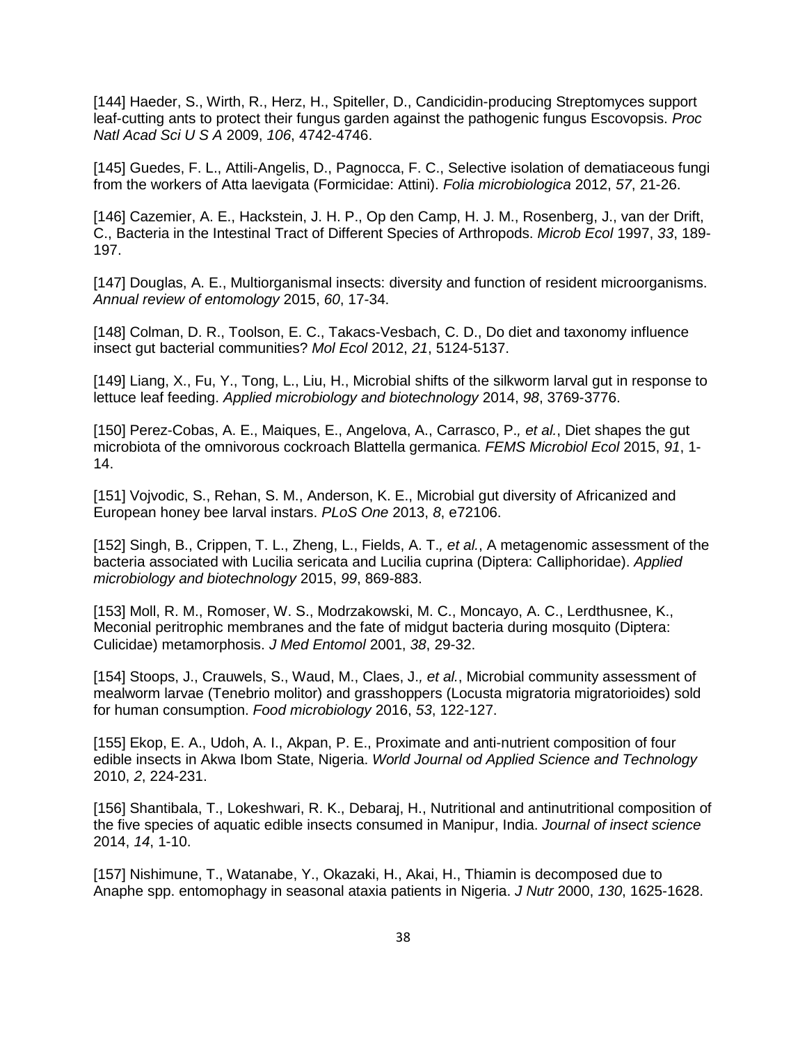[144] Haeder, S., Wirth, R., Herz, H., Spiteller, D., Candicidin-producing Streptomyces support leaf-cutting ants to protect their fungus garden against the pathogenic fungus Escovopsis. *Proc Natl Acad Sci U S A* 2009, *106*, 4742-4746.

[145] Guedes, F. L., Attili-Angelis, D., Pagnocca, F. C., Selective isolation of dematiaceous fungi from the workers of Atta laevigata (Formicidae: Attini). *Folia microbiologica* 2012, *57*, 21-26.

[146] Cazemier, A. E., Hackstein, J. H. P., Op den Camp, H. J. M., Rosenberg, J., van der Drift, C., Bacteria in the Intestinal Tract of Different Species of Arthropods. *Microb Ecol* 1997, *33*, 189-197.

[147] Douglas, A. E., Multiorganismal insects: diversity and function of resident microorganisms. *Annual review of entomology* 2015, *60*, 17-34.

[148] Colman, D. R., Toolson, E. C., Takacs-Vesbach, C. D., Do diet and taxonomy influence insect gut bacterial communities? *Mol Ecol* 2012, *21*, 5124-5137.

[149] Liang, X., Fu, Y., Tong, L., Liu, H., Microbial shifts of the silkworm larval gut in response to lettuce leaf feeding. *Applied microbiology and biotechnology* 2014, *98*, 3769-3776.

[150] Perez-Cobas, A. E., Maiques, E., Angelova, A., Carrasco, P.*, et al.*, Diet shapes the gut microbiota of the omnivorous cockroach Blattella germanica. *FEMS Microbiol Ecol* 2015, *91*, 1-14.

[151] Vojvodic, S., Rehan, S. M., Anderson, K. E., Microbial gut diversity of Africanized and European honey bee larval instars. *PLoS One* 2013, *8*, e72106.

[152] Singh, B., Crippen, T. L., Zheng, L., Fields, A. T.*, et al.*, A metagenomic assessment of the bacteria associated with Lucilia sericata and Lucilia cuprina (Diptera: Calliphoridae). *Applied microbiology and biotechnology* 2015, *99*, 869-883.

[153] Moll, R. M., Romoser, W. S., Modrzakowski, M. C., Moncayo, A. C., Lerdthusnee, K., Meconial peritrophic membranes and the fate of midgut bacteria during mosquito (Diptera: Culicidae) metamorphosis. *J Med Entomol* 2001, *38*, 29-32.

[154] Stoops, J., Crauwels, S., Waud, M., Claes, J.*, et al.*, Microbial community assessment of mealworm larvae (Tenebrio molitor) and grasshoppers (Locusta migratoria migratorioides) sold for human consumption. *Food microbiology* 2016, *53*, 122-127.

[155] Ekop, E. A., Udoh, A. I., Akpan, P. E., Proximate and anti-nutrient composition of four edible insects in Akwa Ibom State, Nigeria. *World Journal od Applied Science and Technology* 2010, *2*, 224-231.

[156] Shantibala, T., Lokeshwari, R. K., Debaraj, H., Nutritional and antinutritional composition of the five species of aquatic edible insects consumed in Manipur, India. *Journal of insect science* 2014, *14*, 1-10.

[157] Nishimune, T., Watanabe, Y., Okazaki, H., Akai, H., Thiamin is decomposed due to Anaphe spp. entomophagy in seasonal ataxia patients in Nigeria. *J Nutr* 2000, *130*, 1625-1628.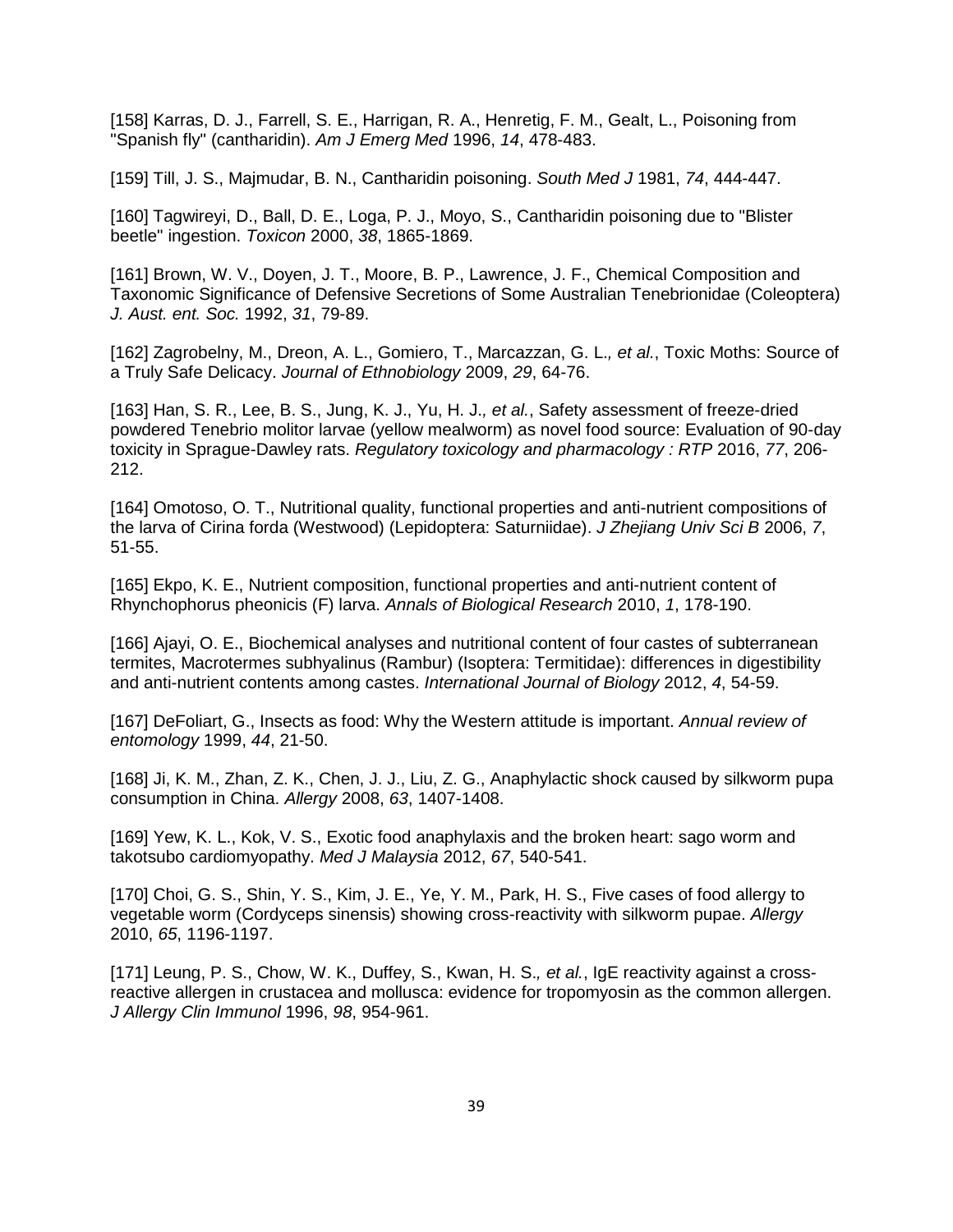[158] Karras, D. J., Farrell, S. E., Harrigan, R. A., Henretig, F. M., Gealt, L., Poisoning from "Spanish fly" (cantharidin). *Am J Emerg Med* 1996, *14*, 478-483.

[159] Till, J. S., Majmudar, B. N., Cantharidin poisoning. *South Med J* 1981, *74*, 444-447.

[160] Tagwireyi, D., Ball, D. E., Loga, P. J., Moyo, S., Cantharidin poisoning due to "Blister beetle" ingestion. *Toxicon* 2000, *38*, 1865-1869.

[161] Brown, W. V., Doyen, J. T., Moore, B. P., Lawrence, J. F., Chemical Composition and Taxonomic Significance of Defensive Secretions of Some Australian Tenebrionidae (Coleoptera) *J. Aust. ent. Soc.* 1992, *31*, 79-89.

[162] Zagrobelny, M., Dreon, A. L., Gomiero, T., Marcazzan, G. L.*, et al.*, Toxic Moths: Source of a Truly Safe Delicacy. *Journal of Ethnobiology* 2009, *29*, 64-76.

[163] Han, S. R., Lee, B. S., Jung, K. J., Yu, H. J.*, et al.*, Safety assessment of freeze-dried powdered Tenebrio molitor larvae (yellow mealworm) as novel food source: Evaluation of 90-day toxicity in Sprague-Dawley rats. *Regulatory toxicology and pharmacology : RTP* 2016, *77*, 206-212.

[164] Omotoso, O. T., Nutritional quality, functional properties and anti-nutrient compositions of the larva of Cirina forda (Westwood) (Lepidoptera: Saturniidae). *J Zhejiang Univ Sci B* 2006, *7*, 51-55.

[165] Ekpo, K. E., Nutrient composition, functional properties and anti-nutrient content of Rhynchophorus pheonicis (F) larva. *Annals of Biological Research* 2010, *1*, 178-190.

[166] Ajayi, O. E., Biochemical analyses and nutritional content of four castes of subterranean termites, Macrotermes subhyalinus (Rambur) (Isoptera: Termitidae): differences in digestibility and anti-nutrient contents among castes. *International Journal of Biology* 2012, *4*, 54-59.

[167] DeFoliart, G., Insects as food: Why the Western attitude is important. *Annual review of entomology* 1999, *44*, 21-50.

[168] Ji, K. M., Zhan, Z. K., Chen, J. J., Liu, Z. G., Anaphylactic shock caused by silkworm pupa consumption in China. *Allergy* 2008, *63*, 1407-1408.

[169] Yew, K. L., Kok, V. S., Exotic food anaphylaxis and the broken heart: sago worm and takotsubo cardiomyopathy. *Med J Malaysia* 2012, *67*, 540-541.

[170] Choi, G. S., Shin, Y. S., Kim, J. E., Ye, Y. M., Park, H. S., Five cases of food allergy to vegetable worm (Cordyceps sinensis) showing cross-reactivity with silkworm pupae. *Allergy* 2010, *65*, 1196-1197.

[171] Leung, P. S., Chow, W. K., Duffey, S., Kwan, H. S.*, et al.*, IgE reactivity against a cross-reactive allergen in crustacea and mollusca: evidence for tropomyosin as the common allergen. *J Allergy Clin Immunol* 1996, *98*, 954-961.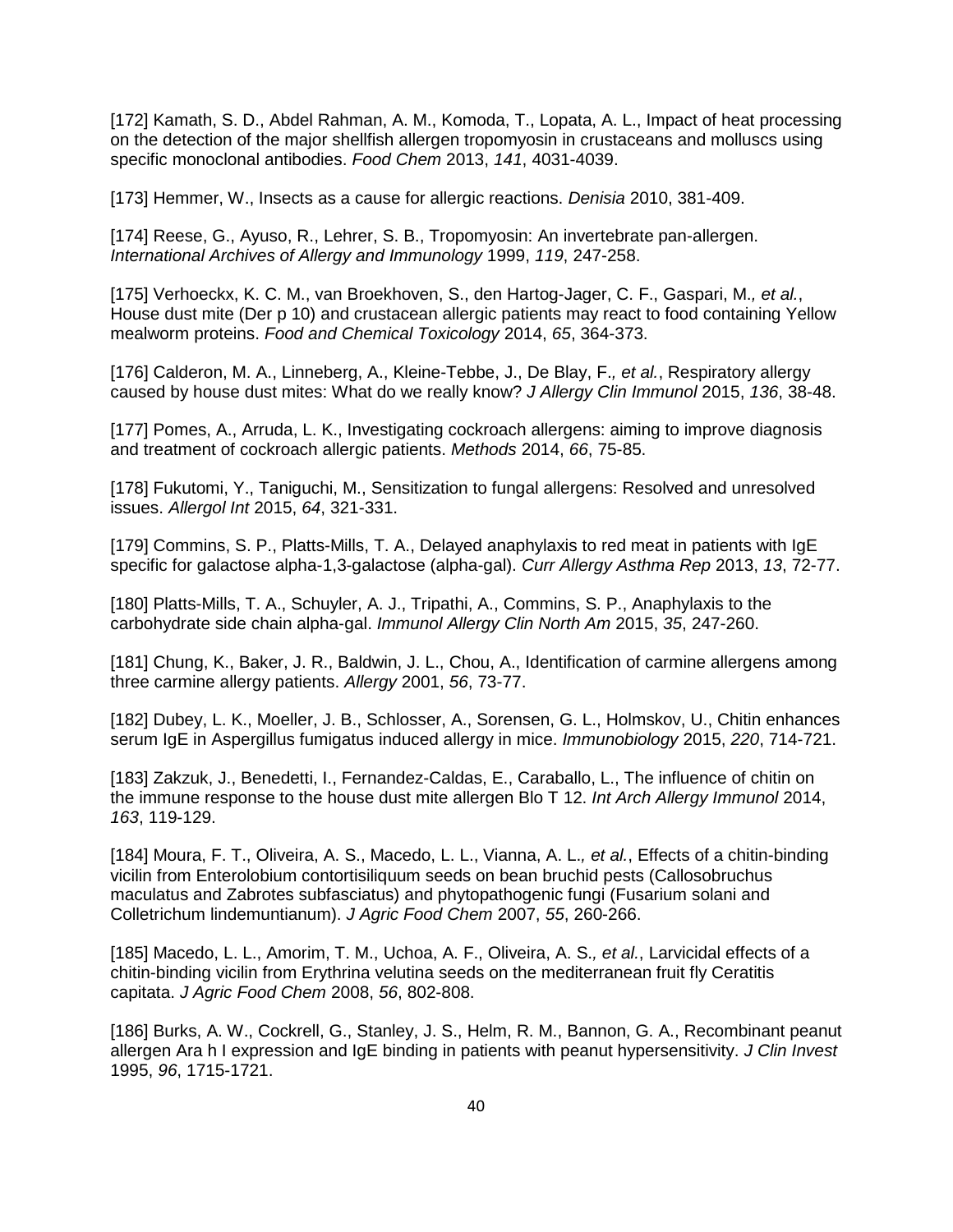[172] Kamath, S. D., Abdel Rahman, A. M., Komoda, T., Lopata, A. L., Impact of heat processing on the detection of the major shellfish allergen tropomyosin in crustaceans and molluscs using specific monoclonal antibodies. *Food Chem* 2013, *141*, 4031-4039.

[173] Hemmer, W., Insects as a cause for allergic reactions. *Denisia* 2010, 381-409.

[174] Reese, G., Ayuso, R., Lehrer, S. B., Tropomyosin: An invertebrate pan-allergen. *International Archives of Allergy and Immunology* 1999, *119*, 247-258.

[175] Verhoeckx, K. C. M., van Broekhoven, S., den Hartog-Jager, C. F., Gaspari, M.*, et al.*, House dust mite (Der p 10) and crustacean allergic patients may react to food containing Yellow mealworm proteins. *Food and Chemical Toxicology* 2014, *65*, 364-373.

[176] Calderon, M. A., Linneberg, A., Kleine-Tebbe, J., De Blay, F.*, et al.*, Respiratory allergy caused by house dust mites: What do we really know? *J Allergy Clin Immunol* 2015, *136*, 38-48.

[177] Pomes, A., Arruda, L. K., Investigating cockroach allergens: aiming to improve diagnosis and treatment of cockroach allergic patients. *Methods* 2014, *66*, 75-85.

[178] Fukutomi, Y., Taniguchi, M., Sensitization to fungal allergens: Resolved and unresolved issues. *Allergol Int* 2015, *64*, 321-331.

[179] Commins, S. P., Platts-Mills, T. A., Delayed anaphylaxis to red meat in patients with IgE specific for galactose alpha-1,3-galactose (alpha-gal). *Curr Allergy Asthma Rep* 2013, *13*, 72-77.

[180] Platts-Mills, T. A., Schuyler, A. J., Tripathi, A., Commins, S. P., Anaphylaxis to the carbohydrate side chain alpha-gal. *Immunol Allergy Clin North Am* 2015, *35*, 247-260.

[181] Chung, K., Baker, J. R., Baldwin, J. L., Chou, A., Identification of carmine allergens among three carmine allergy patients. *Allergy* 2001, *56*, 73-77.

[182] Dubey, L. K., Moeller, J. B., Schlosser, A., Sorensen, G. L., Holmskov, U., Chitin enhances serum IgE in Aspergillus fumigatus induced allergy in mice. *Immunobiology* 2015, *220*, 714-721.

[183] Zakzuk, J., Benedetti, I., Fernandez-Caldas, E., Caraballo, L., The influence of chitin on the immune response to the house dust mite allergen Blo T 12. *Int Arch Allergy Immunol* 2014, *163*, 119-129.

[184] Moura, F. T., Oliveira, A. S., Macedo, L. L., Vianna, A. L.*, et al.*, Effects of a chitin-binding vicilin from Enterolobium contortisiliquum seeds on bean bruchid pests (Callosobruchus maculatus and Zabrotes subfasciatus) and phytopathogenic fungi (Fusarium solani and Colletrichum lindemuntianum). *J Agric Food Chem* 2007, *55*, 260-266.

[185] Macedo, L. L., Amorim, T. M., Uchoa, A. F., Oliveira, A. S.*, et al.*, Larvicidal effects of a chitin-binding vicilin from Erythrina velutina seeds on the mediterranean fruit fly Ceratitis capitata. *J Agric Food Chem* 2008, *56*, 802-808.

[186] Burks, A. W., Cockrell, G., Stanley, J. S., Helm, R. M., Bannon, G. A., Recombinant peanut allergen Ara h I expression and IgE binding in patients with peanut hypersensitivity. *J Clin Invest* 1995, *96*, 1715-1721.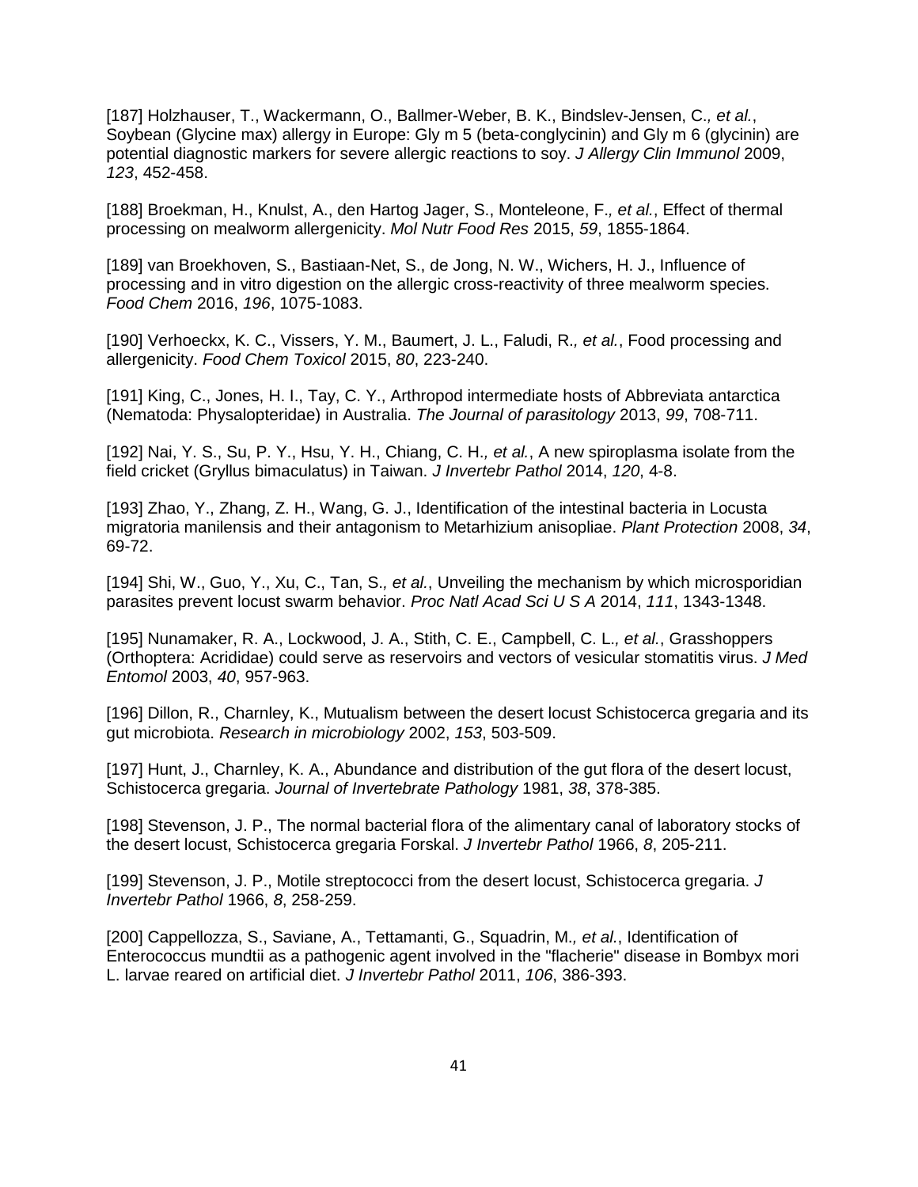[187] Holzhauser, T., Wackermann, O., Ballmer-Weber, B. K., Bindslev-Jensen, C., *et al.*, Soybean (Glycine max) allergy in Europe: Gly m 5 (beta-conglycinin) and Gly m 6 (glycinin) are potential diagnostic markers for severe allergic reactions to soy. *J Allergy Clin Immunol* 2009, *123*, 452-458.

[188] Broekman, H., Knulst, A., den Hartog Jager, S., Monteleone, F., *et al.*, Effect of thermal processing on mealworm allergenicity. *Mol Nutr Food Res* 2015, *59*, 1855-1864.

[189] van Broekhoven, S., Bastiaan-Net, S., de Jong, N. W., Wichers, H. J., Influence of processing and in vitro digestion on the allergic cross-reactivity of three mealworm species. *Food Chem* 2016, *196*, 1075-1083.

[190] Verhoeckx, K. C., Vissers, Y. M., Baumert, J. L., Faludi, R., *et al.*, Food processing and allergenicity. *Food Chem Toxicol* 2015, *80*, 223-240.

[191] King, C., Jones, H. I., Tay, C. Y., Arthropod intermediate hosts of Abbreviata antarctica (Nematoda: Physalopteridae) in Australia. *The Journal of parasitology* 2013, *99*, 708-711.

[192] Nai, Y. S., Su, P. Y., Hsu, Y. H., Chiang, C. H., *et al.*, A new spiroplasma isolate from the field cricket (Gryllus bimaculatus) in Taiwan. *J Invertebr Pathol* 2014, *120*, 4-8.

[193] Zhao, Y., Zhang, Z. H., Wang, G. J., Identification of the intestinal bacteria in Locusta migratoria manilensis and their antagonism to Metarhizium anisopliae. *Plant Protection* 2008, *34*, 69-72.

[194] Shi, W., Guo, Y., Xu, C., Tan, S., *et al.*, Unveiling the mechanism by which microsporidian parasites prevent locust swarm behavior. *Proc Natl Acad Sci U S A* 2014, *111*, 1343-1348.

[195] Nunamaker, R. A., Lockwood, J. A., Stith, C. E., Campbell, C. L., *et al.*, Grasshoppers (Orthoptera: Acrididae) could serve as reservoirs and vectors of vesicular stomatitis virus. *J Med Entomol* 2003, *40*, 957-963.

[196] Dillon, R., Charnley, K., Mutualism between the desert locust Schistocerca gregaria and its gut microbiota. *Research in microbiology* 2002, *153*, 503-509.

[197] Hunt, J., Charnley, K. A., Abundance and distribution of the gut flora of the desert locust, Schistocerca gregaria. *Journal of Invertebrate Pathology* 1981, *38*, 378-385.

[198] Stevenson, J. P., The normal bacterial flora of the alimentary canal of laboratory stocks of the desert locust, Schistocerca gregaria Forskal. *J Invertebr Pathol* 1966, *8*, 205-211.

[199] Stevenson, J. P., Motile streptococci from the desert locust, Schistocerca gregaria. *J Invertebr Pathol* 1966, *8*, 258-259.

[200] Cappellozza, S., Saviane, A., Tettamanti, G., Squadrin, M., *et al.*, Identification of Enterococcus mundtii as a pathogenic agent involved in the "flacherie" disease in Bombyx mori L. larvae reared on artificial diet. *J Invertebr Pathol* 2011, *106*, 386-393.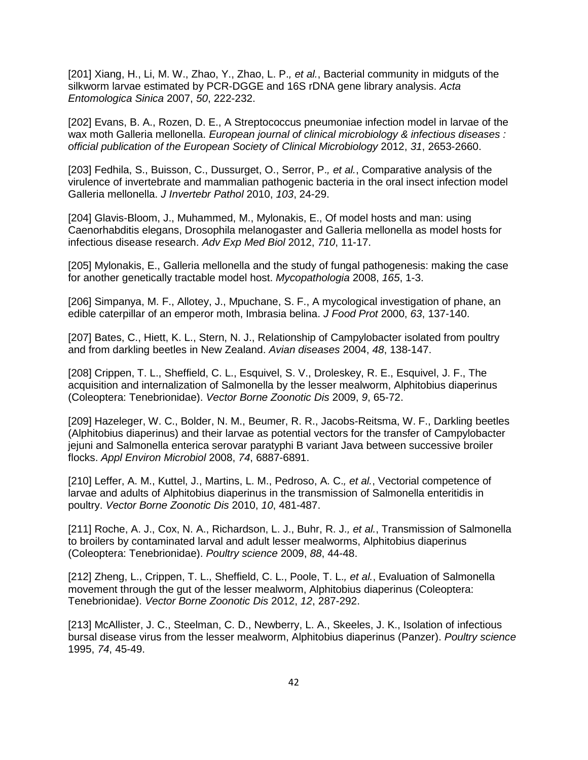[201] Xiang, H., Li, M. W., Zhao, Y., Zhao, L. P.*, et al.*, Bacterial community in midguts of the silkworm larvae estimated by PCR-DGGE and 16S rDNA gene library analysis. *Acta Entomologica Sinica* 2007, *50*, 222-232.

[202] Evans, B. A., Rozen, D. E., A Streptococcus pneumoniae infection model in larvae of the wax moth Galleria mellonella. *European journal of clinical microbiology & infectious diseases : official publication of the European Society of Clinical Microbiology* 2012, *31*, 2653-2660.

[203] Fedhila, S., Buisson, C., Dussurget, O., Serror, P.*, et al.*, Comparative analysis of the virulence of invertebrate and mammalian pathogenic bacteria in the oral insect infection model Galleria mellonella. *J Invertebr Pathol* 2010, *103*, 24-29.

[204] Glavis-Bloom, J., Muhammed, M., Mylonakis, E., Of model hosts and man: using Caenorhabditis elegans, Drosophila melanogaster and Galleria mellonella as model hosts for infectious disease research. *Adv Exp Med Biol* 2012, *710*, 11-17.

[205] Mylonakis, E., Galleria mellonella and the study of fungal pathogenesis: making the case for another genetically tractable model host. *Mycopathologia* 2008, *165*, 1-3.

[206] Simpanya, M. F., Allotey, J., Mpuchane, S. F., A mycological investigation of phane, an edible caterpillar of an emperor moth, Imbrasia belina. *J Food Prot* 2000, *63*, 137-140.

[207] Bates, C., Hiett, K. L., Stern, N. J., Relationship of Campylobacter isolated from poultry and from darkling beetles in New Zealand. *Avian diseases* 2004, *48*, 138-147.

[208] Crippen, T. L., Sheffield, C. L., Esquivel, S. V., Droleskey, R. E., Esquivel, J. F., The acquisition and internalization of Salmonella by the lesser mealworm, Alphitobius diaperinus (Coleoptera: Tenebrionidae). *Vector Borne Zoonotic Dis* 2009, *9*, 65-72.

[209] Hazeleger, W. C., Bolder, N. M., Beumer, R. R., Jacobs-Reitsma, W. F., Darkling beetles (Alphitobius diaperinus) and their larvae as potential vectors for the transfer of Campylobacter jejuni and Salmonella enterica serovar paratyphi B variant Java between successive broiler flocks. *Appl Environ Microbiol* 2008, *74*, 6887-6891.

[210] Leffer, A. M., Kuttel, J., Martins, L. M., Pedroso, A. C.*, et al.*, Vectorial competence of larvae and adults of Alphitobius diaperinus in the transmission of Salmonella enteritidis in poultry. *Vector Borne Zoonotic Dis* 2010, *10*, 481-487.

[211] Roche, A. J., Cox, N. A., Richardson, L. J., Buhr, R. J.*, et al.*, Transmission of Salmonella to broilers by contaminated larval and adult lesser mealworms, Alphitobius diaperinus (Coleoptera: Tenebrionidae). *Poultry science* 2009, *88*, 44-48.

[212] Zheng, L., Crippen, T. L., Sheffield, C. L., Poole, T. L.*, et al.*, Evaluation of Salmonella movement through the gut of the lesser mealworm, Alphitobius diaperinus (Coleoptera: Tenebrionidae). *Vector Borne Zoonotic Dis* 2012, *12*, 287-292.

[213] McAllister, J. C., Steelman, C. D., Newberry, L. A., Skeeles, J. K., Isolation of infectious bursal disease virus from the lesser mealworm, Alphitobius diaperinus (Panzer). *Poultry science* 1995, *74*, 45-49.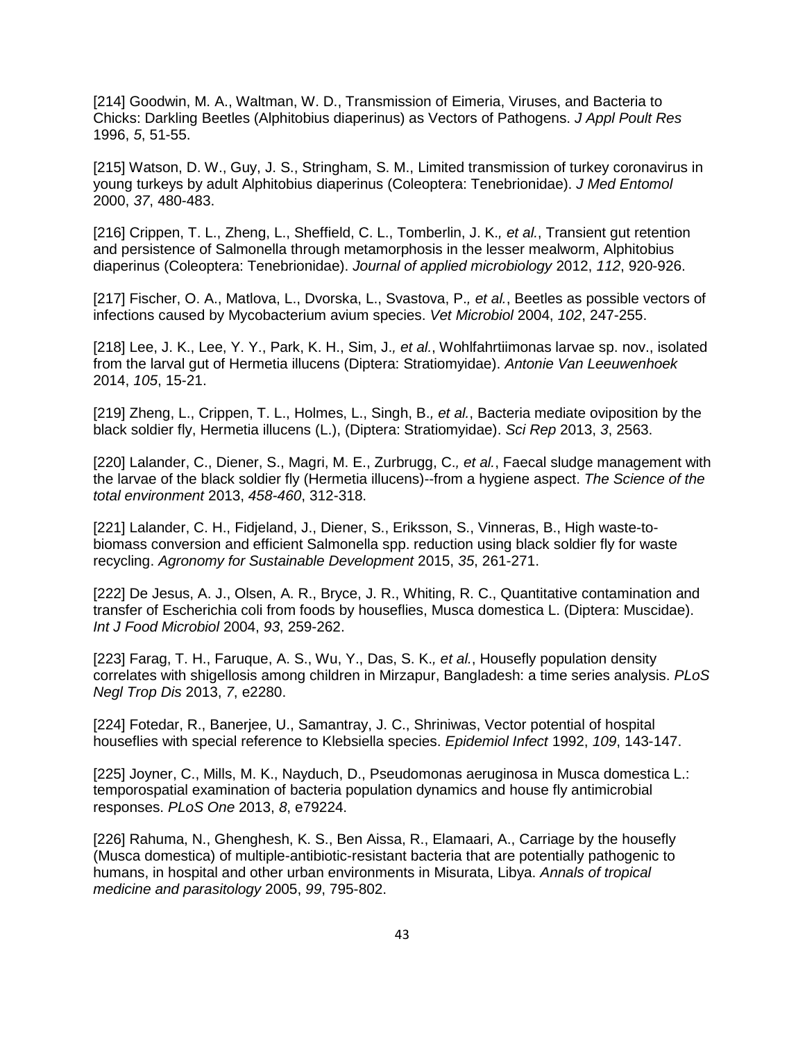[214] Goodwin, M. A., Waltman, W. D., Transmission of Eimeria, Viruses, and Bacteria to Chicks: Darkling Beetles (Alphitobius diaperinus) as Vectors of Pathogens. *J Appl Poult Res* 1996, *5*, 51-55.

[215] Watson, D. W., Guy, J. S., Stringham, S. M., Limited transmission of turkey coronavirus in young turkeys by adult Alphitobius diaperinus (Coleoptera: Tenebrionidae). *J Med Entomol* 2000, *37*, 480-483.

[216] Crippen, T. L., Zheng, L., Sheffield, C. L., Tomberlin, J. K., *et al.*, Transient gut retention and persistence of Salmonella through metamorphosis in the lesser mealworm, Alphitobius diaperinus (Coleoptera: Tenebrionidae). *Journal of applied microbiology* 2012, *112*, 920-926.

[217] Fischer, O. A., Matlova, L., Dvorska, L., Svastova, P., *et al.*, Beetles as possible vectors of infections caused by Mycobacterium avium species. *Vet Microbiol* 2004, *102*, 247-255.

[218] Lee, J. K., Lee, Y. Y., Park, K. H., Sim, J., *et al.*, Wohlfahrtiimonas larvae sp. nov., isolated from the larval gut of Hermetia illucens (Diptera: Stratiomyidae). *Antonie Van Leeuwenhoek* 2014, *105*, 15-21.

[219] Zheng, L., Crippen, T. L., Holmes, L., Singh, B., *et al.*, Bacteria mediate oviposition by the black soldier fly, Hermetia illucens (L.), (Diptera: Stratiomyidae). *Sci Rep* 2013, *3*, 2563.

[220] Lalander, C., Diener, S., Magri, M. E., Zurbrugg, C., *et al.*, Faecal sludge management with the larvae of the black soldier fly (Hermetia illucens)--from a hygiene aspect. *The Science of the total environment* 2013, *458-460*, 312-318.

[221] Lalander, C. H., Fidjeland, J., Diener, S., Eriksson, S., Vinneras, B., High waste-to-biomass conversion and efficient Salmonella spp. reduction using black soldier fly for waste recycling. *Agronomy for Sustainable Development* 2015, *35*, 261-271.

[222] De Jesus, A. J., Olsen, A. R., Bryce, J. R., Whiting, R. C., Quantitative contamination and transfer of Escherichia coli from foods by houseflies, Musca domestica L. (Diptera: Muscidae). *Int J Food Microbiol* 2004, *93*, 259-262.

[223] Farag, T. H., Faruque, A. S., Wu, Y., Das, S. K., *et al.*, Housefly population density correlates with shigellosis among children in Mirzapur, Bangladesh: a time series analysis. *PLoS Negl Trop Dis* 2013, *7*, e2280.

[224] Fotedar, R., Banerjee, U., Samantray, J. C., Shriniwas, Vector potential of hospital houseflies with special reference to Klebsiella species. *Epidemiol Infect* 1992, *109*, 143-147.

[225] Joyner, C., Mills, M. K., Nayduch, D., Pseudomonas aeruginosa in Musca domestica L.: temporospatial examination of bacteria population dynamics and house fly antimicrobial responses. *PLoS One* 2013, *8*, e79224.

[226] Rahuma, N., Ghenghesh, K. S., Ben Aissa, R., Elamaari, A., Carriage by the housefly (Musca domestica) of multiple-antibiotic-resistant bacteria that are potentially pathogenic to humans, in hospital and other urban environments in Misurata, Libya. *Annals of tropical medicine and parasitology* 2005, *99*, 795-802.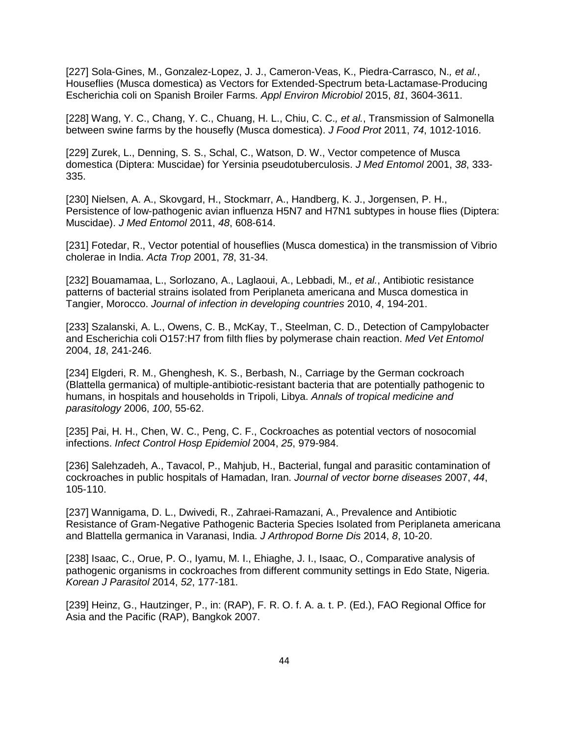[227] Sola-Gines, M., Gonzalez-Lopez, J. J., Cameron-Veas, K., Piedra-Carrasco, N.*, et al.*, Houseflies (Musca domestica) as Vectors for Extended-Spectrum beta-Lactamase-Producing Escherichia coli on Spanish Broiler Farms. *Appl Environ Microbiol* 2015, *81*, 3604-3611.

[228] Wang, Y. C., Chang, Y. C., Chuang, H. L., Chiu, C. C.*, et al.*, Transmission of Salmonella between swine farms by the housefly (Musca domestica). *J Food Prot* 2011, *74*, 1012-1016.

[229] Zurek, L., Denning, S. S., Schal, C., Watson, D. W., Vector competence of Musca domestica (Diptera: Muscidae) for Yersinia pseudotuberculosis. *J Med Entomol* 2001, *38*, 333-335.

[230] Nielsen, A. A., Skovgard, H., Stockmarr, A., Handberg, K. J., Jorgensen, P. H., Persistence of low-pathogenic avian influenza H5N7 and H7N1 subtypes in house flies (Diptera: Muscidae). *J Med Entomol* 2011, *48*, 608-614.

[231] Fotedar, R., Vector potential of houseflies (Musca domestica) in the transmission of Vibrio cholerae in India. *Acta Trop* 2001, *78*, 31-34.

[232] Bouamamaa, L., Sorlozano, A., Laglaoui, A., Lebbadi, M.*, et al.*, Antibiotic resistance patterns of bacterial strains isolated from Periplaneta americana and Musca domestica in Tangier, Morocco. *Journal of infection in developing countries* 2010, *4*, 194-201.

[233] Szalanski, A. L., Owens, C. B., McKay, T., Steelman, C. D., Detection of Campylobacter and Escherichia coli O157:H7 from filth flies by polymerase chain reaction. *Med Vet Entomol* 2004, *18*, 241-246.

[234] Elgderi, R. M., Ghenghesh, K. S., Berbash, N., Carriage by the German cockroach (Blattella germanica) of multiple-antibiotic-resistant bacteria that are potentially pathogenic to humans, in hospitals and households in Tripoli, Libya. *Annals of tropical medicine and parasitology* 2006, *100*, 55-62.

[235] Pai, H. H., Chen, W. C., Peng, C. F., Cockroaches as potential vectors of nosocomial infections. *Infect Control Hosp Epidemiol* 2004, *25*, 979-984.

[236] Salehzadeh, A., Tavacol, P., Mahjub, H., Bacterial, fungal and parasitic contamination of cockroaches in public hospitals of Hamadan, Iran. *Journal of vector borne diseases* 2007, *44*, 105-110.

[237] Wannigama, D. L., Dwivedi, R., Zahraei-Ramazani, A., Prevalence and Antibiotic Resistance of Gram-Negative Pathogenic Bacteria Species Isolated from Periplaneta americana and Blattella germanica in Varanasi, India. *J Arthropod Borne Dis* 2014, *8*, 10-20.

[238] Isaac, C., Orue, P. O., Iyamu, M. I., Ehiaghe, J. I., Isaac, O., Comparative analysis of pathogenic organisms in cockroaches from different community settings in Edo State, Nigeria. *Korean J Parasitol* 2014, *52*, 177-181.

[239] Heinz, G., Hautzinger, P., in: (RAP), F. R. O. f. A. a. t. P. (Ed.), FAO Regional Office for Asia and the Pacific (RAP), Bangkok 2007.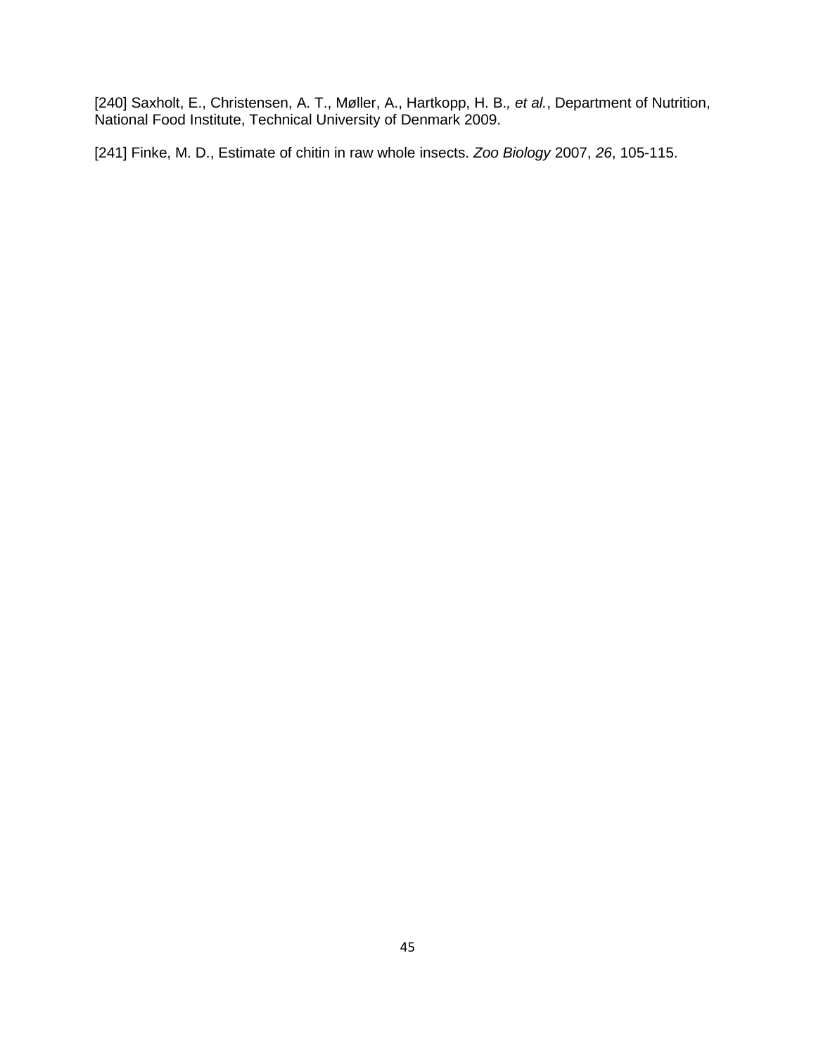[240] Saxholt, E., Christensen, A. T., Møller, A., Hartkopp, H. B., *et al.*, Department of Nutrition, National Food Institute, Technical University of Denmark 2009.

[241] Finke, M. D., Estimate of chitin in raw whole insects. *Zoo Biology* 2007, *26*, 105-115.